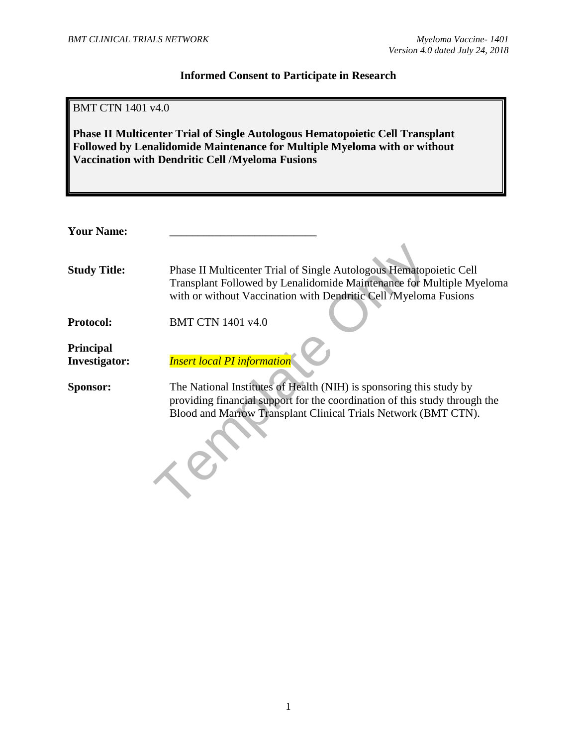# Informed Consent to Participate in Research

BMT CTN 1401 v4.0

**Phase II Multicenter Trial of Single Autologous Hematopoietic Cell Transplant Followed by Lenalidomide Maintenance for Multiple Myeloma with or without Vaccination with Dendritic Cell /Myeloma Fusions**

**Your Name:** ___________________________

**Study Title:** Phase II Multicenter Trial of Single Autologous Hematopoietic Cell Transplant Followed by Lenalidomide Maintenance for Multiple Myeloma with or without Vaccination with Dendritic Cell /Myeloma Fusions

**Protocol:** BMT CTN 1401 v4.0

**Principal Investigator:** *Insert local PI information*

**Sponsor:** The National Institutes of Health (NIH) is sponsoring this study by providing financial support for the coordination of this study through the Blood and Marrow Transplant Clinical Trials Network (BMT CTN).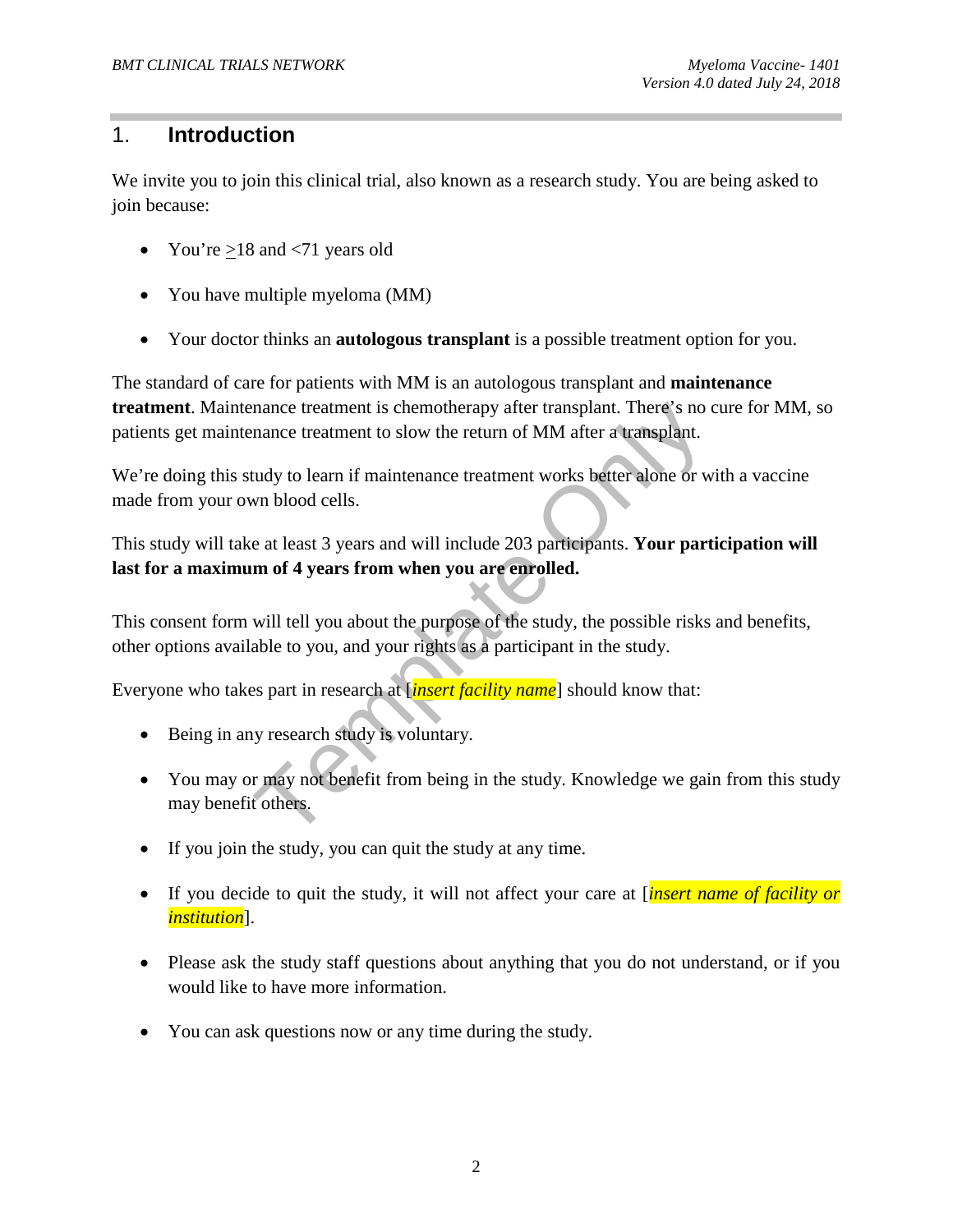## 1. Introduction

We invite you to join this clinical trial, also known as a research study. You are being asked to join because:

- You're ≥18 and <71 years old
- You have multiple myeloma (MM)
- Your doctor thinks an **autologous transplant** is a possible treatment option for you.

The standard of care for patients with MM is an autologous transplant and **maintenance treatment**. Maintenance treatment is chemotherapy after transplant. There's no cure for MM, so patients get maintenance treatment to slow the return of MM after a transplant.

We're doing this study to learn if maintenance treatment works better alone or with a vaccine made from your own blood cells.

This study will take at least 3 years and will include 203 participants. **Your participation will last for a maximum of 4 years from when you are enrolled.**

This consent form will tell you about the purpose of the study, the possible risks and benefits, other options available to you, and your rights as a participant in the study.

Everyone who takes part in research at [*insert facility name*] should know that:

- Being in any research study is voluntary.
- You may or may not benefit from being in the study. Knowledge we gain from this study may benefit others.
- If you join the study, you can quit the study at any time.
- If you decide to quit the study, it will not affect your care at [*insert name of facility or institution*].
- Please ask the study staff questions about anything that you do not understand, or if you would like to have more information.
- You can ask questions now or any time during the study.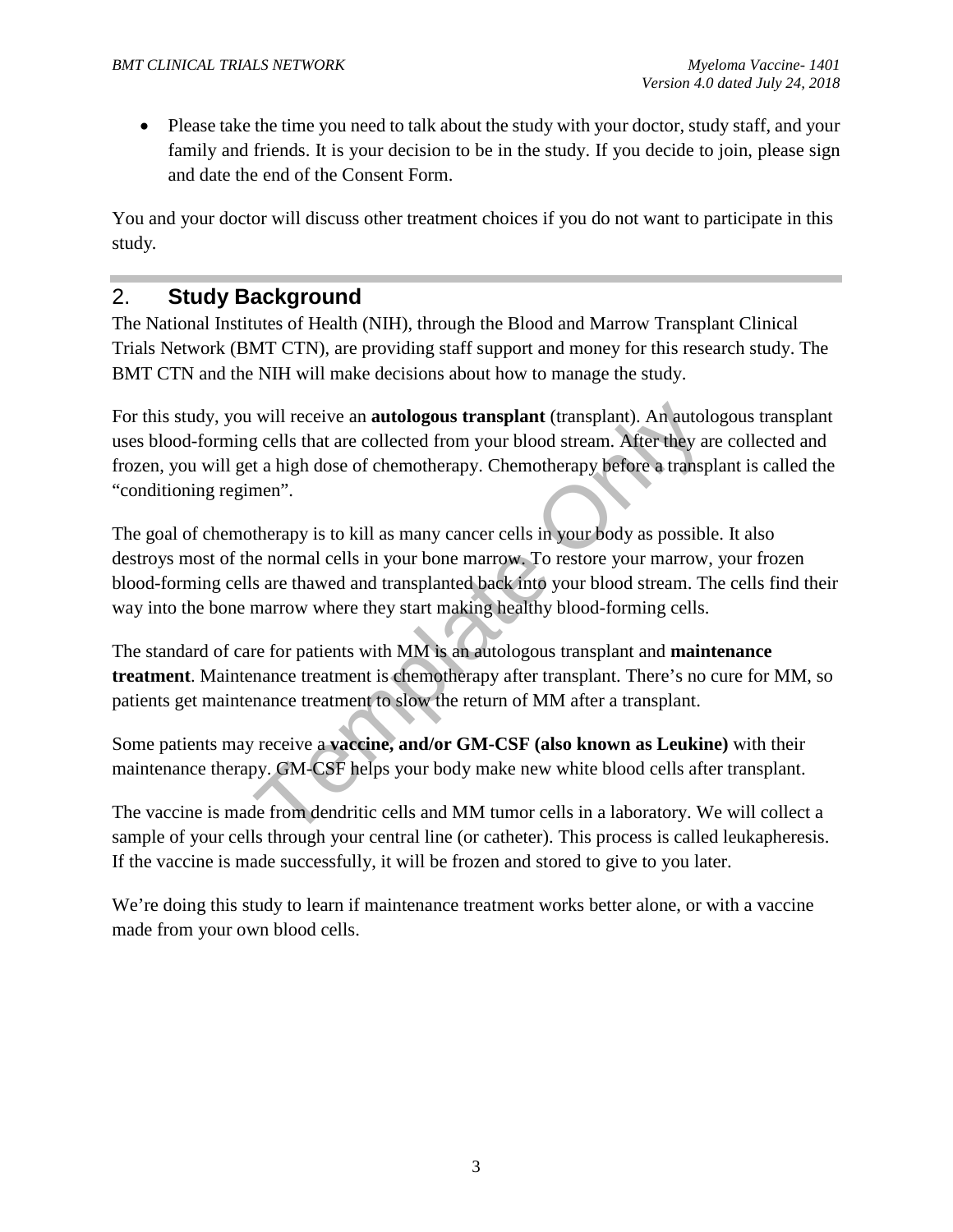- Please take the time you need to talk about the study with your doctor, study staff, and your family and friends. It is your decision to be in the study. If you decide to join, please sign and date the end of the Consent Form.

You and your doctor will discuss other treatment choices if you do not want to participate in this study.

## 2. Study Background

The National Institutes of Health (NIH), through the Blood and Marrow Transplant Clinical Trials Network (BMT CTN), are providing staff support and money for this research study. The BMT CTN and the NIH will make decisions about how to manage the study.

For this study, you will receive an **autologous transplant** (transplant). An autologous transplant uses blood-forming cells that are collected from your blood stream. After they are collected and frozen, you will get a high dose of chemotherapy. Chemotherapy before a transplant is called the "conditioning regimen".

The goal of chemotherapy is to kill as many cancer cells in your body as possible. It also destroys most of the normal cells in your bone marrow. To restore your marrow, your frozen blood-forming cells are thawed and transplanted back into your blood stream. The cells find their way into the bone marrow where they start making healthy blood-forming cells.

The standard of care for patients with MM is an autologous transplant and **maintenance treatment**. Maintenance treatment is chemotherapy after transplant. There's no cure for MM, so patients get maintenance treatment to slow the return of MM after a transplant.

Some patients may receive a **vaccine, and/or GM-CSF (also known as Leukine)** with their maintenance therapy. GM-CSF helps your body make new white blood cells after transplant.

The vaccine is made from dendritic cells and MM tumor cells in a laboratory. We will collect a sample of your cells through your central line (or catheter). This process is called leukapheresis. If the vaccine is made successfully, it will be frozen and stored to give to you later.

We're doing this study to learn if maintenance treatment works better alone, or with a vaccine made from your own blood cells.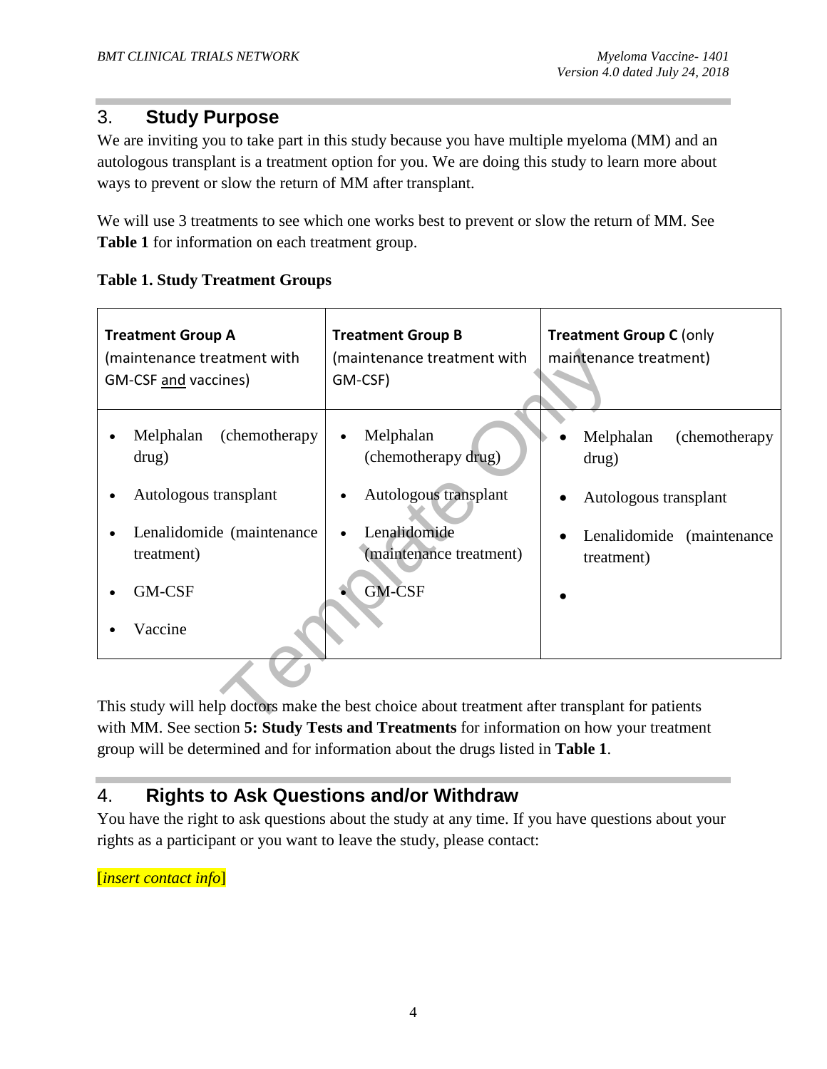## 3. Study Purpose

We are inviting you to take part in this study because you have multiple myeloma (MM) and an autologous transplant is a treatment option for you. We are doing this study to learn more about ways to prevent or slow the return of MM after transplant.

We will use 3 treatments to see which one works best to prevent or slow the return of MM. See **Table 1** for information on each treatment group.

**Table 1. Study Treatment Groups**

| **Treatment Group A** (maintenance treatment with GM-CSF and vaccines) | **Treatment Group B** (maintenance treatment with GM-CSF) | **Treatment Group C** (only maintenance treatment) |
|---|---|---|
| • Melphalan (chemotherapy drug)<br>• Autologous transplant<br>• Lenalidomide (maintenance treatment)<br>• GM-CSF<br>• Vaccine | • Melphalan (chemotherapy drug)<br>• Autologous transplant<br>• Lenalidomide (maintenance treatment)<br>• GM-CSF | • Melphalan (chemotherapy drug)<br>• Autologous transplant<br>• Lenalidomide (maintenance treatment)<br>• |

This study will help doctors make the best choice about treatment after transplant for patients with MM. See section **5: Study Tests and Treatments** for information on how your treatment group will be determined and for information about the drugs listed in **Table 1**.

## 4. Rights to Ask Questions and/or Withdraw

You have the right to ask questions about the study at any time. If you have questions about your rights as a participant or you want to leave the study, please contact:

[*insert contact info*]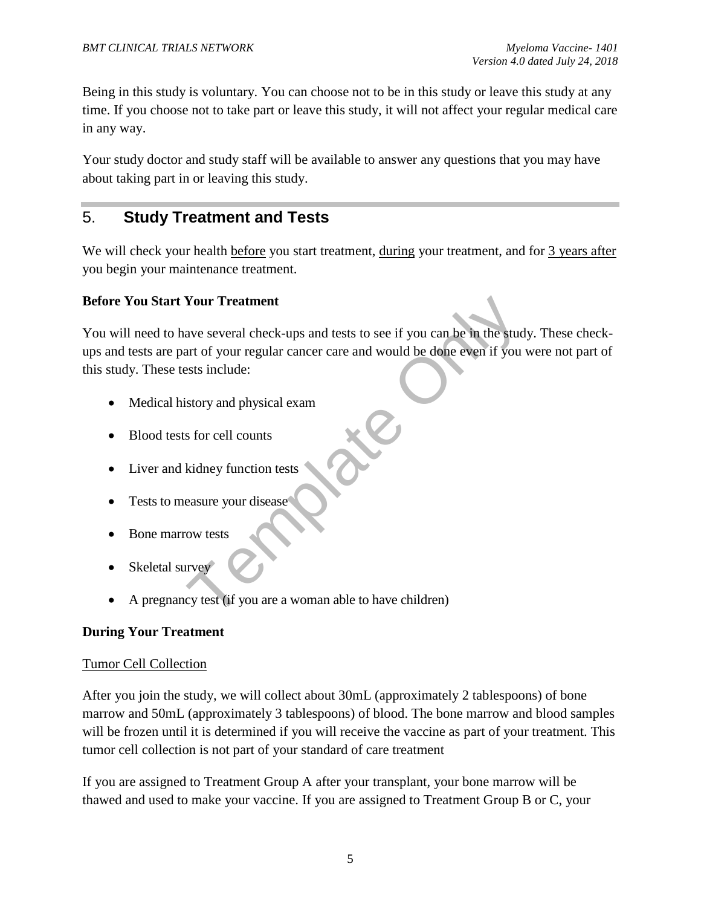Being in this study is voluntary. You can choose not to be in this study or leave this study at any time. If you choose not to take part or leave this study, it will not affect your regular medical care in any way.

Your study doctor and study staff will be available to answer any questions that you may have about taking part in or leaving this study.

## 5. Study Treatment and Tests

We will check your health before you start treatment, during your treatment, and for 3 years after you begin your maintenance treatment.

**Before You Start Your Treatment**

You will need to have several check-ups and tests to see if you can be in the study. These check-ups and tests are part of your regular cancer care and would be done even if you were not part of this study. These tests include:

- Medical history and physical exam
- Blood tests for cell counts
- Liver and kidney function tests
- Tests to measure your disease
- Bone marrow tests
- Skeletal survey
- A pregnancy test (if you are a woman able to have children)

**During Your Treatment**

Tumor Cell Collection

After you join the study, we will collect about 30mL (approximately 2 tablespoons) of bone marrow and 50mL (approximately 3 tablespoons) of blood. The bone marrow and blood samples will be frozen until it is determined if you will receive the vaccine as part of your treatment. This tumor cell collection is not part of your standard of care treatment

If you are assigned to Treatment Group A after your transplant, your bone marrow will be thawed and used to make your vaccine. If you are assigned to Treatment Group B or C, your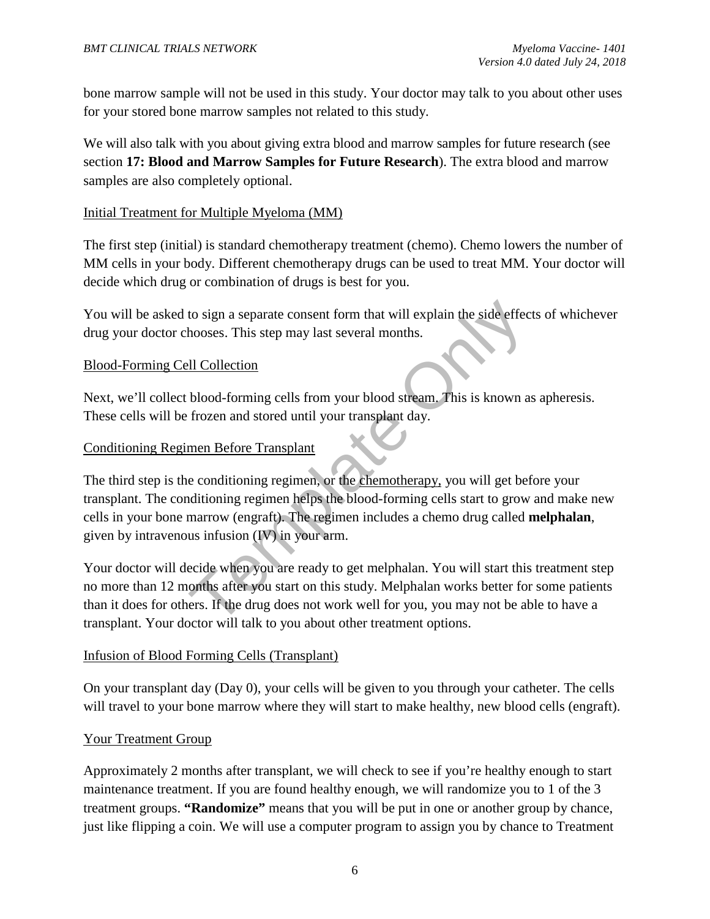bone marrow sample will not be used in this study. Your doctor may talk to you about other uses for your stored bone marrow samples not related to this study.

We will also talk with you about giving extra blood and marrow samples for future research (see section **17: Blood and Marrow Samples for Future Research**). The extra blood and marrow samples are also completely optional.

<u>Initial Treatment for Multiple Myeloma (MM)</u>

The first step (initial) is standard chemotherapy treatment (chemo). Chemo lowers the number of MM cells in your body. Different chemotherapy drugs can be used to treat MM. Your doctor will decide which drug or combination of drugs is best for you.

You will be asked to sign a separate consent form that will explain the side effects of whichever drug your doctor chooses. This step may last several months.

<u>Blood-Forming Cell Collection</u>

Next, we'll collect blood-forming cells from your blood stream. This is known as apheresis. These cells will be frozen and stored until your transplant day.

<u>Conditioning Regimen Before Transplant</u>

The third step is the conditioning regimen, or the <u>chemotherapy,</u> you will get before your transplant. The conditioning regimen helps the blood-forming cells start to grow and make new cells in your bone marrow (engraft). The regimen includes a chemo drug called **melphalan**, given by intravenous infusion (IV) in your arm.

Your doctor will decide when you are ready to get melphalan. You will start this treatment step no more than 12 months after you start on this study. Melphalan works better for some patients than it does for others. If the drug does not work well for you, you may not be able to have a transplant. Your doctor will talk to you about other treatment options.

<u>Infusion of Blood Forming Cells (Transplant)</u>

On your transplant day (Day 0), your cells will be given to you through your catheter. The cells will travel to your bone marrow where they will start to make healthy, new blood cells (engraft).

<u>Your Treatment Group</u>

Approximately 2 months after transplant, we will check to see if you're healthy enough to start maintenance treatment. If you are found healthy enough, we will randomize you to 1 of the 3 treatment groups. **"Randomize"** means that you will be put in one or another group by chance, just like flipping a coin. We will use a computer program to assign you by chance to Treatment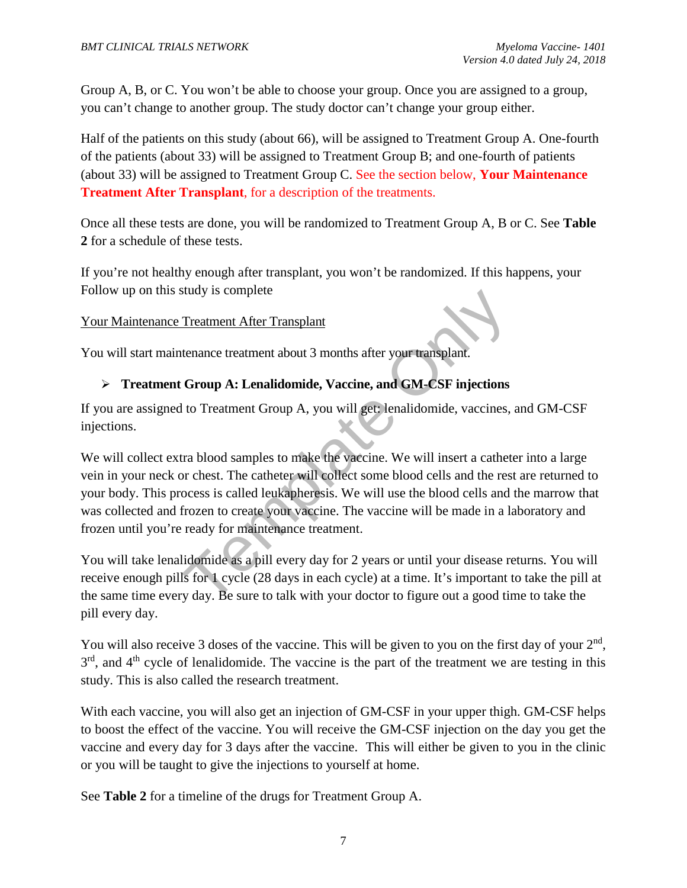Group A, B, or C. You won't be able to choose your group. Once you are assigned to a group, you can't change to another group. The study doctor can't change your group either.

Half of the patients on this study (about 66), will be assigned to Treatment Group A. One-fourth of the patients (about 33) will be assigned to Treatment Group B; and one-fourth of patients (about 33) will be assigned to Treatment Group C. See the section below, **Your Maintenance Treatment After Transplant**, for a description of the treatments.

Once all these tests are done, you will be randomized to Treatment Group A, B or C. See **Table 2** for a schedule of these tests.

If you're not healthy enough after transplant, you won't be randomized. If this happens, your Follow up on this study is complete

Your Maintenance Treatment After Transplant

You will start maintenance treatment about 3 months after your transplant.

- **Treatment Group A: Lenalidomide, Vaccine, and GM-CSF injections**

If you are assigned to Treatment Group A, you will get: lenalidomide, vaccines, and GM-CSF injections.

We will collect extra blood samples to make the vaccine. We will insert a catheter into a large vein in your neck or chest. The catheter will collect some blood cells and the rest are returned to your body. This process is called leukapheresis. We will use the blood cells and the marrow that was collected and frozen to create your vaccine. The vaccine will be made in a laboratory and frozen until you're ready for maintenance treatment.

You will take lenalidomide as a pill every day for 2 years or until your disease returns. You will receive enough pills for 1 cycle (28 days in each cycle) at a time. It's important to take the pill at the same time every day. Be sure to talk with your doctor to figure out a good time to take the pill every day.

You will also receive 3 doses of the vaccine. This will be given to you on the first day of your 2nd, 3rd, and 4th cycle of lenalidomide. The vaccine is the part of the treatment we are testing in this study. This is also called the research treatment.

With each vaccine, you will also get an injection of GM-CSF in your upper thigh. GM-CSF helps to boost the effect of the vaccine. You will receive the GM-CSF injection on the day you get the vaccine and every day for 3 days after the vaccine. This will either be given to you in the clinic or you will be taught to give the injections to yourself at home.

See **Table 2** for a timeline of the drugs for Treatment Group A.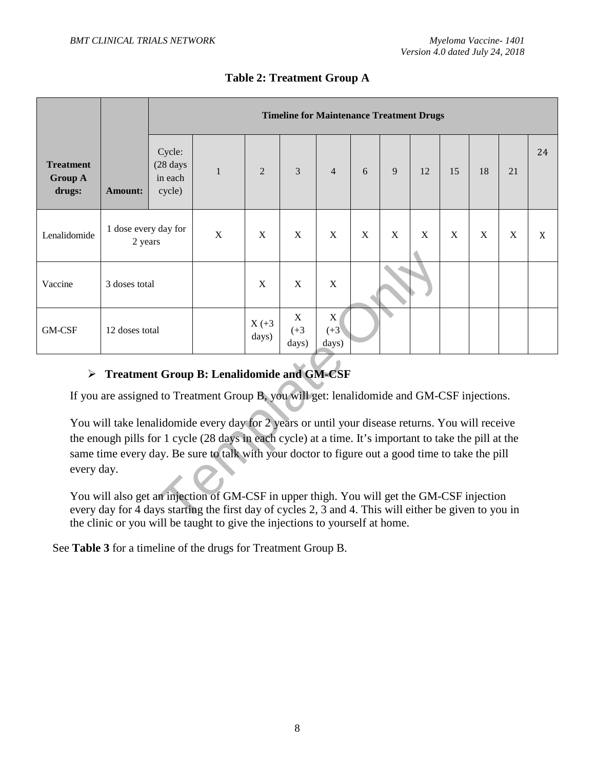**Table 2: Treatment Group A**

| Treatment Group A drugs: | Amount: | Cycle: (28 days in each cycle) | 1 | 2 | 3 | 4 | 6 | 9 | 12 | 15 | 18 | 21 | 24 |
|---|---|---|---|---|---|---|---|---|---|---|---|---|---|
| | | **Timeline for Maintenance Treatment Drugs** | | | | | | | | | | | |
| Lenalidomide | 1 dose every day for 2 years | | X | X | X | X | X | X | X | X | X | X | X |
| Vaccine | 3 doses total | | | X | X | X | | | | | | | |
| GM-CSF | 12 doses total | | | X (+3 days) | X (+3 days) | X (+3 days) | | | | | | | |

- **Treatment Group B: Lenalidomide and GM-CSF**

If you are assigned to Treatment Group B, you will get: lenalidomide and GM-CSF injections.

You will take lenalidomide every day for 2 years or until your disease returns. You will receive the enough pills for 1 cycle (28 days in each cycle) at a time. It's important to take the pill at the same time every day. Be sure to talk with your doctor to figure out a good time to take the pill every day.

You will also get an injection of GM-CSF in upper thigh. You will get the GM-CSF injection every day for 4 days starting the first day of cycles 2, 3 and 4. This will either be given to you in the clinic or you will be taught to give the injections to yourself at home.

See **Table 3** for a timeline of the drugs for Treatment Group B.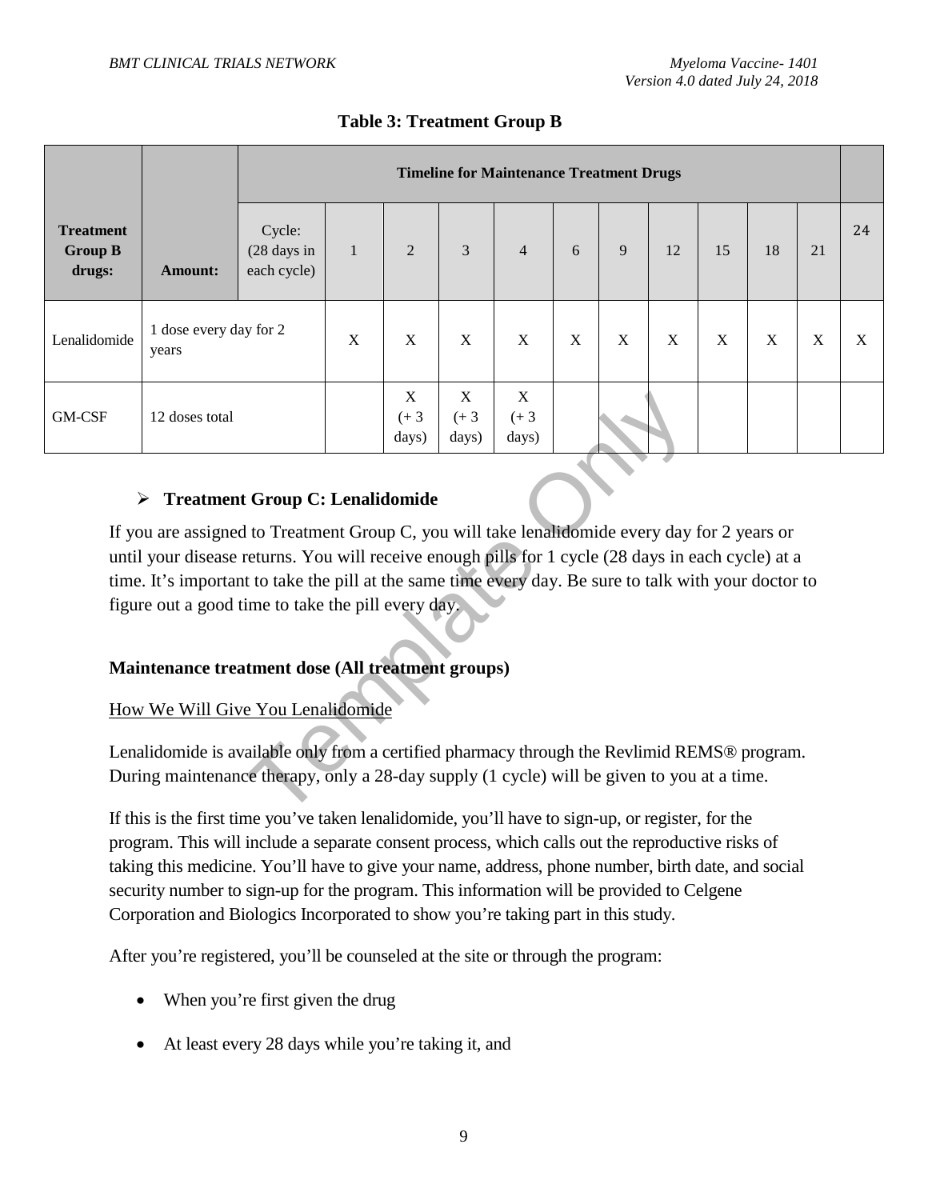**Table 3: Treatment Group B**

| Treatment Group B drugs: | Amount: | | | | | | | | | | | | | |
|---|---|---|---|---|---|---|---|---|---|---|---|---|---|---|
| | | **Timeline for Maintenance Treatment Drugs** | | | | | | | | | | | | |
| | | Cycle: (28 days in each cycle) | 1 | 2 | 3 | 4 | 6 | 9 | 12 | 15 | 18 | 21 | 24 |
| Lenalidomide | 1 dose every day for 2 years | | X | X | X | X | X | X | X | X | X | X | X |
| GM-CSF | 12 doses total | | | X (+ 3 days) | X (+ 3 days) | X (+ 3 days) | | | | | | | |

- **Treatment Group C: Lenalidomide**

If you are assigned to Treatment Group C, you will take lenalidomide every day for 2 years or until your disease returns. You will receive enough pills for 1 cycle (28 days in each cycle) at a time. It's important to take the pill at the same time every day. Be sure to talk with your doctor to figure out a good time to take the pill every day.

**Maintenance treatment dose (All treatment groups)**

How We Will Give You Lenalidomide

Lenalidomide is available only from a certified pharmacy through the Revlimid REMS® program. During maintenance therapy, only a 28-day supply (1 cycle) will be given to you at a time.

If this is the first time you've taken lenalidomide, you'll have to sign-up, or register, for the program. This will include a separate consent process, which calls out the reproductive risks of taking this medicine. You'll have to give your name, address, phone number, birth date, and social security number to sign-up for the program. This information will be provided to Celgene Corporation and Biologics Incorporated to show you're taking part in this study.

After you're registered, you'll be counseled at the site or through the program:

- When you're first given the drug
- At least every 28 days while you're taking it, and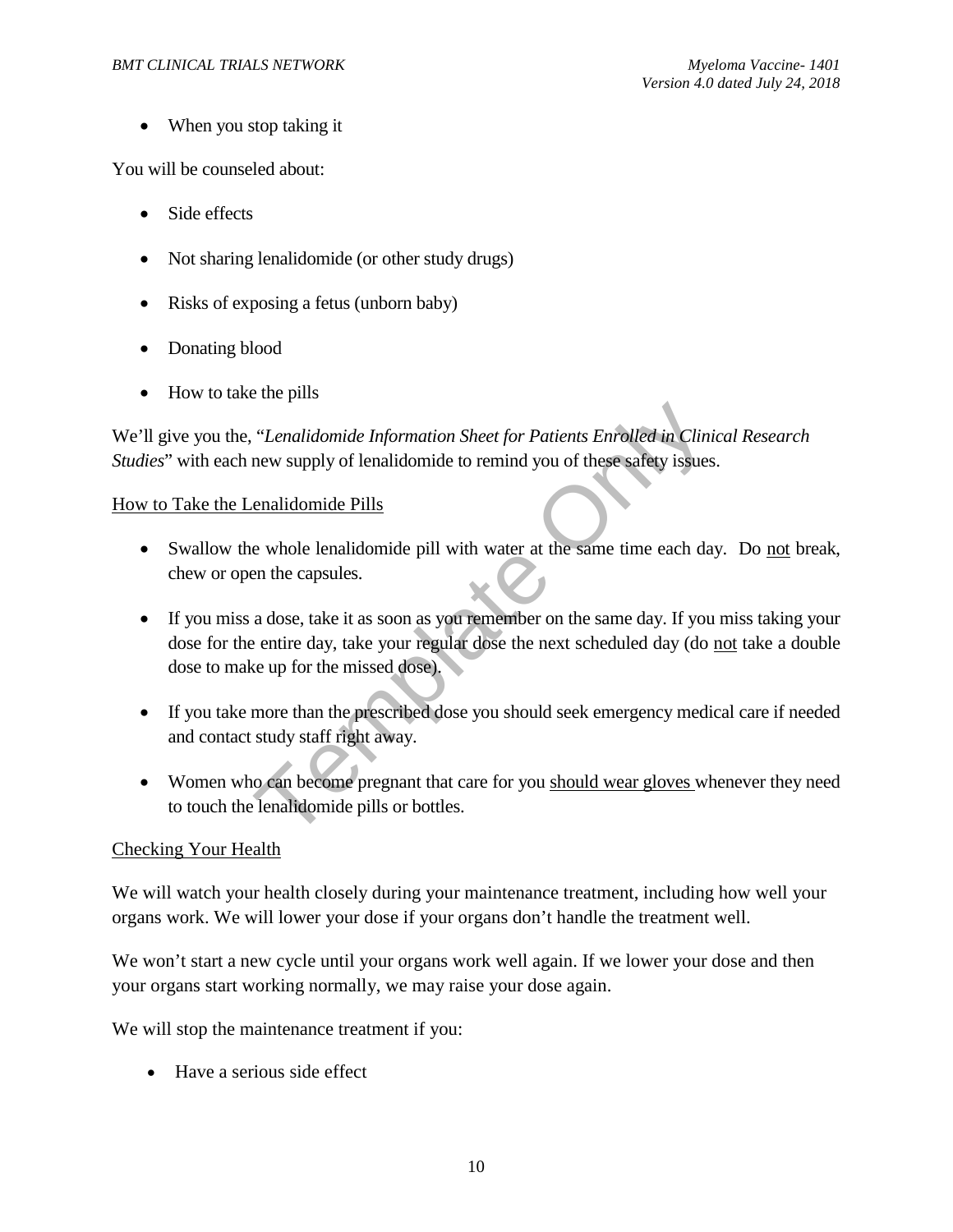- When you stop taking it

You will be counseled about:

- Side effects
- Not sharing lenalidomide (or other study drugs)
- Risks of exposing a fetus (unborn baby)
- Donating blood
- How to take the pills

We'll give you the, "*Lenalidomide Information Sheet for Patients Enrolled in Clinical Research Studies*" with each new supply of lenalidomide to remind you of these safety issues.

<u>How to Take the Lenalidomide Pills</u>

- Swallow the whole lenalidomide pill with water at the same time each day. Do <u>not</u> break, chew or open the capsules.
- If you miss a dose, take it as soon as you remember on the same day. If you miss taking your dose for the entire day, take your regular dose the next scheduled day (do <u>not</u> take a double dose to make up for the missed dose).
- If you take more than the prescribed dose you should seek emergency medical care if needed and contact study staff right away.
- Women who can become pregnant that care for you <u>should wear gloves</u> whenever they need to touch the lenalidomide pills or bottles.

<u>Checking Your Health</u>

We will watch your health closely during your maintenance treatment, including how well your organs work. We will lower your dose if your organs don't handle the treatment well.

We won't start a new cycle until your organs work well again. If we lower your dose and then your organs start working normally, we may raise your dose again.

We will stop the maintenance treatment if you:

- Have a serious side effect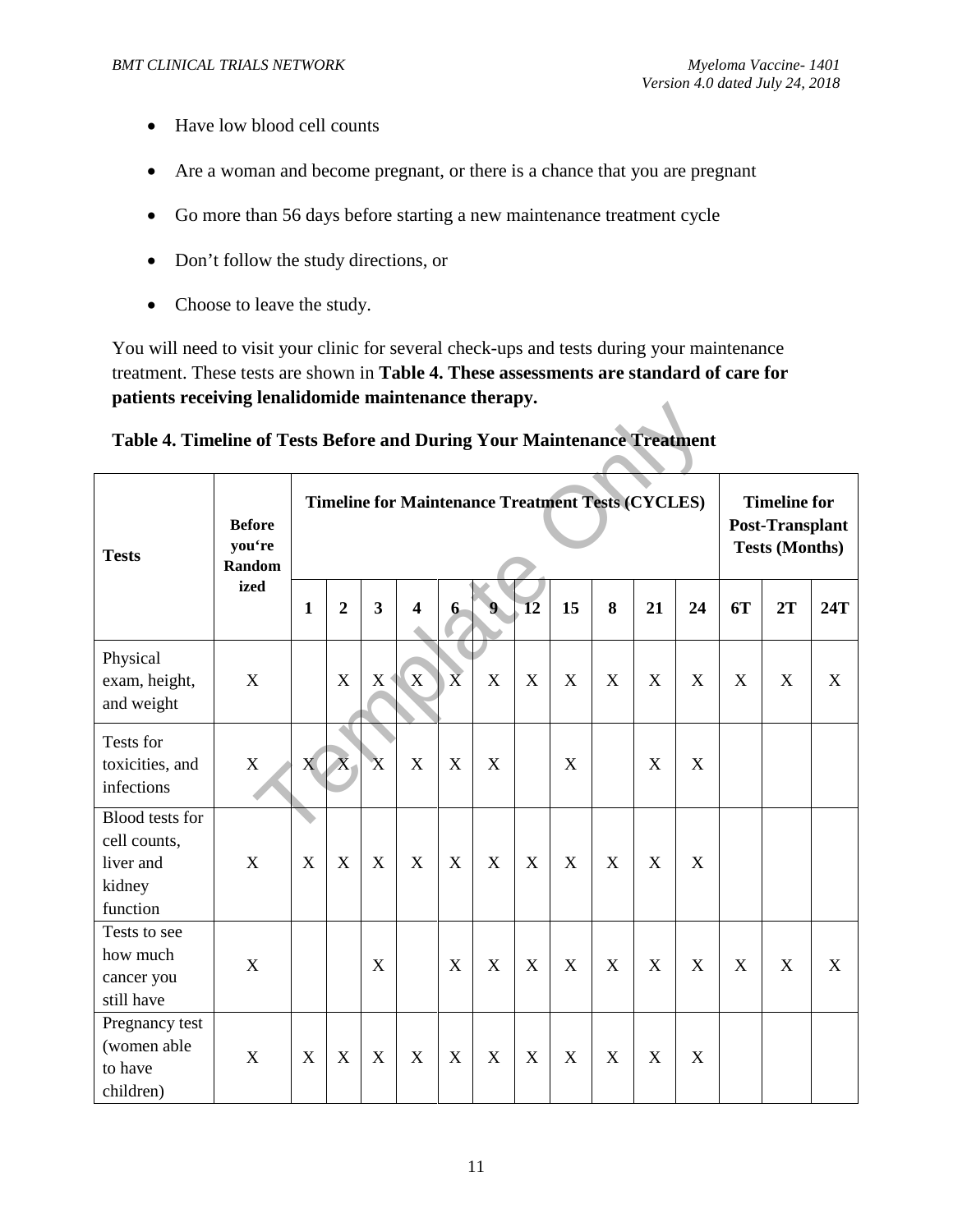- Have low blood cell counts
- Are a woman and become pregnant, or there is a chance that you are pregnant
- Go more than 56 days before starting a new maintenance treatment cycle
- Don't follow the study directions, or
- Choose to leave the study.

You will need to visit your clinic for several check-ups and tests during your maintenance treatment. These tests are shown in **Table 4. These assessments are standard of care for patients receiving lenalidomide maintenance therapy.**

**Table 4. Timeline of Tests Before and During Your Maintenance Treatment**

| Tests | Before you're Randomized | Timeline for Maintenance Treatment Tests (CYCLES) | | | | | | | | | | | Timeline for Post-Transplant Tests (Months) | | |
|---|---|---|---|---|---|---|---|---|---|---|---|---|---|---|---|
| | | 1 | 2 | 3 | 4 | 6 | 9 | 12 | 15 | 8 | 21 | 24 | 6T | 2T | 24T |
| Physical exam, height, and weight | X | | X | X | X | X | X | X | X | X | X | X | X | X | X |
| Tests for toxicities, and infections | X | X | X | X | X | X | X | | X | | X | X | | | |
| Blood tests for cell counts, liver and kidney function | X | X | X | X | X | X | X | X | X | X | X | X | | | |
| Tests to see how much cancer you still have | X | | | X | | X | X | X | X | X | X | X | X | X | X |
| Pregnancy test (women able to have children) | X | X | X | X | X | X | X | X | X | X | X | X | | | |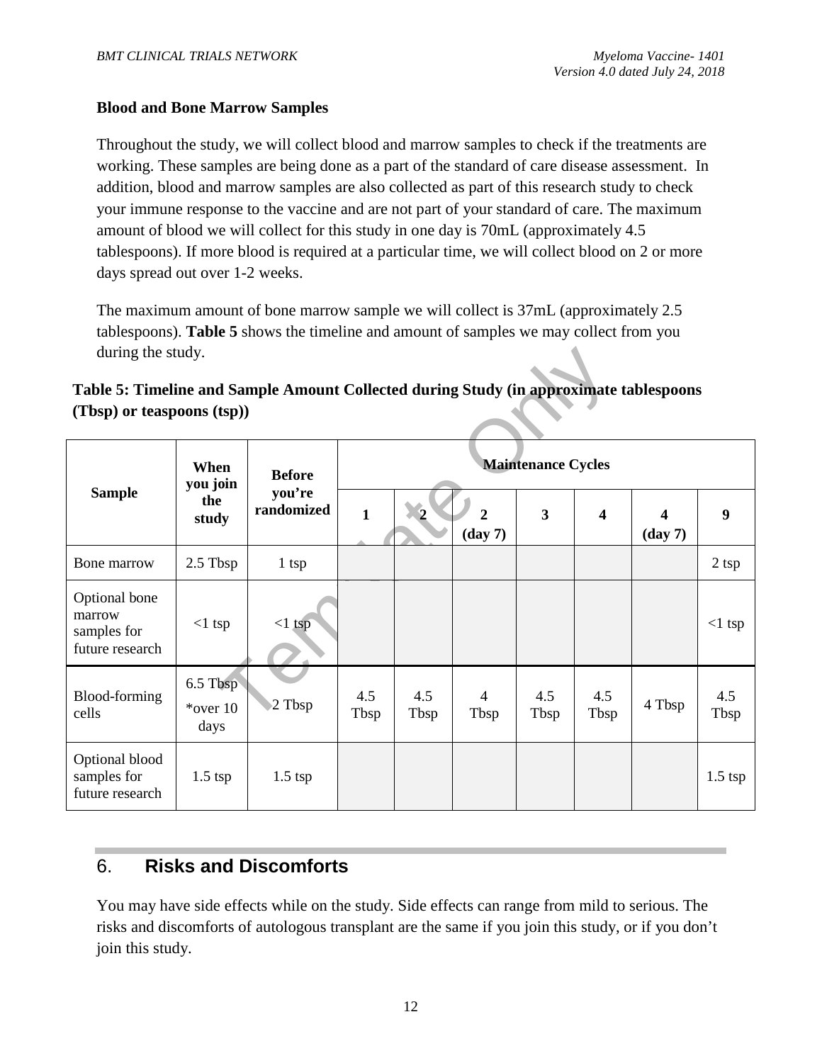**Blood and Bone Marrow Samples**

Throughout the study, we will collect blood and marrow samples to check if the treatments are working. These samples are being done as a part of the standard of care disease assessment. In addition, blood and marrow samples are also collected as part of this research study to check your immune response to the vaccine and are not part of your standard of care. The maximum amount of blood we will collect for this study in one day is 70mL (approximately 4.5 tablespoons). If more blood is required at a particular time, we will collect blood on 2 or more days spread out over 1-2 weeks.

The maximum amount of bone marrow sample we will collect is 37mL (approximately 2.5 tablespoons). **Table 5** shows the timeline and amount of samples we may collect from you during the study.

**Table 5: Timeline and Sample Amount Collected during Study (in approximate tablespoons (Tbsp) or teaspoons (tsp))**

| Sample | When you join the study | Before you're randomized | Maintenance Cycles | | | | | | |
|---|---|---|---|---|---|---|---|---|---|
| | | | 1 | 2 | 2 (day 7) | 3 | 4 | 4 (day 7) | 9 |
| Bone marrow | 2.5 Tbsp | 1 tsp | | | | | | | 2 tsp |
| Optional bone marrow samples for future research | <1 tsp | <1 tsp | | | | | | | <1 tsp |
| Blood-forming cells | 6.5 Tbsp *over 10 days | 2 Tbsp | 4.5 Tbsp | 4.5 Tbsp | 4 Tbsp | 4.5 Tbsp | 4.5 Tbsp | 4 Tbsp | 4.5 Tbsp |
| Optional blood samples for future research | 1.5 tsp | 1.5 tsp | | | | | | | 1.5 tsp |

## 6. Risks and Discomforts

You may have side effects while on the study. Side effects can range from mild to serious. The risks and discomforts of autologous transplant are the same if you join this study, or if you don't join this study.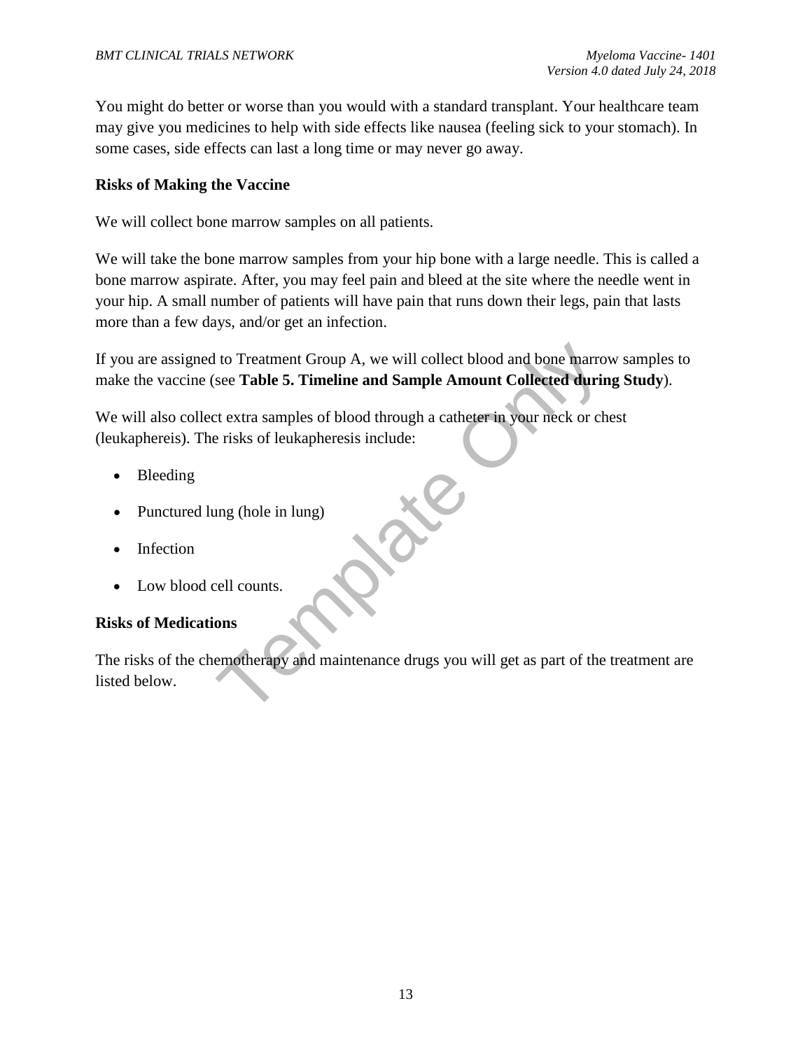You might do better or worse than you would with a standard transplant. Your healthcare team may give you medicines to help with side effects like nausea (feeling sick to your stomach). In some cases, side effects can last a long time or may never go away.

**Risks of Making the Vaccine**

We will collect bone marrow samples on all patients.

We will take the bone marrow samples from your hip bone with a large needle. This is called a bone marrow aspirate. After, you may feel pain and bleed at the site where the needle went in your hip. A small number of patients will have pain that runs down their legs, pain that lasts more than a few days, and/or get an infection.

If you are assigned to Treatment Group A, we will collect blood and bone marrow samples to make the vaccine (see **Table 5. Timeline and Sample Amount Collected during Study**).

We will also collect extra samples of blood through a catheter in your neck or chest (leukaphereis). The risks of leukapheresis include:

- Bleeding
- Punctured lung (hole in lung)
- Infection
- Low blood cell counts.

**Risks of Medications**

The risks of the chemotherapy and maintenance drugs you will get as part of the treatment are listed below.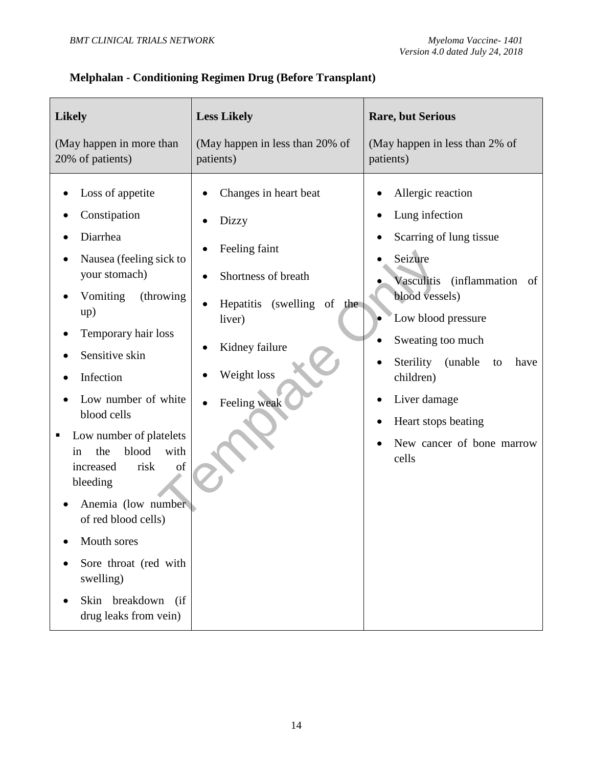**Melphalan - Conditioning Regimen Drug (Before Transplant)**

| **Likely**<br><br>(May happen in more than 20% of patients) | **Less Likely**<br><br>(May happen in less than 20% of patients) | **Rare, but Serious**<br><br>(May happen in less than 2% of patients) |
|---|---|---|
| • Loss of appetite<br>• Constipation<br>• Diarrhea<br>• Nausea (feeling sick to your stomach)<br>• Vomiting (throwing up)<br>• Temporary hair loss<br>• Sensitive skin<br>• Infection<br>• Low number of white blood cells<br>▪ Low number of platelets in the blood with increased risk of bleeding<br>• Anemia (low number of red blood cells)<br>• Mouth sores<br>• Sore throat (red with swelling)<br>• Skin breakdown (if drug leaks from vein) | • Changes in heart beat<br>• Dizzy<br>• Feeling faint<br>• Shortness of breath<br>• Hepatitis (swelling of the liver)<br>• Kidney failure<br>• Weight loss<br>• Feeling weak | • Allergic reaction<br>• Lung infection<br>• Scarring of lung tissue<br>• Seizure<br>• Vasculitis (inflammation of blood vessels)<br>• Low blood pressure<br>• Sweating too much<br>• Sterility (unable to have children)<br>• Liver damage<br>• Heart stops beating<br>• New cancer of bone marrow cells |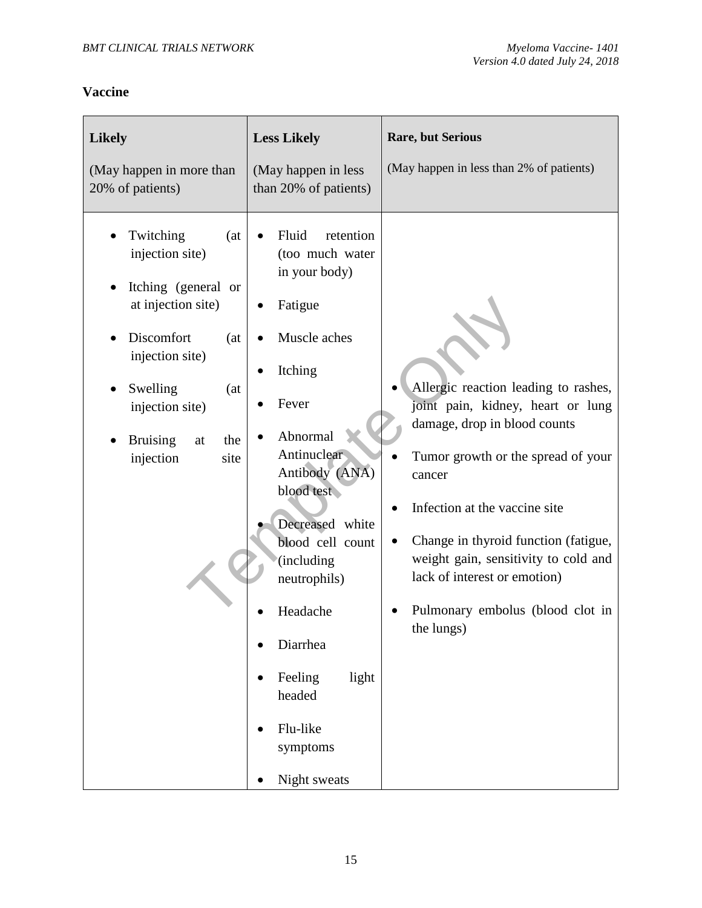**Vaccine**

| **Likely**<br><br>(May happen in more than 20% of patients) | **Less Likely**<br><br>(May happen in less than 20% of patients) | **Rare, but Serious**<br><br>(May happen in less than 2% of patients) |
|---|---|---|
| • Twitching (at injection site)<br>• Itching (general or at injection site)<br>• Discomfort (at injection site)<br>• Swelling (at injection site)<br>• Bruising at the injection site | • Fluid retention (too much water in your body)<br>• Fatigue<br>• Muscle aches<br>• Itching<br>• Fever<br>• Abnormal Antinuclear Antibody (ANA) blood test<br>• Decreased white blood cell count (including neutrophils)<br>• Headache<br>• Diarrhea<br>• Feeling light headed<br>• Flu-like symptoms<br>• Night sweats | • Allergic reaction leading to rashes, joint pain, kidney, heart or lung damage, drop in blood counts<br>• Tumor growth or the spread of your cancer<br>• Infection at the vaccine site<br>• Change in thyroid function (fatigue, weight gain, sensitivity to cold and lack of interest or emotion)<br>• Pulmonary embolus (blood clot in the lungs) |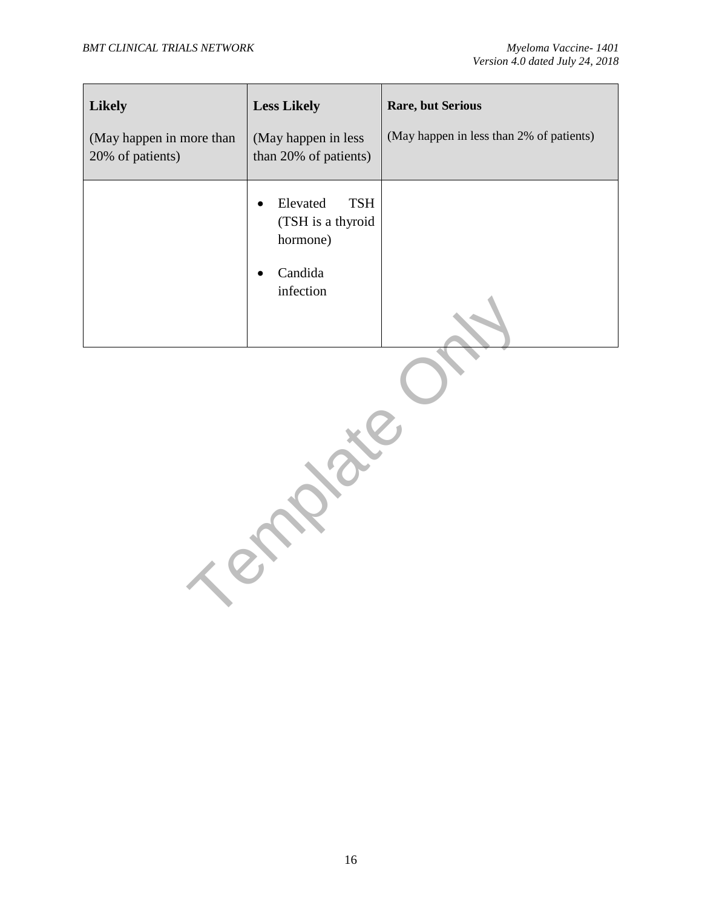| **Likely**<br><br>(May happen in more than 20% of patients) | **Less Likely**<br><br>(May happen in less than 20% of patients) | **Rare, but Serious**<br><br>(May happen in less than 2% of patients) |
|---|---|---|
| | • Elevated TSH (TSH is a thyroid hormone)<br><br>• Candida infection | |

Template Only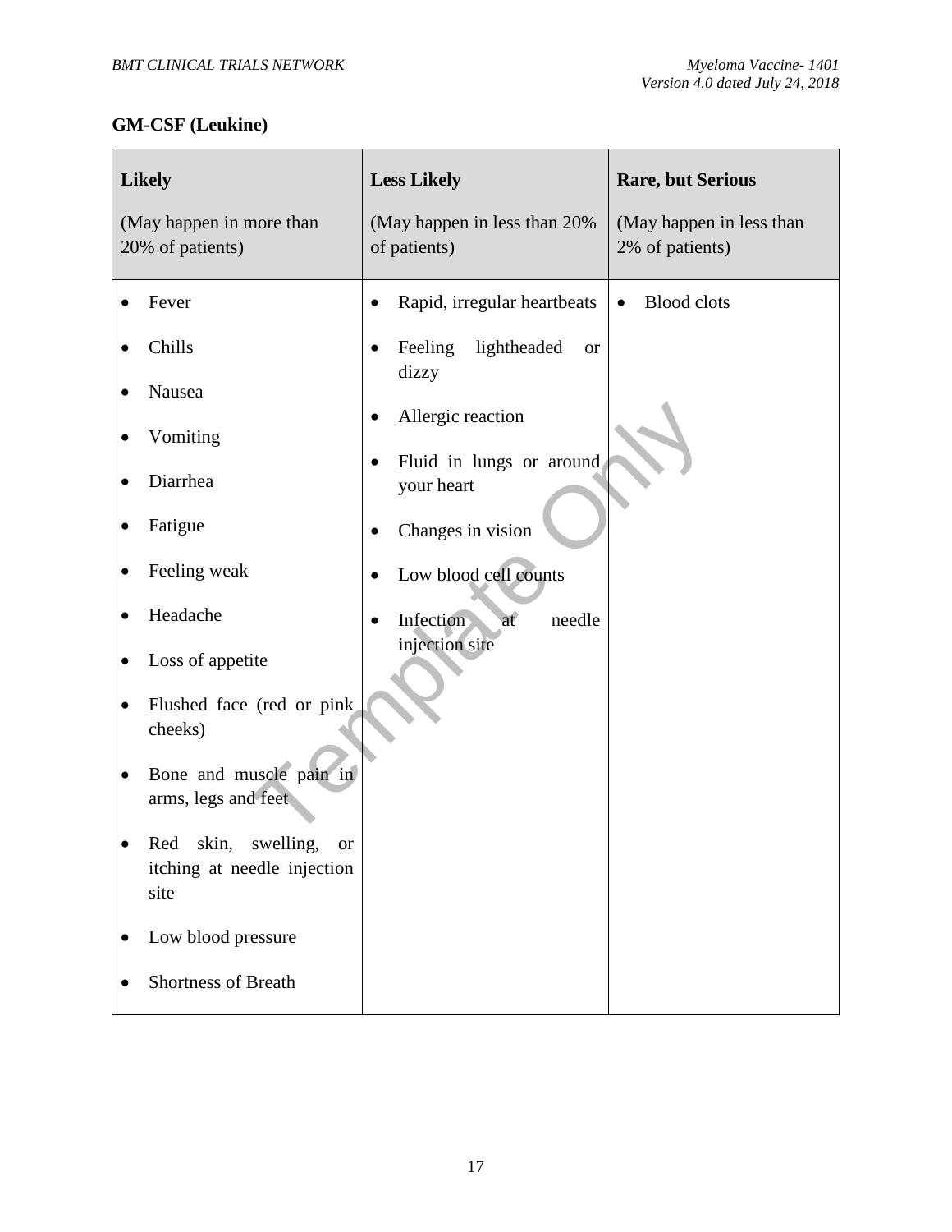**GM-CSF (Leukine)**

| Likely<br>(May happen in more than 20% of patients) | Less Likely<br>(May happen in less than 20% of patients) | Rare, but Serious<br>(May happen in less than 2% of patients) |
|---|---|---|
| • Fever<br>• Chills<br>• Nausea<br>• Vomiting<br>• Diarrhea<br>• Fatigue<br>• Feeling weak<br>• Headache<br>• Loss of appetite<br>• Flushed face (red or pink cheeks)<br>• Bone and muscle pain in arms, legs and feet<br>• Red skin, swelling, or itching at needle injection site<br>• Low blood pressure<br>• Shortness of Breath | • Rapid, irregular heartbeats<br>• Feeling lightheaded or dizzy<br>• Allergic reaction<br>• Fluid in lungs or around your heart<br>• Changes in vision<br>• Low blood cell counts<br>• Infection at needle injection site | • Blood clots |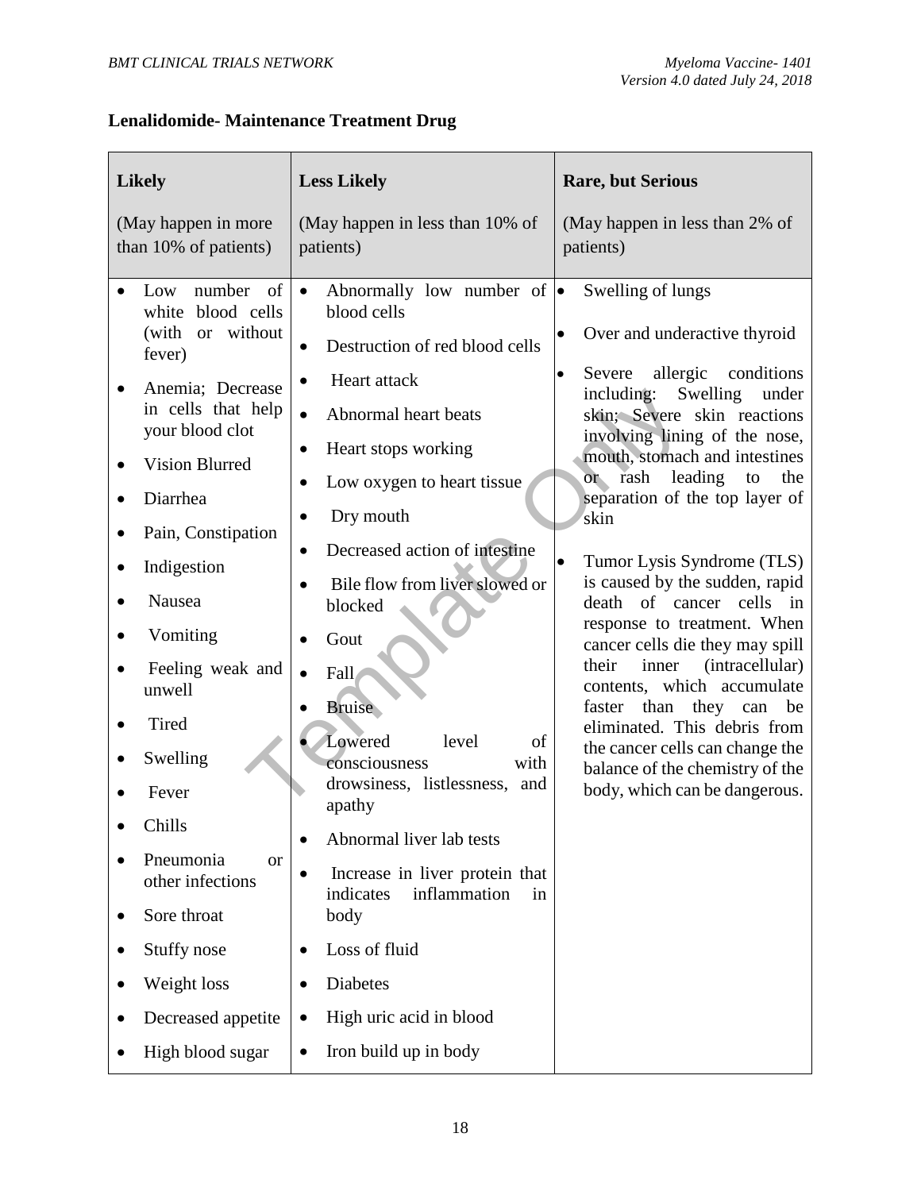**Lenalidomide- Maintenance Treatment Drug**

| **Likely**<br><br>(May happen in more than 10% of patients) | **Less Likely**<br><br>(May happen in less than 10% of patients) | **Rare, but Serious**<br><br>(May happen in less than 2% of patients) |
|---|---|---|
| • Low number of white blood cells (with or without fever)<br>• Anemia; Decrease in cells that help your blood clot<br>• Vision Blurred<br>• Diarrhea<br>• Pain, Constipation<br>• Indigestion<br>• Nausea<br>• Vomiting<br>• Feeling weak and unwell<br>• Tired<br>• Swelling<br>• Fever<br>• Chills<br>• Pneumonia or other infections<br>• Sore throat<br>• Stuffy nose<br>• Weight loss<br>• Decreased appetite<br>• High blood sugar | • Abnormally low number of blood cells<br>• Destruction of red blood cells<br>• Heart attack<br>• Abnormal heart beats<br>• Heart stops working<br>• Low oxygen to heart tissue<br>• Dry mouth<br>• Decreased action of intestine<br>• Bile flow from liver slowed or blocked<br>• Gout<br>• Fall<br>• Bruise<br>• Lowered level of consciousness with drowsiness, listlessness, and apathy<br>• Abnormal liver lab tests<br>• Increase in liver protein that indicates inflammation in body<br>• Loss of fluid<br>• Diabetes<br>• High uric acid in blood<br>• Iron build up in body | • Swelling of lungs<br>• Over and underactive thyroid<br>• Severe allergic conditions including: Swelling under skin; Severe skin reactions involving lining of the nose, mouth, stomach and intestines or rash leading to the separation of the top layer of skin<br>• Tumor Lysis Syndrome (TLS) is caused by the sudden, rapid death of cancer cells in response to treatment. When cancer cells die they may spill their inner (intracellular) contents, which accumulate faster than they can be eliminated. This debris from the cancer cells can change the balance of the chemistry of the body, which can be dangerous. |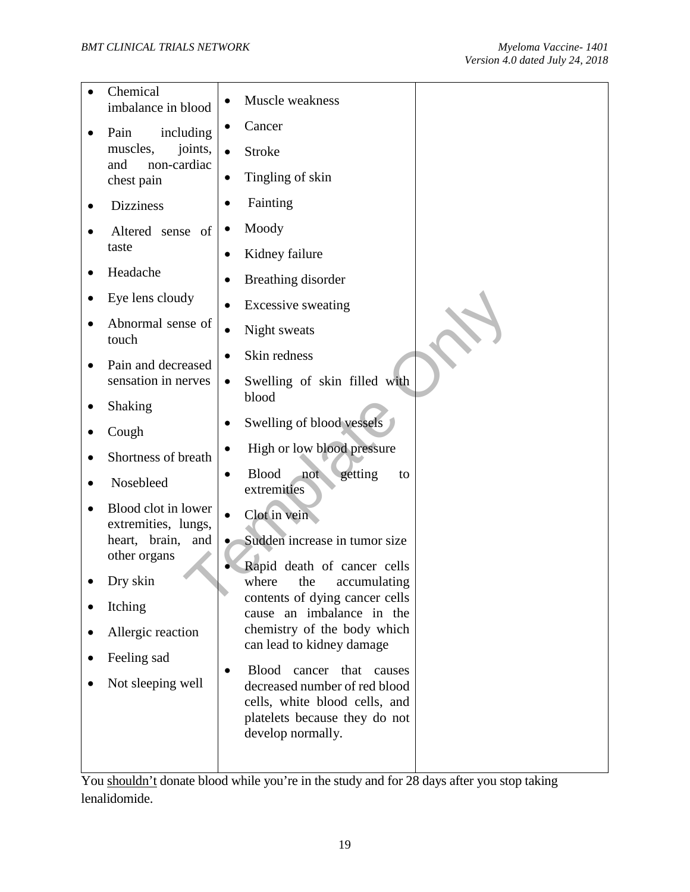| | | |
|---|---|---|
| • Chemical imbalance in blood<br>• Pain including muscles, joints, and non-cardiac chest pain<br>• Dizziness<br>• Altered sense of taste<br>• Headache<br>• Eye lens cloudy<br>• Abnormal sense of touch<br>• Pain and decreased sensation in nerves<br>• Shaking<br>• Cough<br>• Shortness of breath<br>• Nosebleed<br>• Blood clot in lower extremities, lungs, heart, brain, and other organs<br>• Dry skin<br>• Itching<br>• Allergic reaction<br>• Feeling sad<br>• Not sleeping well | • Muscle weakness<br>• Cancer<br>• Stroke<br>• Tingling of skin<br>• Fainting<br>• Moody<br>• Kidney failure<br>• Breathing disorder<br>• Excessive sweating<br>• Night sweats<br>• Skin redness<br>• Swelling of skin filled with blood<br>• Swelling of blood vessels<br>• High or low blood pressure<br>• Blood not getting to extremities<br>• Clot in vein<br>• Sudden increase in tumor size<br>• Rapid death of cancer cells where the accumulating contents of dying cancer cells cause an imbalance in the chemistry of the body which can lead to kidney damage<br>• Blood cancer that causes decreased number of red blood cells, white blood cells, and platelets because they do not develop normally. | |

You shouldn't donate blood while you're in the study and for 28 days after you stop taking lenalidomide.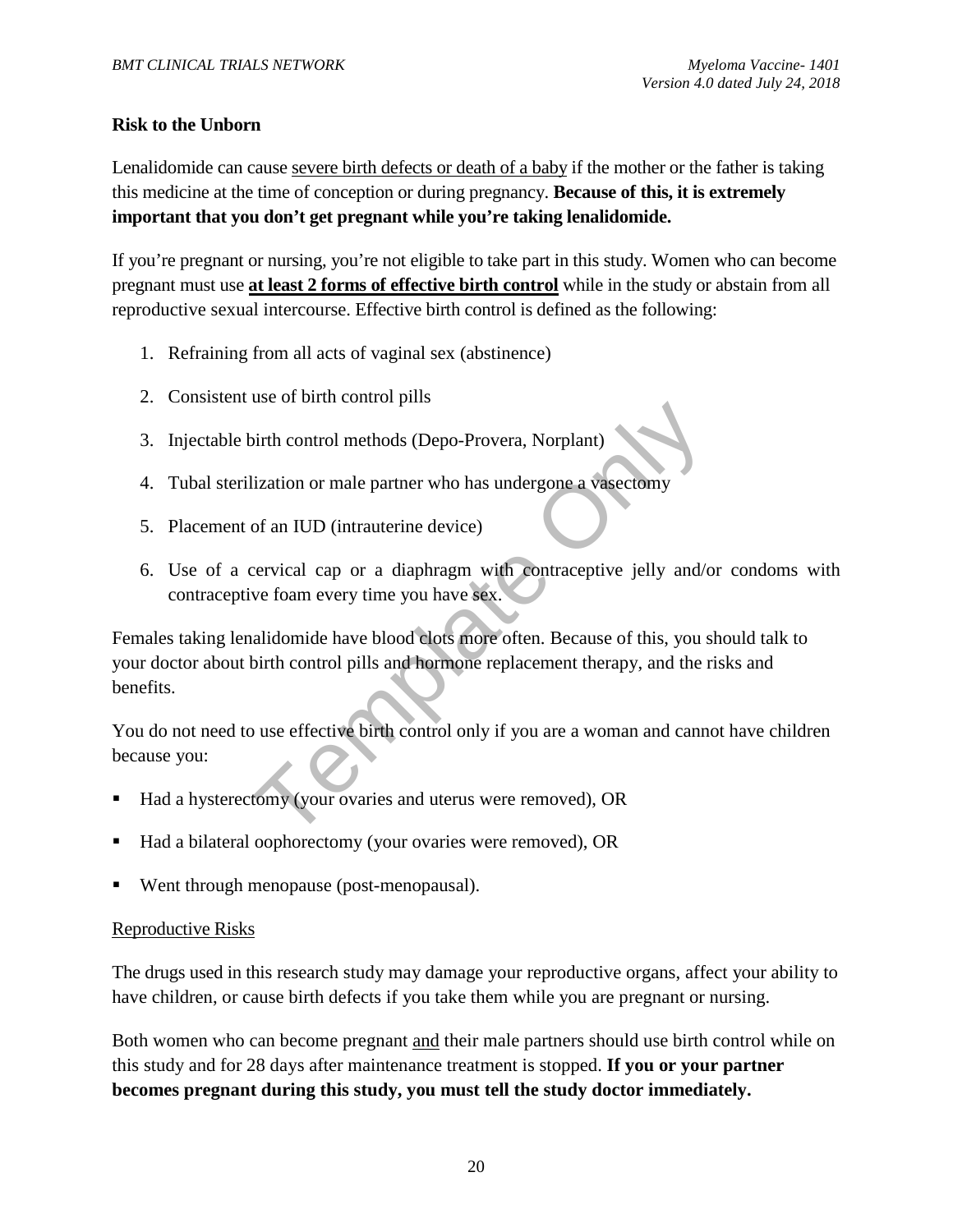**Risk to the Unborn**

Lenalidomide can cause severe birth defects or death of a baby if the mother or the father is taking this medicine at the time of conception or during pregnancy. **Because of this, it is extremely important that you don't get pregnant while you're taking lenalidomide.**

If you're pregnant or nursing, you're not eligible to take part in this study. Women who can become pregnant must use **at least 2 forms of effective birth control** while in the study or abstain from all reproductive sexual intercourse. Effective birth control is defined as the following:

1. Refraining from all acts of vaginal sex (abstinence)
2. Consistent use of birth control pills
3. Injectable birth control methods (Depo-Provera, Norplant)
4. Tubal sterilization or male partner who has undergone a vasectomy
5. Placement of an IUD (intrauterine device)
6. Use of a cervical cap or a diaphragm with contraceptive jelly and/or condoms with contraceptive foam every time you have sex.

Females taking lenalidomide have blood clots more often. Because of this, you should talk to your doctor about birth control pills and hormone replacement therapy, and the risks and benefits.

You do not need to use effective birth control only if you are a woman and cannot have children because you:

- Had a hysterectomy (your ovaries and uterus were removed), OR
- Had a bilateral oophorectomy (your ovaries were removed), OR
- Went through menopause (post-menopausal).

Reproductive Risks

The drugs used in this research study may damage your reproductive organs, affect your ability to have children, or cause birth defects if you take them while you are pregnant or nursing.

Both women who can become pregnant and their male partners should use birth control while on this study and for 28 days after maintenance treatment is stopped. **If you or your partner becomes pregnant during this study, you must tell the study doctor immediately.**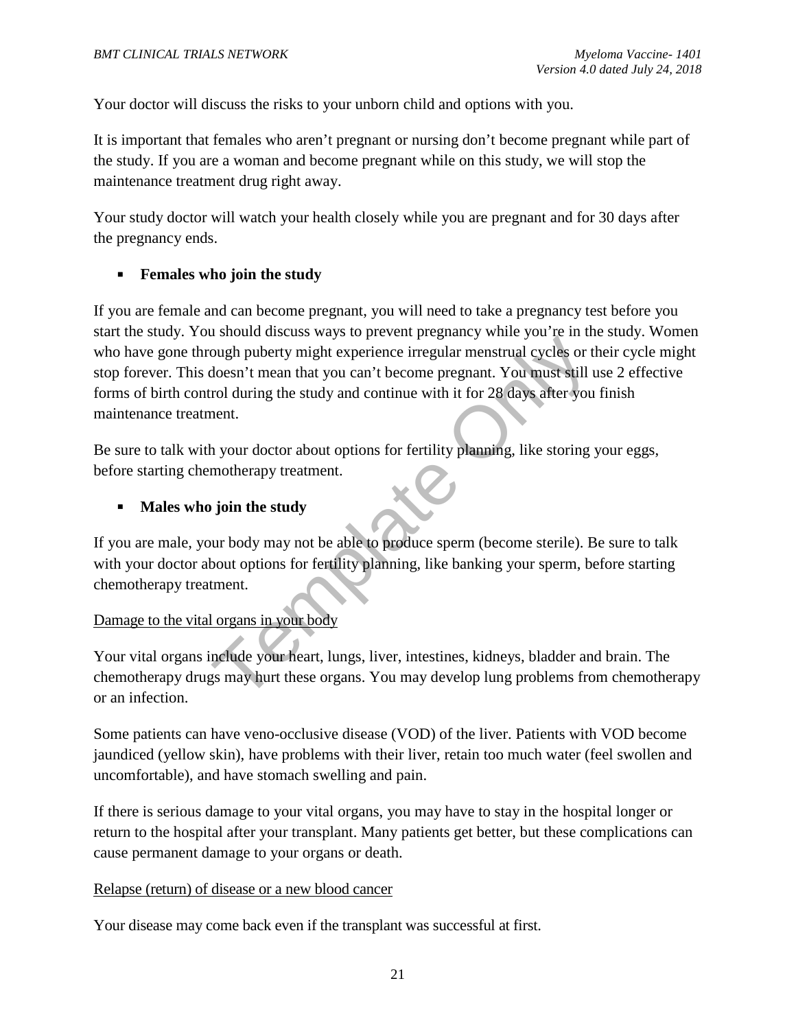Your doctor will discuss the risks to your unborn child and options with you.

It is important that females who aren't pregnant or nursing don't become pregnant while part of the study. If you are a woman and become pregnant while on this study, we will stop the maintenance treatment drug right away.

Your study doctor will watch your health closely while you are pregnant and for 30 days after the pregnancy ends.

- **Females who join the study**

If you are female and can become pregnant, you will need to take a pregnancy test before you start the study. You should discuss ways to prevent pregnancy while you're in the study. Women who have gone through puberty might experience irregular menstrual cycles or their cycle might stop forever. This doesn't mean that you can't become pregnant. You must still use 2 effective forms of birth control during the study and continue with it for 28 days after you finish maintenance treatment.

Be sure to talk with your doctor about options for fertility planning, like storing your eggs, before starting chemotherapy treatment.

- **Males who join the study**

If you are male, your body may not be able to produce sperm (become sterile). Be sure to talk with your doctor about options for fertility planning, like banking your sperm, before starting chemotherapy treatment.

<u>Damage to the vital organs in your body</u>

Your vital organs include your heart, lungs, liver, intestines, kidneys, bladder and brain. The chemotherapy drugs may hurt these organs. You may develop lung problems from chemotherapy or an infection.

Some patients can have veno-occlusive disease (VOD) of the liver. Patients with VOD become jaundiced (yellow skin), have problems with their liver, retain too much water (feel swollen and uncomfortable), and have stomach swelling and pain.

If there is serious damage to your vital organs, you may have to stay in the hospital longer or return to the hospital after your transplant. Many patients get better, but these complications can cause permanent damage to your organs or death.

<u>Relapse (return) of disease or a new blood cancer</u>

Your disease may come back even if the transplant was successful at first.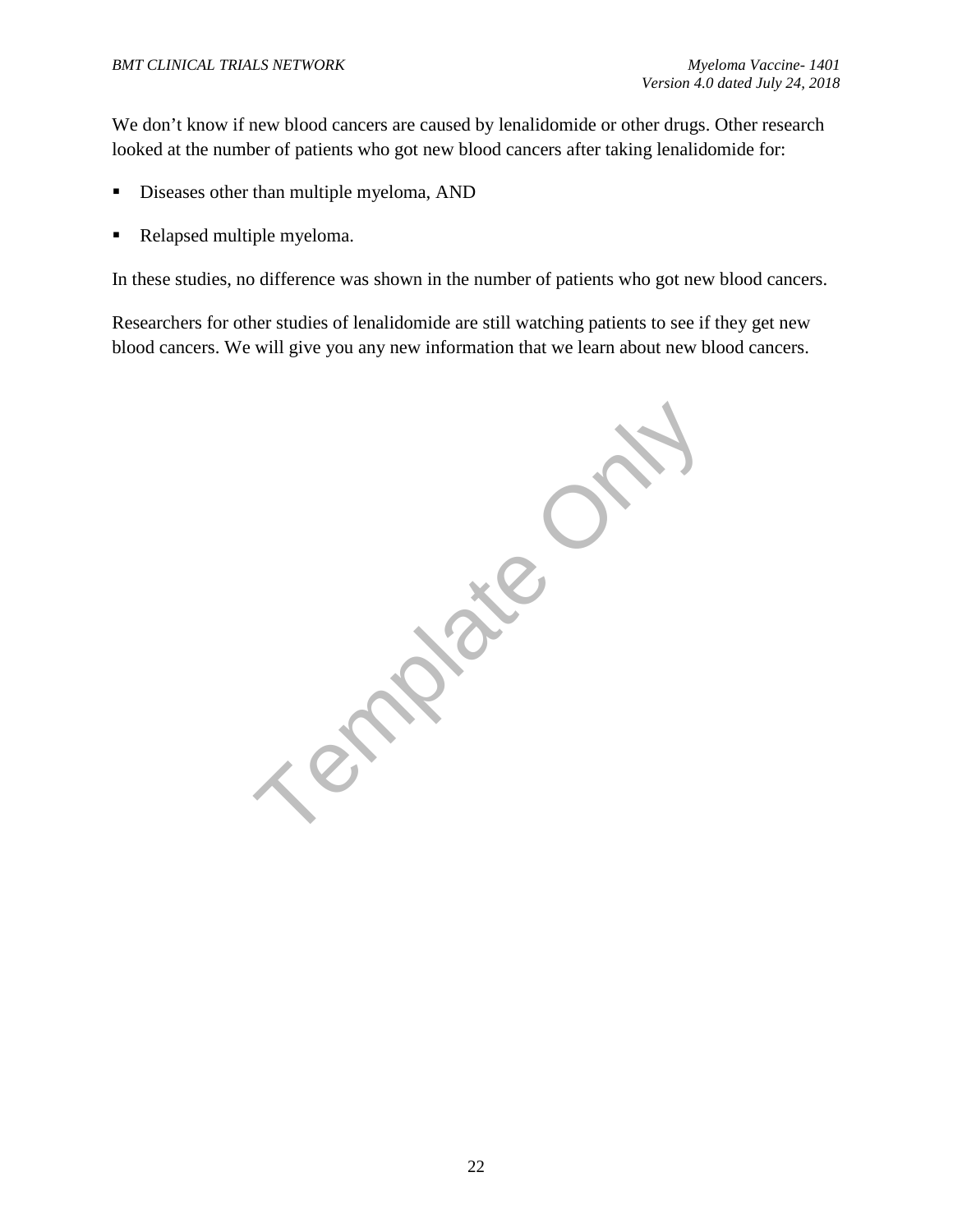We don't know if new blood cancers are caused by lenalidomide or other drugs. Other research looked at the number of patients who got new blood cancers after taking lenalidomide for:

- Diseases other than multiple myeloma, AND
- Relapsed multiple myeloma.

In these studies, no difference was shown in the number of patients who got new blood cancers.

Researchers for other studies of lenalidomide are still watching patients to see if they get new blood cancers. We will give you any new information that we learn about new blood cancers.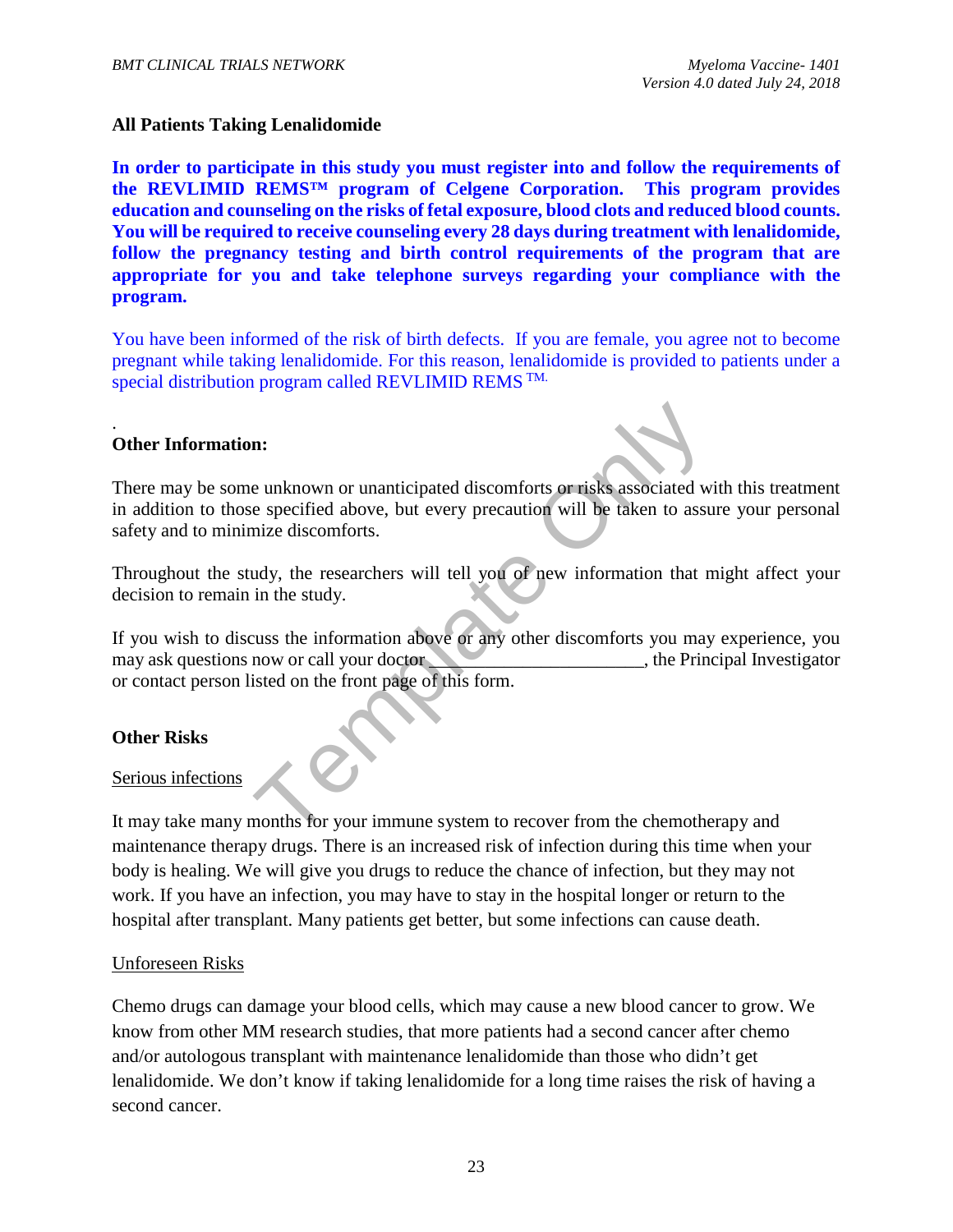**All Patients Taking Lenalidomide**

**In order to participate in this study you must register into and follow the requirements of the REVLIMID REMS™ program of Celgene Corporation. This program provides education and counseling on the risks of fetal exposure, blood clots and reduced blood counts. You will be required to receive counseling every 28 days during treatment with lenalidomide, follow the pregnancy testing and birth control requirements of the program that are appropriate for you and take telephone surveys regarding your compliance with the program.**

You have been informed of the risk of birth defects. If you are female, you agree not to become pregnant while taking lenalidomide. For this reason, lenalidomide is provided to patients under a special distribution program called REVLIMID REMS TM.

.

**Other Information:**

There may be some unknown or unanticipated discomforts or risks associated with this treatment in addition to those specified above, but every precaution will be taken to assure your personal safety and to minimize discomforts.

Throughout the study, the researchers will tell you of new information that might affect your decision to remain in the study.

If you wish to discuss the information above or any other discomforts you may experience, you may ask questions now or call your doctor ______________________, the Principal Investigator or contact person listed on the front page of this form.

**Other Risks**

Serious infections

It may take many months for your immune system to recover from the chemotherapy and maintenance therapy drugs. There is an increased risk of infection during this time when your body is healing. We will give you drugs to reduce the chance of infection, but they may not work. If you have an infection, you may have to stay in the hospital longer or return to the hospital after transplant. Many patients get better, but some infections can cause death.

Unforeseen Risks

Chemo drugs can damage your blood cells, which may cause a new blood cancer to grow. We know from other MM research studies, that more patients had a second cancer after chemo and/or autologous transplant with maintenance lenalidomide than those who didn't get lenalidomide. We don't know if taking lenalidomide for a long time raises the risk of having a second cancer.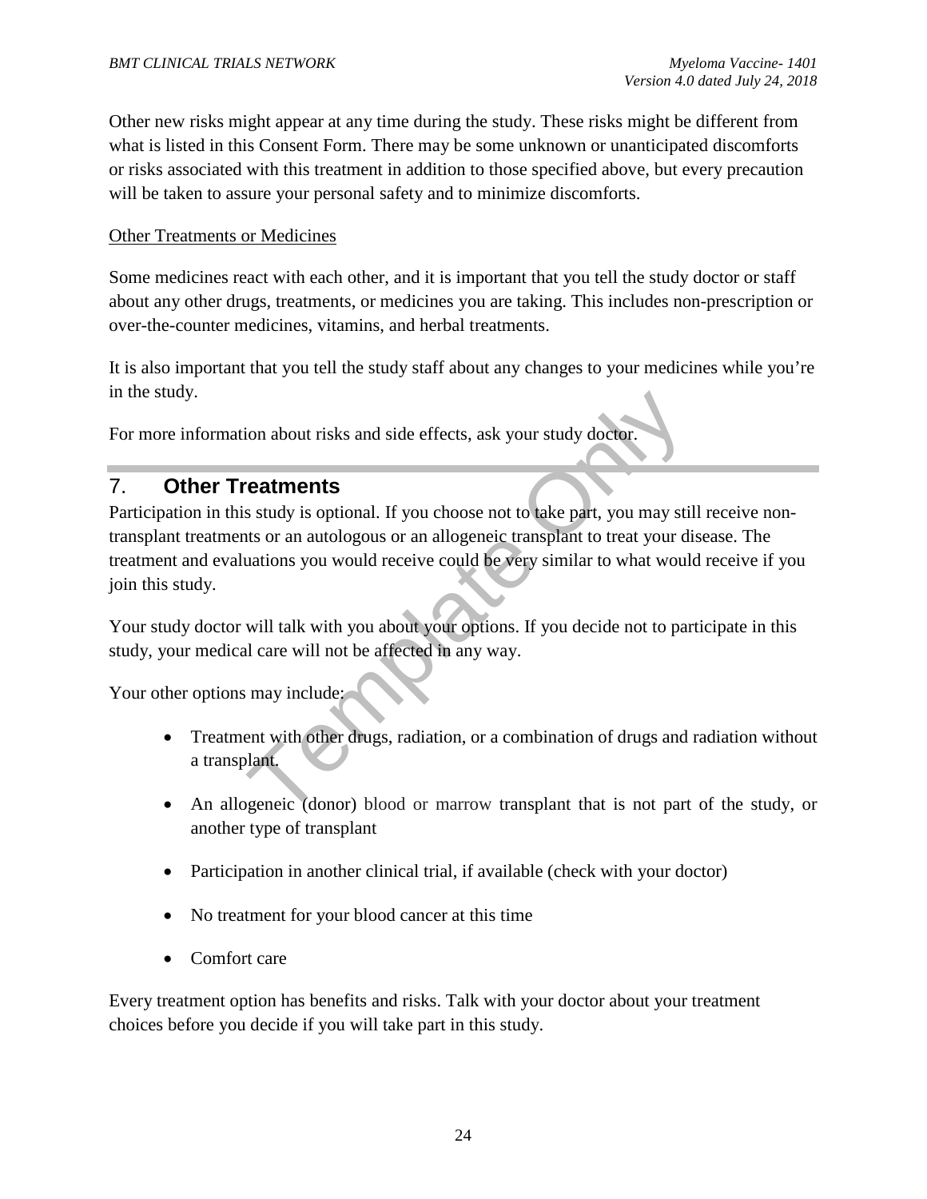Other new risks might appear at any time during the study. These risks might be different from what is listed in this Consent Form. There may be some unknown or unanticipated discomforts or risks associated with this treatment in addition to those specified above, but every precaution will be taken to assure your personal safety and to minimize discomforts.

Other Treatments or Medicines

Some medicines react with each other, and it is important that you tell the study doctor or staff about any other drugs, treatments, or medicines you are taking. This includes non-prescription or over-the-counter medicines, vitamins, and herbal treatments.

It is also important that you tell the study staff about any changes to your medicines while you're in the study.

For more information about risks and side effects, ask your study doctor.

## 7. Other Treatments

Participation in this study is optional. If you choose not to take part, you may still receive non-transplant treatments or an autologous or an allogeneic transplant to treat your disease. The treatment and evaluations you would receive could be very similar to what would receive if you join this study.

Your study doctor will talk with you about your options. If you decide not to participate in this study, your medical care will not be affected in any way.

Your other options may include:

- Treatment with other drugs, radiation, or a combination of drugs and radiation without a transplant.
- An allogeneic (donor) blood or marrow transplant that is not part of the study, or another type of transplant
- Participation in another clinical trial, if available (check with your doctor)
- No treatment for your blood cancer at this time
- Comfort care

Every treatment option has benefits and risks. Talk with your doctor about your treatment choices before you decide if you will take part in this study.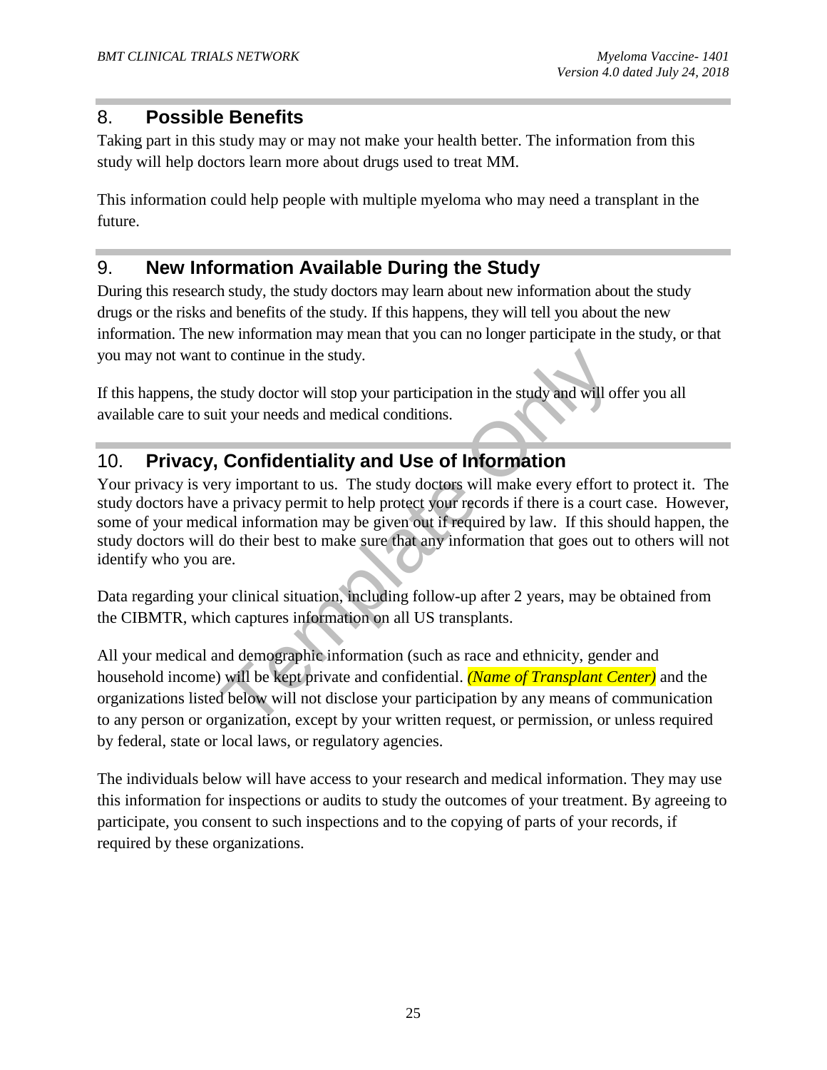## 8. Possible Benefits

Taking part in this study may or may not make your health better. The information from this study will help doctors learn more about drugs used to treat MM.

This information could help people with multiple myeloma who may need a transplant in the future.

## 9. New Information Available During the Study

During this research study, the study doctors may learn about new information about the study drugs or the risks and benefits of the study. If this happens, they will tell you about the new information. The new information may mean that you can no longer participate in the study, or that you may not want to continue in the study.

If this happens, the study doctor will stop your participation in the study and will offer you all available care to suit your needs and medical conditions.

## 10. Privacy, Confidentiality and Use of Information

Your privacy is very important to us. The study doctors will make every effort to protect it. The study doctors have a privacy permit to help protect your records if there is a court case. However, some of your medical information may be given out if required by law. If this should happen, the study doctors will do their best to make sure that any information that goes out to others will not identify who you are.

Data regarding your clinical situation, including follow-up after 2 years, may be obtained from the CIBMTR, which captures information on all US transplants.

All your medical and demographic information (such as race and ethnicity, gender and household income) will be kept private and confidential. *(Name of Transplant Center)* and the organizations listed below will not disclose your participation by any means of communication to any person or organization, except by your written request, or permission, or unless required by federal, state or local laws, or regulatory agencies.

The individuals below will have access to your research and medical information. They may use this information for inspections or audits to study the outcomes of your treatment. By agreeing to participate, you consent to such inspections and to the copying of parts of your records, if required by these organizations.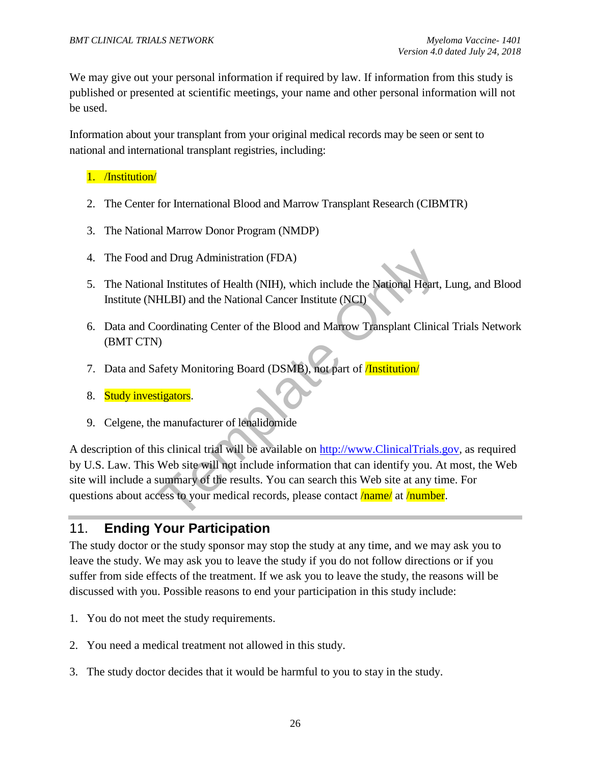We may give out your personal information if required by law. If information from this study is published or presented at scientific meetings, your name and other personal information will not be used.

Information about your transplant from your original medical records may be seen or sent to national and international transplant registries, including:

1. /Institution/
2. The Center for International Blood and Marrow Transplant Research (CIBMTR)
3. The National Marrow Donor Program (NMDP)
4. The Food and Drug Administration (FDA)
5. The National Institutes of Health (NIH), which include the National Heart, Lung, and Blood Institute (NHLBI) and the National Cancer Institute (NCI)
6. Data and Coordinating Center of the Blood and Marrow Transplant Clinical Trials Network (BMT CTN)
7. Data and Safety Monitoring Board (DSMB), not part of /Institution/
8. Study investigators.
9. Celgene, the manufacturer of lenalidomide

A description of this clinical trial will be available on http://www.ClinicalTrials.gov, as required by U.S. Law. This Web site will not include information that can identify you. At most, the Web site will include a summary of the results. You can search this Web site at any time. For questions about access to your medical records, please contact /name/ at /number.

## 11. Ending Your Participation

The study doctor or the study sponsor may stop the study at any time, and we may ask you to leave the study. We may ask you to leave the study if you do not follow directions or if you suffer from side effects of the treatment. If we ask you to leave the study, the reasons will be discussed with you. Possible reasons to end your participation in this study include:

1. You do not meet the study requirements.
2. You need a medical treatment not allowed in this study.
3. The study doctor decides that it would be harmful to you to stay in the study.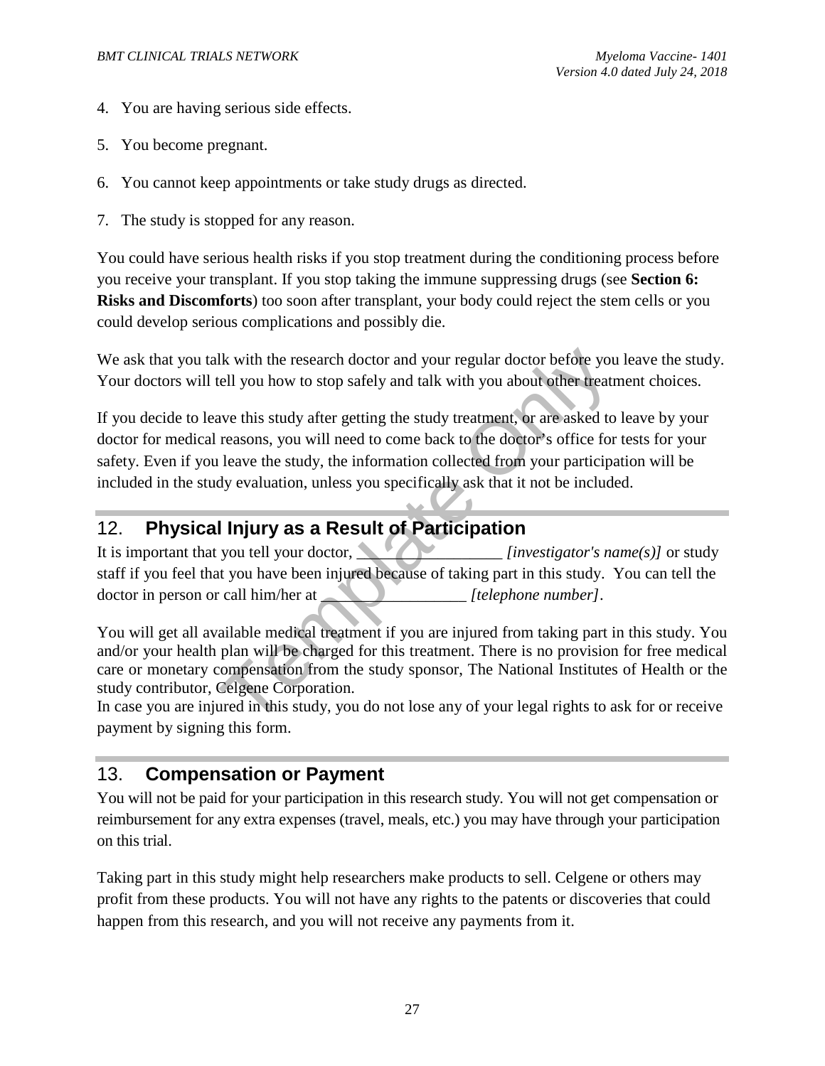4. You are having serious side effects.

5. You become pregnant.

6. You cannot keep appointments or take study drugs as directed.

7. The study is stopped for any reason.

You could have serious health risks if you stop treatment during the conditioning process before you receive your transplant. If you stop taking the immune suppressing drugs (see **Section 6: Risks and Discomforts**) too soon after transplant, your body could reject the stem cells or you could develop serious complications and possibly die.

We ask that you talk with the research doctor and your regular doctor before you leave the study. Your doctors will tell you how to stop safely and talk with you about other treatment choices.

If you decide to leave this study after getting the study treatment, or are asked to leave by your doctor for medical reasons, you will need to come back to the doctor's office for tests for your safety. Even if you leave the study, the information collected from your participation will be included in the study evaluation, unless you specifically ask that it not be included.

## 12. Physical Injury as a Result of Participation

It is important that you tell your doctor, __________________ *[investigator's name(s)]* or study staff if you feel that you have been injured because of taking part in this study. You can tell the doctor in person or call him/her at __________________ *[telephone number]*.

You will get all available medical treatment if you are injured from taking part in this study. You and/or your health plan will be charged for this treatment. There is no provision for free medical care or monetary compensation from the study sponsor, The National Institutes of Health or the study contributor, Celgene Corporation.
In case you are injured in this study, you do not lose any of your legal rights to ask for or receive payment by signing this form.

## 13. Compensation or Payment

You will not be paid for your participation in this research study. You will not get compensation or reimbursement for any extra expenses (travel, meals, etc.) you may have through your participation on this trial.

Taking part in this study might help researchers make products to sell. Celgene or others may profit from these products. You will not have any rights to the patents or discoveries that could happen from this research, and you will not receive any payments from it.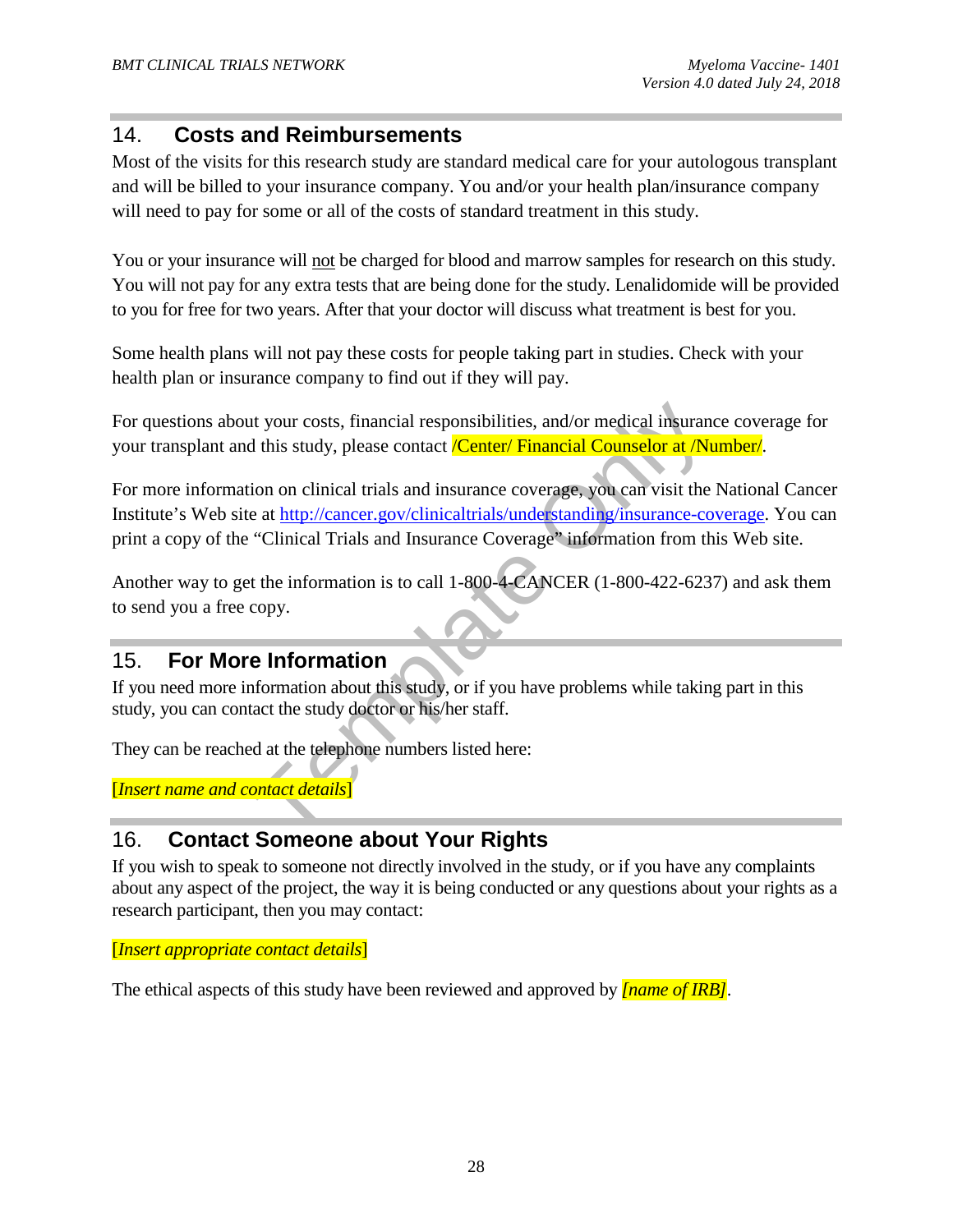## 14. Costs and Reimbursements

Most of the visits for this research study are standard medical care for your autologous transplant and will be billed to your insurance company. You and/or your health plan/insurance company will need to pay for some or all of the costs of standard treatment in this study.

You or your insurance will not be charged for blood and marrow samples for research on this study. You will not pay for any extra tests that are being done for the study. Lenalidomide will be provided to you for free for two years. After that your doctor will discuss what treatment is best for you.

Some health plans will not pay these costs for people taking part in studies. Check with your health plan or insurance company to find out if they will pay.

For questions about your costs, financial responsibilities, and/or medical insurance coverage for your transplant and this study, please contact /Center/ Financial Counselor at /Number/.

For more information on clinical trials and insurance coverage, you can visit the National Cancer Institute's Web site at http://cancer.gov/clinicaltrials/understanding/insurance-coverage. You can print a copy of the "Clinical Trials and Insurance Coverage" information from this Web site.

Another way to get the information is to call 1-800-4-CANCER (1-800-422-6237) and ask them to send you a free copy.

## 15. For More Information

If you need more information about this study, or if you have problems while taking part in this study, you can contact the study doctor or his/her staff.

They can be reached at the telephone numbers listed here:

[*Insert name and contact details*]

## 16. Contact Someone about Your Rights

If you wish to speak to someone not directly involved in the study, or if you have any complaints about any aspect of the project, the way it is being conducted or any questions about your rights as a research participant, then you may contact:

[*Insert appropriate contact details*]

The ethical aspects of this study have been reviewed and approved by *[name of IRB]*.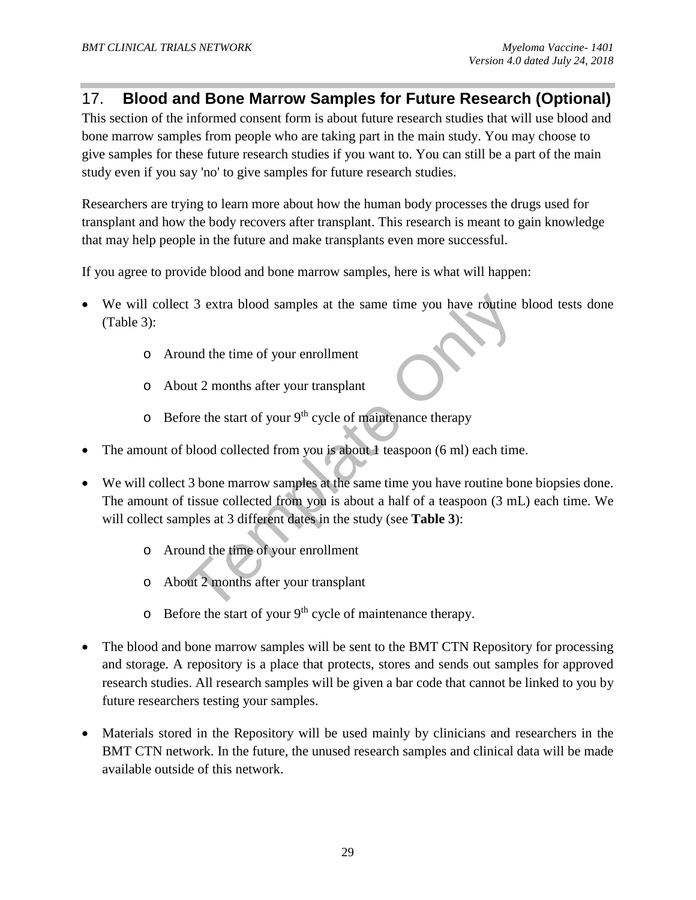## 17. Blood and Bone Marrow Samples for Future Research (Optional)

This section of the informed consent form is about future research studies that will use blood and bone marrow samples from people who are taking part in the main study. You may choose to give samples for these future research studies if you want to. You can still be a part of the main study even if you say 'no' to give samples for future research studies.

Researchers are trying to learn more about how the human body processes the drugs used for transplant and how the body recovers after transplant. This research is meant to gain knowledge that may help people in the future and make transplants even more successful.

If you agree to provide blood and bone marrow samples, here is what will happen:

- We will collect 3 extra blood samples at the same time you have routine blood tests done (Table 3):
  - Around the time of your enrollment
  - About 2 months after your transplant
  - Before the start of your 9th cycle of maintenance therapy
- The amount of blood collected from you is about 1 teaspoon (6 ml) each time.
- We will collect 3 bone marrow samples at the same time you have routine bone biopsies done. The amount of tissue collected from you is about a half of a teaspoon (3 mL) each time. We will collect samples at 3 different dates in the study (see **Table 3**):
  - Around the time of your enrollment
  - About 2 months after your transplant
  - Before the start of your 9th cycle of maintenance therapy.
- The blood and bone marrow samples will be sent to the BMT CTN Repository for processing and storage. A repository is a place that protects, stores and sends out samples for approved research studies. All research samples will be given a bar code that cannot be linked to you by future researchers testing your samples.
- Materials stored in the Repository will be used mainly by clinicians and researchers in the BMT CTN network. In the future, the unused research samples and clinical data will be made available outside of this network.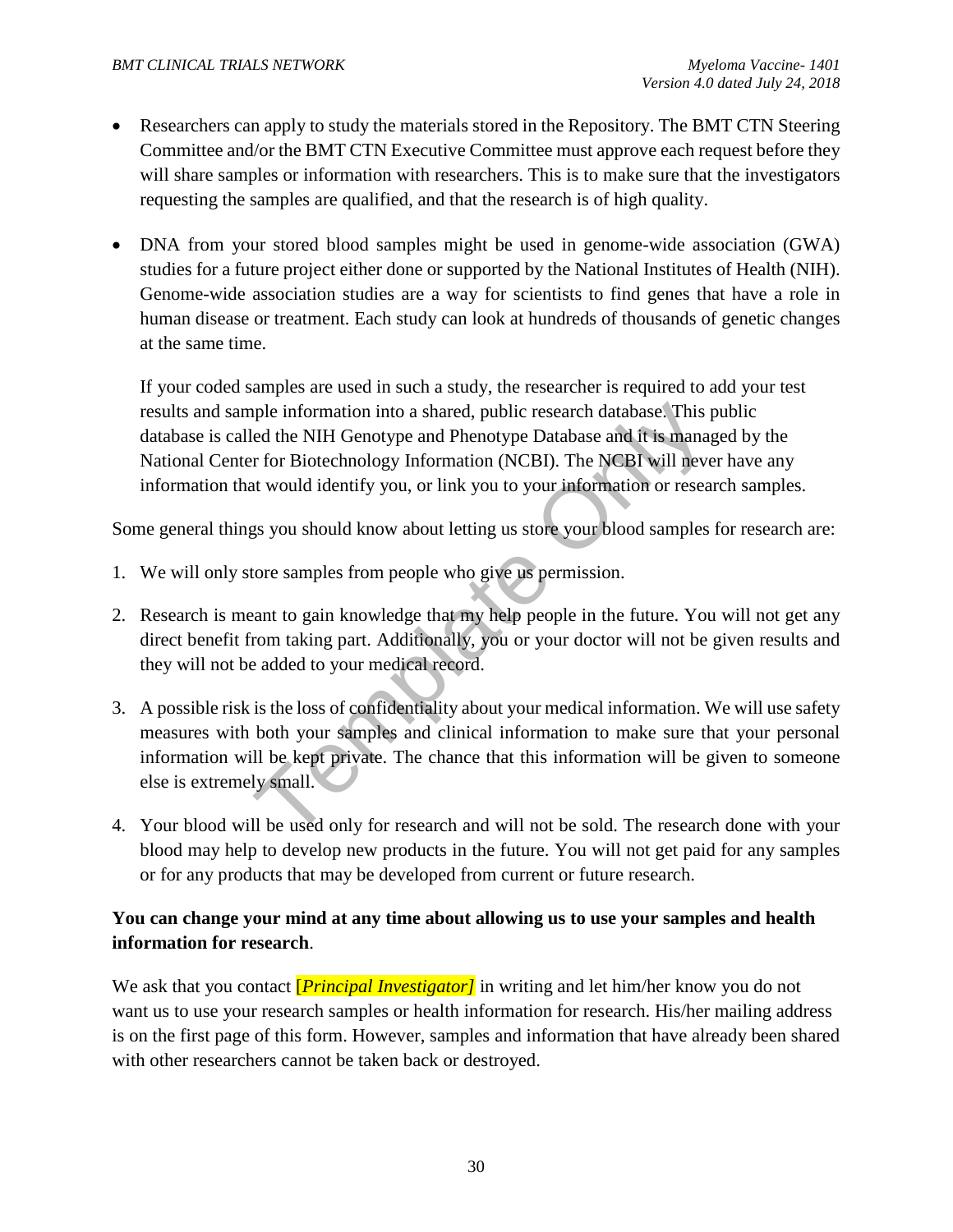- Researchers can apply to study the materials stored in the Repository. The BMT CTN Steering Committee and/or the BMT CTN Executive Committee must approve each request before they will share samples or information with researchers. This is to make sure that the investigators requesting the samples are qualified, and that the research is of high quality.

- DNA from your stored blood samples might be used in genome-wide association (GWA) studies for a future project either done or supported by the National Institutes of Health (NIH). Genome-wide association studies are a way for scientists to find genes that have a role in human disease or treatment. Each study can look at hundreds of thousands of genetic changes at the same time.

  If your coded samples are used in such a study, the researcher is required to add your test results and sample information into a shared, public research database. This public database is called the NIH Genotype and Phenotype Database and it is managed by the National Center for Biotechnology Information (NCBI). The NCBI will never have any information that would identify you, or link you to your information or research samples.

Some general things you should know about letting us store your blood samples for research are:

1. We will only store samples from people who give us permission.

2. Research is meant to gain knowledge that my help people in the future. You will not get any direct benefit from taking part. Additionally, you or your doctor will not be given results and they will not be added to your medical record.

3. A possible risk is the loss of confidentiality about your medical information. We will use safety measures with both your samples and clinical information to make sure that your personal information will be kept private. The chance that this information will be given to someone else is extremely small.

4. Your blood will be used only for research and will not be sold. The research done with your blood may help to develop new products in the future. You will not get paid for any samples or for any products that may be developed from current or future research.

**You can change your mind at any time about allowing us to use your samples and health information for research**.

We ask that you contact *[Principal Investigator]* in writing and let him/her know you do not want us to use your research samples or health information for research. His/her mailing address is on the first page of this form. However, samples and information that have already been shared with other researchers cannot be taken back or destroyed.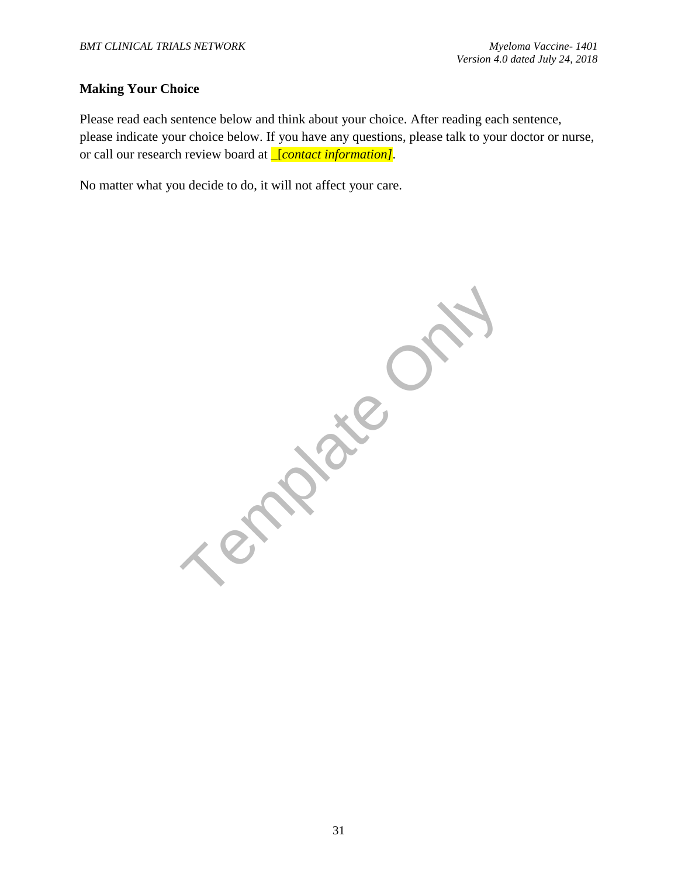## Making Your Choice

Please read each sentence below and think about your choice. After reading each sentence, please indicate your choice below. If you have any questions, please talk to your doctor or nurse, or call our research review board at _[*contact information]*.

No matter what you decide to do, it will not affect your care.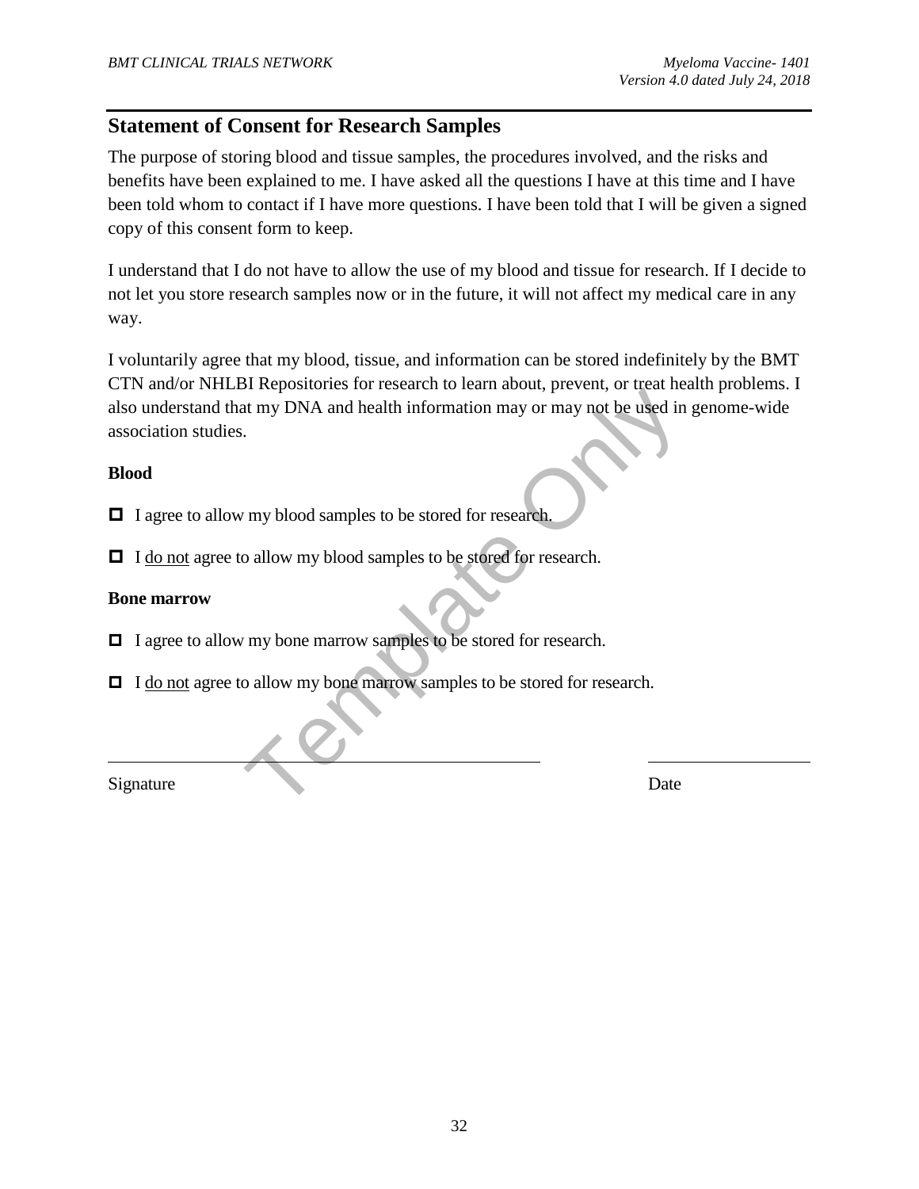## Statement of Consent for Research Samples

The purpose of storing blood and tissue samples, the procedures involved, and the risks and benefits have been explained to me. I have asked all the questions I have at this time and I have been told whom to contact if I have more questions. I have been told that I will be given a signed copy of this consent form to keep.

I understand that I do not have to allow the use of my blood and tissue for research. If I decide to not let you store research samples now or in the future, it will not affect my medical care in any way.

I voluntarily agree that my blood, tissue, and information can be stored indefinitely by the BMT CTN and/or NHLBI Repositories for research to learn about, prevent, or treat health problems. I also understand that my DNA and health information may or may not be used in genome-wide association studies.

**Blood**

- ☐ I agree to allow my blood samples to be stored for research.
- ☐ I <u>do not</u> agree to allow my blood samples to be stored for research.

**Bone marrow**

- ☐ I agree to allow my bone marrow samples to be stored for research.
- ☐ I <u>do not</u> agree to allow my bone marrow samples to be stored for research.

_______________________________________________ &nbsp;&nbsp;&nbsp;&nbsp; ____________________

Signature &nbsp;&nbsp;&nbsp;&nbsp;&nbsp;&nbsp;&nbsp;&nbsp;&nbsp;&nbsp;&nbsp;&nbsp;&nbsp;&nbsp;&nbsp;&nbsp;&nbsp;&nbsp;&nbsp;&nbsp;&nbsp;&nbsp;&nbsp;&nbsp;&nbsp;&nbsp;&nbsp;&nbsp;&nbsp;&nbsp;&nbsp;&nbsp;&nbsp;&nbsp;&nbsp;&nbsp;&nbsp;&nbsp;&nbsp;&nbsp; Date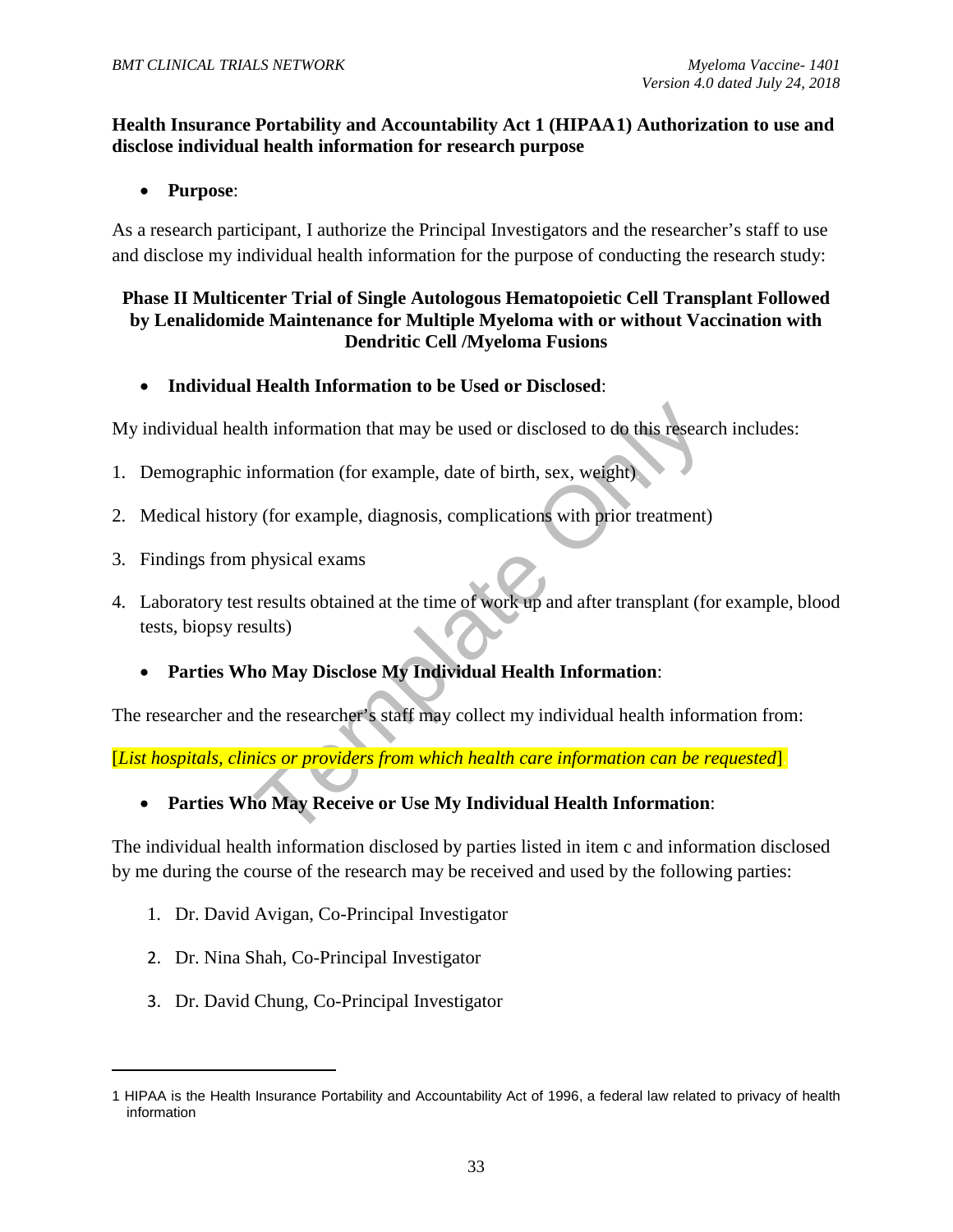**Health Insurance Portability and Accountability Act 1 (HIPAA1) Authorization to use and disclose individual health information for research purpose**

- **Purpose**:

As a research participant, I authorize the Principal Investigators and the researcher's staff to use and disclose my individual health information for the purpose of conducting the research study:

**Phase II Multicenter Trial of Single Autologous Hematopoietic Cell Transplant Followed by Lenalidomide Maintenance for Multiple Myeloma with or without Vaccination with Dendritic Cell /Myeloma Fusions**

- **Individual Health Information to be Used or Disclosed**:

My individual health information that may be used or disclosed to do this research includes:

1. Demographic information (for example, date of birth, sex, weight)
2. Medical history (for example, diagnosis, complications with prior treatment)
3. Findings from physical exams
4. Laboratory test results obtained at the time of work up and after transplant (for example, blood tests, biopsy results)

- **Parties Who May Disclose My Individual Health Information**:

The researcher and the researcher's staff may collect my individual health information from:

[*List hospitals, clinics or providers from which health care information can be requested*].

- **Parties Who May Receive or Use My Individual Health Information**:

The individual health information disclosed by parties listed in item c and information disclosed by me during the course of the research may be received and used by the following parties:

1. Dr. David Avigan, Co-Principal Investigator
2. Dr. Nina Shah, Co-Principal Investigator
3. Dr. David Chung, Co-Principal Investigator

---

1 HIPAA is the Health Insurance Portability and Accountability Act of 1996, a federal law related to privacy of health information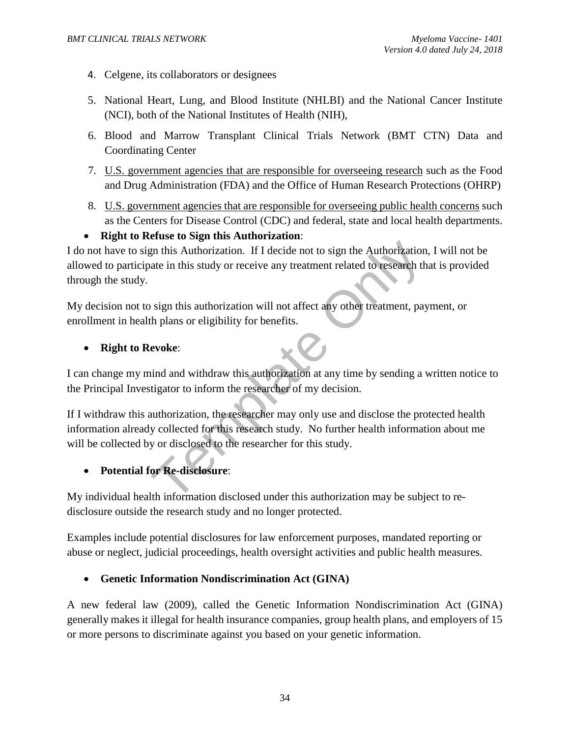4. Celgene, its collaborators or designees
5. National Heart, Lung, and Blood Institute (NHLBI) and the National Cancer Institute (NCI), both of the National Institutes of Health (NIH),
6. Blood and Marrow Transplant Clinical Trials Network (BMT CTN) Data and Coordinating Center
7. U.S. government agencies that are responsible for overseeing research such as the Food and Drug Administration (FDA) and the Office of Human Research Protections (OHRP)
8. U.S. government agencies that are responsible for overseeing public health concerns such as the Centers for Disease Control (CDC) and federal, state and local health departments.

- **Right to Refuse to Sign this Authorization**:

I do not have to sign this Authorization. If I decide not to sign the Authorization, I will not be allowed to participate in this study or receive any treatment related to research that is provided through the study.

My decision not to sign this authorization will not affect any other treatment, payment, or enrollment in health plans or eligibility for benefits.

- **Right to Revoke**:

I can change my mind and withdraw this authorization at any time by sending a written notice to the Principal Investigator to inform the researcher of my decision.

If I withdraw this authorization, the researcher may only use and disclose the protected health information already collected for this research study. No further health information about me will be collected by or disclosed to the researcher for this study.

- **Potential for Re-disclosure**:

My individual health information disclosed under this authorization may be subject to re-disclosure outside the research study and no longer protected.

Examples include potential disclosures for law enforcement purposes, mandated reporting or abuse or neglect, judicial proceedings, health oversight activities and public health measures.

- **Genetic Information Nondiscrimination Act (GINA)**

A new federal law (2009), called the Genetic Information Nondiscrimination Act (GINA) generally makes it illegal for health insurance companies, group health plans, and employers of 15 or more persons to discriminate against you based on your genetic information.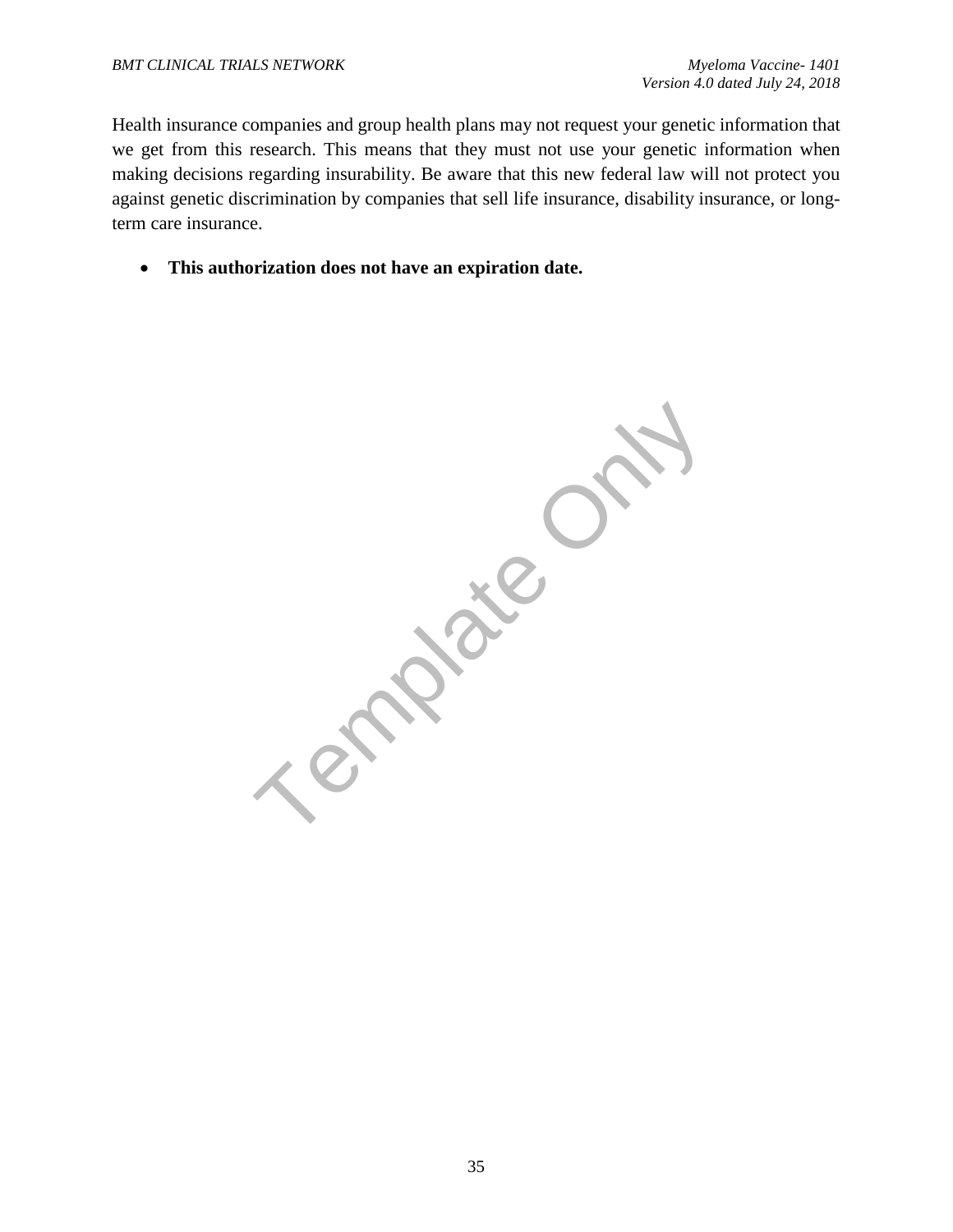Health insurance companies and group health plans may not request your genetic information that we get from this research. This means that they must not use your genetic information when making decisions regarding insurability. Be aware that this new federal law will not protect you against genetic discrimination by companies that sell life insurance, disability insurance, or long-term care insurance.

- **This authorization does not have an expiration date.**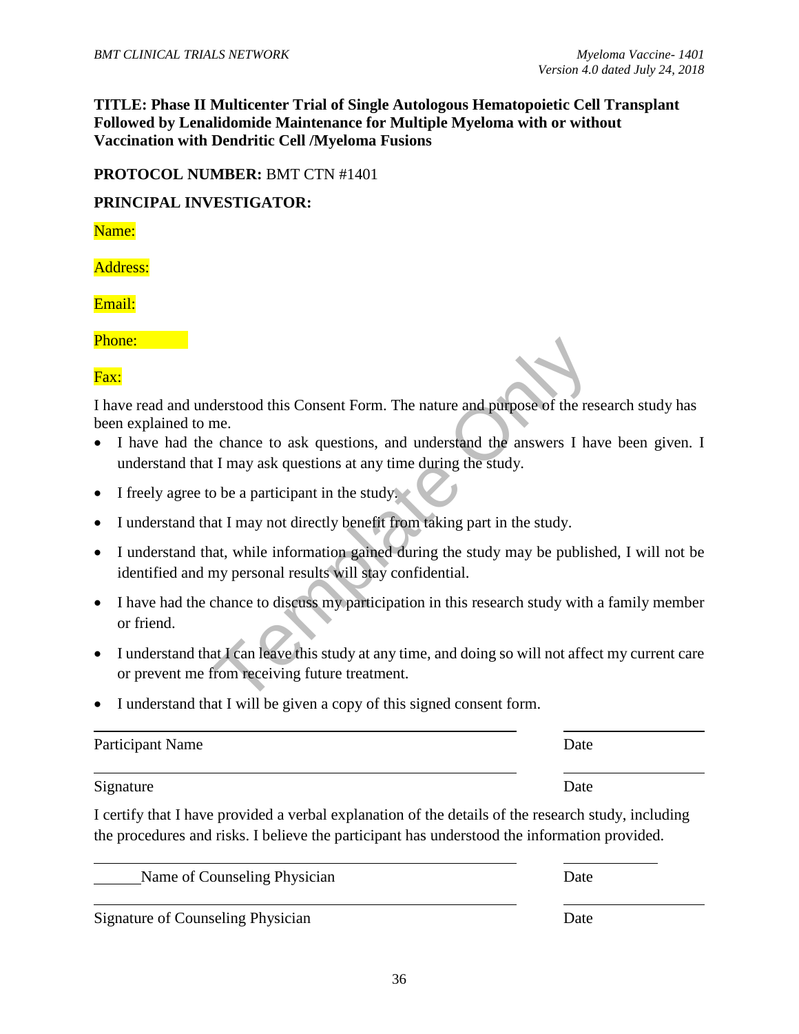**TITLE: Phase II Multicenter Trial of Single Autologous Hematopoietic Cell Transplant Followed by Lenalidomide Maintenance for Multiple Myeloma with or without Vaccination with Dendritic Cell /Myeloma Fusions**

**PROTOCOL NUMBER:** BMT CTN #1401

**PRINCIPAL INVESTIGATOR:**

Name:

Address:

Email:

Phone:

Fax:

I have read and understood this Consent Form. The nature and purpose of the research study has been explained to me.

- I have had the chance to ask questions, and understand the answers I have been given. I understand that I may ask questions at any time during the study.
- I freely agree to be a participant in the study.
- I understand that I may not directly benefit from taking part in the study.
- I understand that, while information gained during the study may be published, I will not be identified and my personal results will stay confidential.
- I have had the chance to discuss my participation in this research study with a family member or friend.
- I understand that I can leave this study at any time, and doing so will not affect my current care or prevent me from receiving future treatment.
- I understand that I will be given a copy of this signed consent form.

| | |
|---|---|
| Participant Name | Date |
| Signature | Date |

I certify that I have provided a verbal explanation of the details of the research study, including the procedures and risks. I believe the participant has understood the information provided.

| | |
|---|---|
| Name of Counseling Physician | Date |
| Signature of Counseling Physician | Date |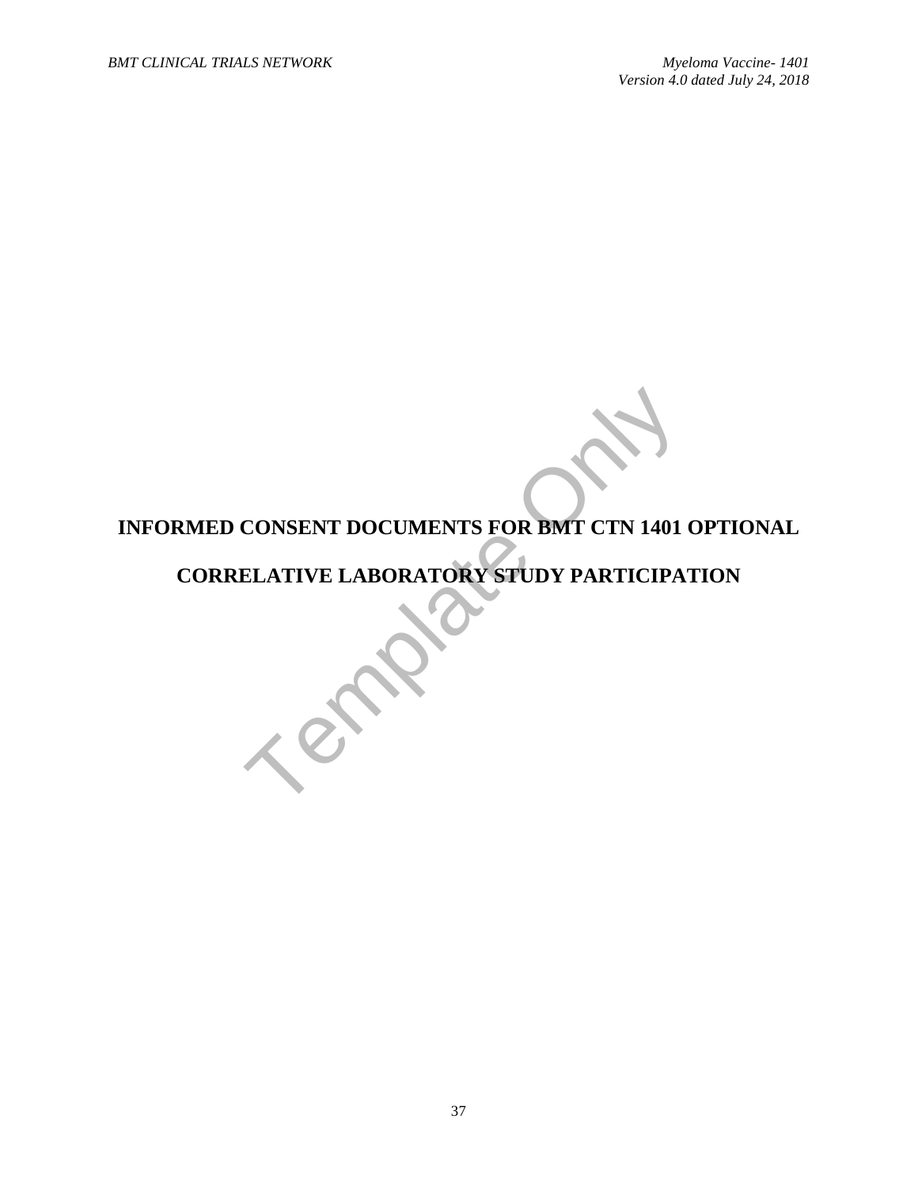# INFORMED CONSENT DOCUMENTS FOR BMT CTN 1401 OPTIONAL CORRELATIVE LABORATORY STUDY PARTICIPATION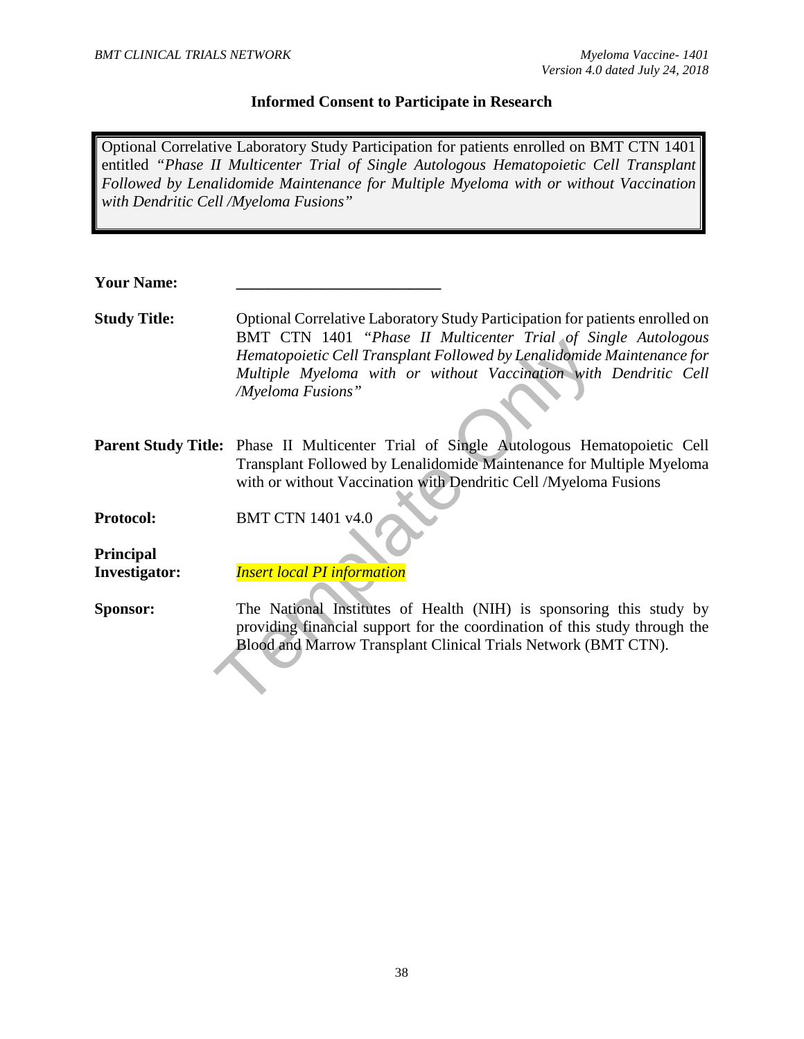**Informed Consent to Participate in Research**

> Optional Correlative Laboratory Study Participation for patients enrolled on BMT CTN 1401 entitled *"Phase II Multicenter Trial of Single Autologous Hematopoietic Cell Transplant Followed by Lenalidomide Maintenance for Multiple Myeloma with or without Vaccination with Dendritic Cell /Myeloma Fusions"*

**Your Name:** \_\_\_\_\_\_\_\_\_\_\_\_\_\_\_\_\_\_\_\_\_\_\_\_\_\_

**Study Title:** Optional Correlative Laboratory Study Participation for patients enrolled on BMT CTN 1401 *"Phase II Multicenter Trial of Single Autologous Hematopoietic Cell Transplant Followed by Lenalidomide Maintenance for Multiple Myeloma with or without Vaccination with Dendritic Cell /Myeloma Fusions"*

**Parent Study Title:** Phase II Multicenter Trial of Single Autologous Hematopoietic Cell Transplant Followed by Lenalidomide Maintenance for Multiple Myeloma with or without Vaccination with Dendritic Cell /Myeloma Fusions

**Protocol:** BMT CTN 1401 v4.0

**Principal Investigator:** *Insert local PI information*

**Sponsor:** The National Institutes of Health (NIH) is sponsoring this study by providing financial support for the coordination of this study through the Blood and Marrow Transplant Clinical Trials Network (BMT CTN).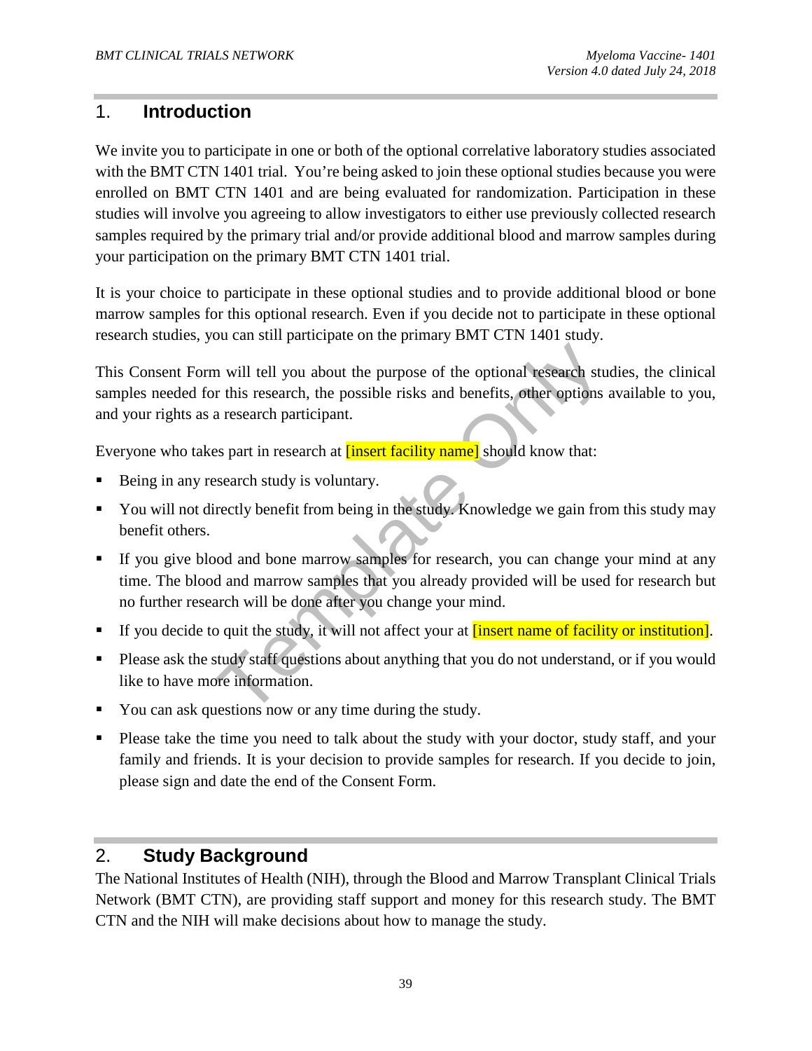## 1. Introduction

We invite you to participate in one or both of the optional correlative laboratory studies associated with the BMT CTN 1401 trial. You're being asked to join these optional studies because you were enrolled on BMT CTN 1401 and are being evaluated for randomization. Participation in these studies will involve you agreeing to allow investigators to either use previously collected research samples required by the primary trial and/or provide additional blood and marrow samples during your participation on the primary BMT CTN 1401 trial.

It is your choice to participate in these optional studies and to provide additional blood or bone marrow samples for this optional research. Even if you decide not to participate in these optional research studies, you can still participate on the primary BMT CTN 1401 study.

This Consent Form will tell you about the purpose of the optional research studies, the clinical samples needed for this research, the possible risks and benefits, other options available to you, and your rights as a research participant.

Everyone who takes part in research at [insert facility name] should know that:

- Being in any research study is voluntary.
- You will not directly benefit from being in the study. Knowledge we gain from this study may benefit others.
- If you give blood and bone marrow samples for research, you can change your mind at any time. The blood and marrow samples that you already provided will be used for research but no further research will be done after you change your mind.
- If you decide to quit the study, it will not affect your at [insert name of facility or institution].
- Please ask the study staff questions about anything that you do not understand, or if you would like to have more information.
- You can ask questions now or any time during the study.
- Please take the time you need to talk about the study with your doctor, study staff, and your family and friends. It is your decision to provide samples for research. If you decide to join, please sign and date the end of the Consent Form.

## 2. Study Background

The National Institutes of Health (NIH), through the Blood and Marrow Transplant Clinical Trials Network (BMT CTN), are providing staff support and money for this research study. The BMT CTN and the NIH will make decisions about how to manage the study.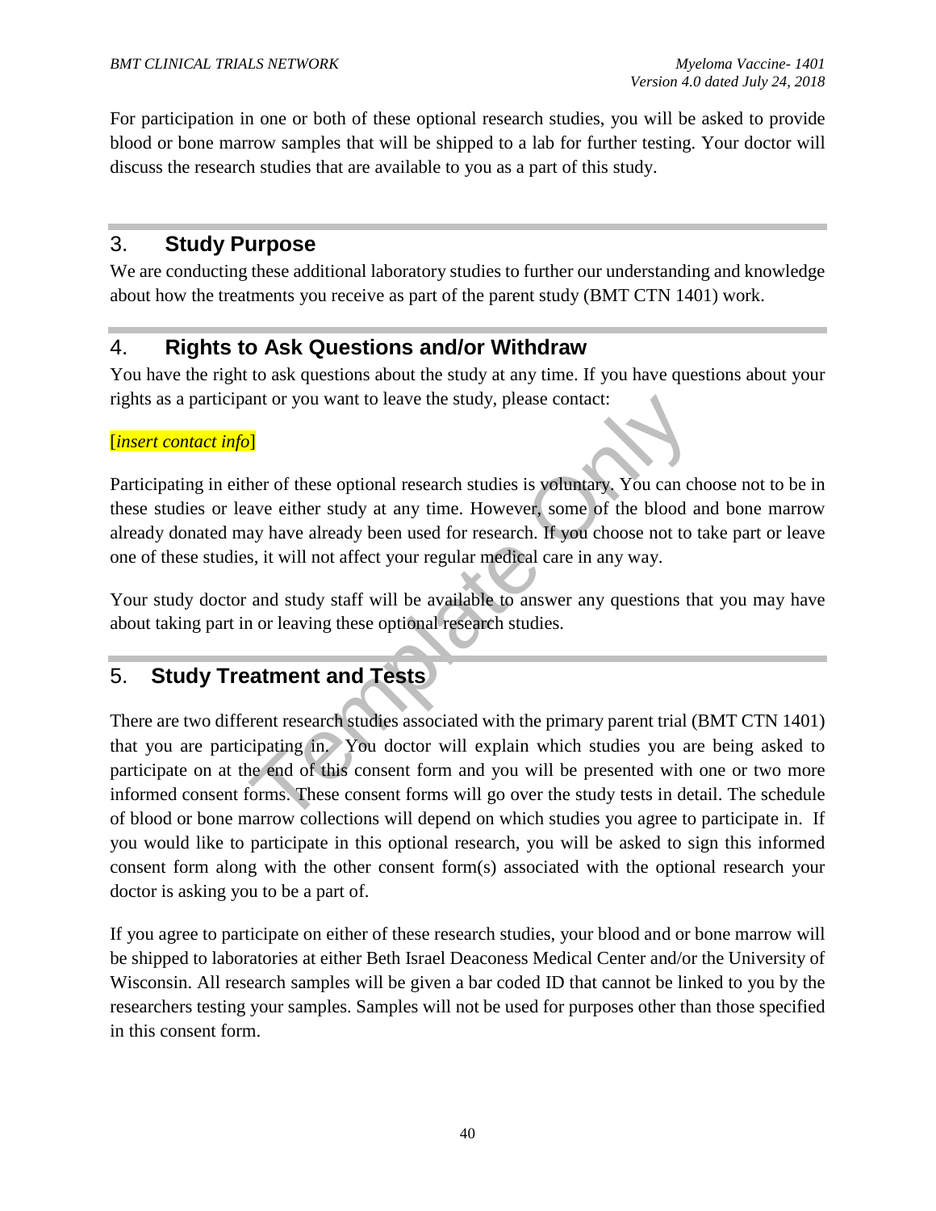For participation in one or both of these optional research studies, you will be asked to provide blood or bone marrow samples that will be shipped to a lab for further testing. Your doctor will discuss the research studies that are available to you as a part of this study.

## 3. Study Purpose

We are conducting these additional laboratory studies to further our understanding and knowledge about how the treatments you receive as part of the parent study (BMT CTN 1401) work.

## 4. Rights to Ask Questions and/or Withdraw

You have the right to ask questions about the study at any time. If you have questions about your rights as a participant or you want to leave the study, please contact:

[*insert contact info*]

Participating in either of these optional research studies is voluntary. You can choose not to be in these studies or leave either study at any time. However, some of the blood and bone marrow already donated may have already been used for research. If you choose not to take part or leave one of these studies, it will not affect your regular medical care in any way.

Your study doctor and study staff will be available to answer any questions that you may have about taking part in or leaving these optional research studies.

## 5. Study Treatment and Tests

There are two different research studies associated with the primary parent trial (BMT CTN 1401) that you are participating in. You doctor will explain which studies you are being asked to participate on at the end of this consent form and you will be presented with one or two more informed consent forms. These consent forms will go over the study tests in detail. The schedule of blood or bone marrow collections will depend on which studies you agree to participate in. If you would like to participate in this optional research, you will be asked to sign this informed consent form along with the other consent form(s) associated with the optional research your doctor is asking you to be a part of.

If you agree to participate on either of these research studies, your blood and or bone marrow will be shipped to laboratories at either Beth Israel Deaconess Medical Center and/or the University of Wisconsin. All research samples will be given a bar coded ID that cannot be linked to you by the researchers testing your samples. Samples will not be used for purposes other than those specified in this consent form.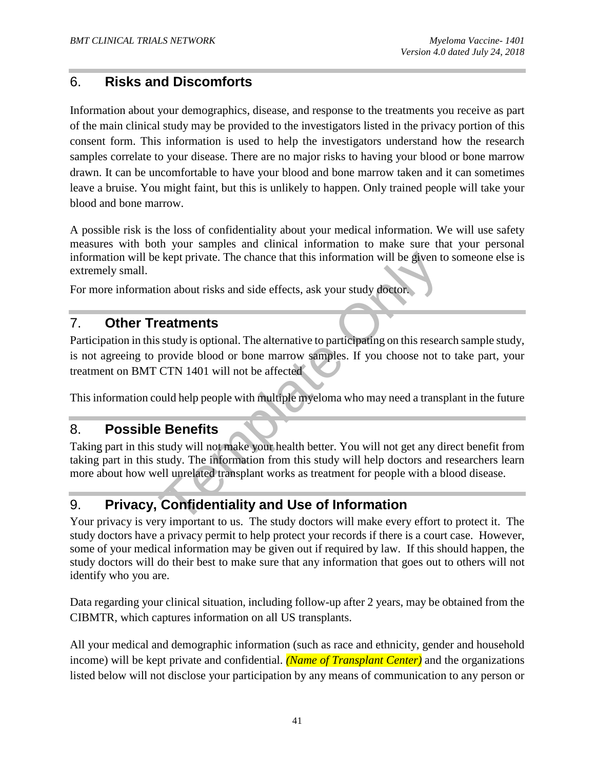## 6. Risks and Discomforts

Information about your demographics, disease, and response to the treatments you receive as part of the main clinical study may be provided to the investigators listed in the privacy portion of this consent form. This information is used to help the investigators understand how the research samples correlate to your disease. There are no major risks to having your blood or bone marrow drawn. It can be uncomfortable to have your blood and bone marrow taken and it can sometimes leave a bruise. You might faint, but this is unlikely to happen. Only trained people will take your blood and bone marrow.

A possible risk is the loss of confidentiality about your medical information. We will use safety measures with both your samples and clinical information to make sure that your personal information will be kept private. The chance that this information will be given to someone else is extremely small.

For more information about risks and side effects, ask your study doctor.

## 7. Other Treatments

Participation in this study is optional. The alternative to participating on this research sample study, is not agreeing to provide blood or bone marrow samples. If you choose not to take part, your treatment on BMT CTN 1401 will not be affected

This information could help people with multiple myeloma who may need a transplant in the future

## 8. Possible Benefits

Taking part in this study will not make your health better. You will not get any direct benefit from taking part in this study. The information from this study will help doctors and researchers learn more about how well unrelated transplant works as treatment for people with a blood disease.

## 9. Privacy, Confidentiality and Use of Information

Your privacy is very important to us. The study doctors will make every effort to protect it. The study doctors have a privacy permit to help protect your records if there is a court case. However, some of your medical information may be given out if required by law. If this should happen, the study doctors will do their best to make sure that any information that goes out to others will not identify who you are.

Data regarding your clinical situation, including follow-up after 2 years, may be obtained from the CIBMTR, which captures information on all US transplants.

All your medical and demographic information (such as race and ethnicity, gender and household income) will be kept private and confidential. *(Name of Transplant Center)* and the organizations listed below will not disclose your participation by any means of communication to any person or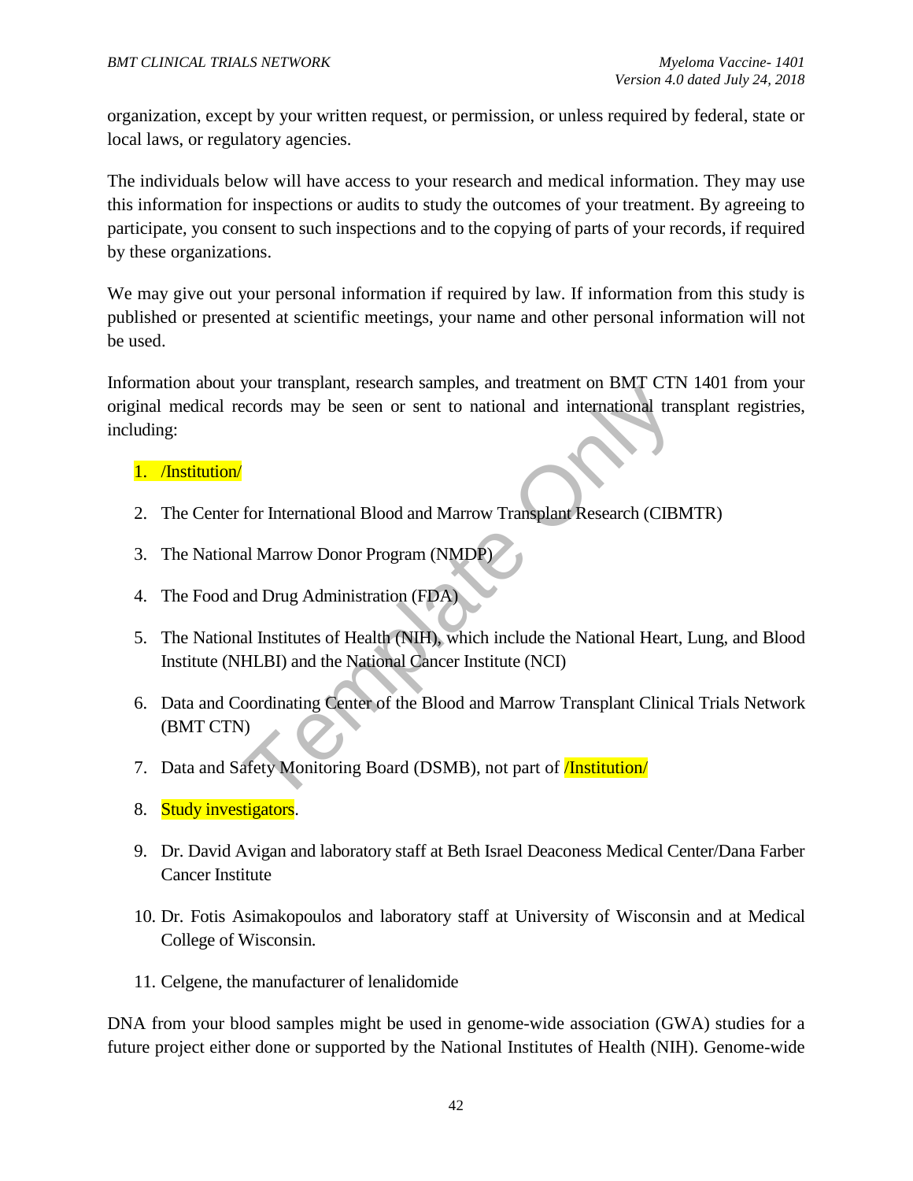organization, except by your written request, or permission, or unless required by federal, state or local laws, or regulatory agencies.

The individuals below will have access to your research and medical information. They may use this information for inspections or audits to study the outcomes of your treatment. By agreeing to participate, you consent to such inspections and to the copying of parts of your records, if required by these organizations.

We may give out your personal information if required by law. If information from this study is published or presented at scientific meetings, your name and other personal information will not be used.

Information about your transplant, research samples, and treatment on BMT CTN 1401 from your original medical records may be seen or sent to national and international transplant registries, including:

1. /Institution/
2. The Center for International Blood and Marrow Transplant Research (CIBMTR)
3. The National Marrow Donor Program (NMDP)
4. The Food and Drug Administration (FDA)
5. The National Institutes of Health (NIH), which include the National Heart, Lung, and Blood Institute (NHLBI) and the National Cancer Institute (NCI)
6. Data and Coordinating Center of the Blood and Marrow Transplant Clinical Trials Network (BMT CTN)
7. Data and Safety Monitoring Board (DSMB), not part of /Institution/
8. Study investigators.
9. Dr. David Avigan and laboratory staff at Beth Israel Deaconess Medical Center/Dana Farber Cancer Institute
10. Dr. Fotis Asimakopoulos and laboratory staff at University of Wisconsin and at Medical College of Wisconsin.
11. Celgene, the manufacturer of lenalidomide

DNA from your blood samples might be used in genome-wide association (GWA) studies for a future project either done or supported by the National Institutes of Health (NIH). Genome-wide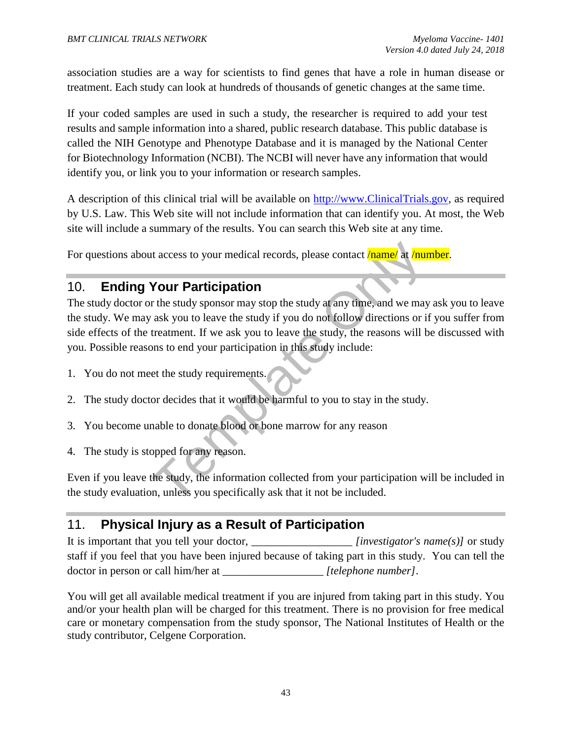association studies are a way for scientists to find genes that have a role in human disease or treatment. Each study can look at hundreds of thousands of genetic changes at the same time.

If your coded samples are used in such a study, the researcher is required to add your test results and sample information into a shared, public research database. This public database is called the NIH Genotype and Phenotype Database and it is managed by the National Center for Biotechnology Information (NCBI). The NCBI will never have any information that would identify you, or link you to your information or research samples.

A description of this clinical trial will be available on http://www.ClinicalTrials.gov, as required by U.S. Law. This Web site will not include information that can identify you. At most, the Web site will include a summary of the results. You can search this Web site at any time.

For questions about access to your medical records, please contact /name/ at /number.

## 10. Ending Your Participation

The study doctor or the study sponsor may stop the study at any time, and we may ask you to leave the study. We may ask you to leave the study if you do not follow directions or if you suffer from side effects of the treatment. If we ask you to leave the study, the reasons will be discussed with you. Possible reasons to end your participation in this study include:

1. You do not meet the study requirements.
2. The study doctor decides that it would be harmful to you to stay in the study.
3. You become unable to donate blood or bone marrow for any reason
4. The study is stopped for any reason.

Even if you leave the study, the information collected from your participation will be included in the study evaluation, unless you specifically ask that it not be included.

## 11. Physical Injury as a Result of Participation

It is important that you tell your doctor, _________________ *[investigator's name(s)]* or study staff if you feel that you have been injured because of taking part in this study. You can tell the doctor in person or call him/her at _________________ *[telephone number]*.

You will get all available medical treatment if you are injured from taking part in this study. You and/or your health plan will be charged for this treatment. There is no provision for free medical care or monetary compensation from the study sponsor, The National Institutes of Health or the study contributor, Celgene Corporation.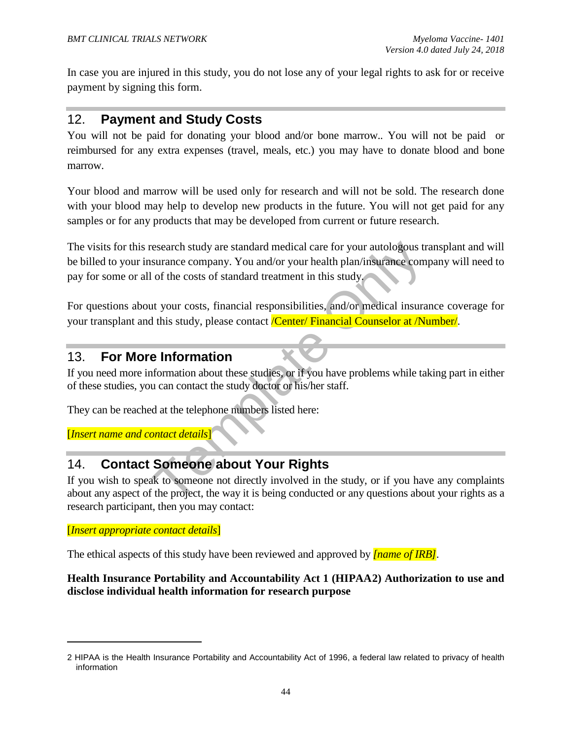In case you are injured in this study, you do not lose any of your legal rights to ask for or receive payment by signing this form.

## 12. Payment and Study Costs

You will not be paid for donating your blood and/or bone marrow.. You will not be paid or reimbursed for any extra expenses (travel, meals, etc.) you may have to donate blood and bone marrow.

Your blood and marrow will be used only for research and will not be sold. The research done with your blood may help to develop new products in the future. You will not get paid for any samples or for any products that may be developed from current or future research.

The visits for this research study are standard medical care for your autologous transplant and will be billed to your insurance company. You and/or your health plan/insurance company will need to pay for some or all of the costs of standard treatment in this study.

For questions about your costs, financial responsibilities, and/or medical insurance coverage for your transplant and this study, please contact /Center/ Financial Counselor at /Number/.

## 13. For More Information

If you need more information about these studies, or if you have problems while taking part in either of these studies, you can contact the study doctor or his/her staff.

They can be reached at the telephone numbers listed here:

[*Insert name and contact details*]

## 14. Contact Someone about Your Rights

If you wish to speak to someone not directly involved in the study, or if you have any complaints about any aspect of the project, the way it is being conducted or any questions about your rights as a research participant, then you may contact:

[*Insert appropriate contact details*]

The ethical aspects of this study have been reviewed and approved by ***[name of IRB]***.

**Health Insurance Portability and Accountability Act 1 (HIPAA2) Authorization to use and disclose individual health information for research purpose**

---

2 HIPAA is the Health Insurance Portability and Accountability Act of 1996, a federal law related to privacy of health information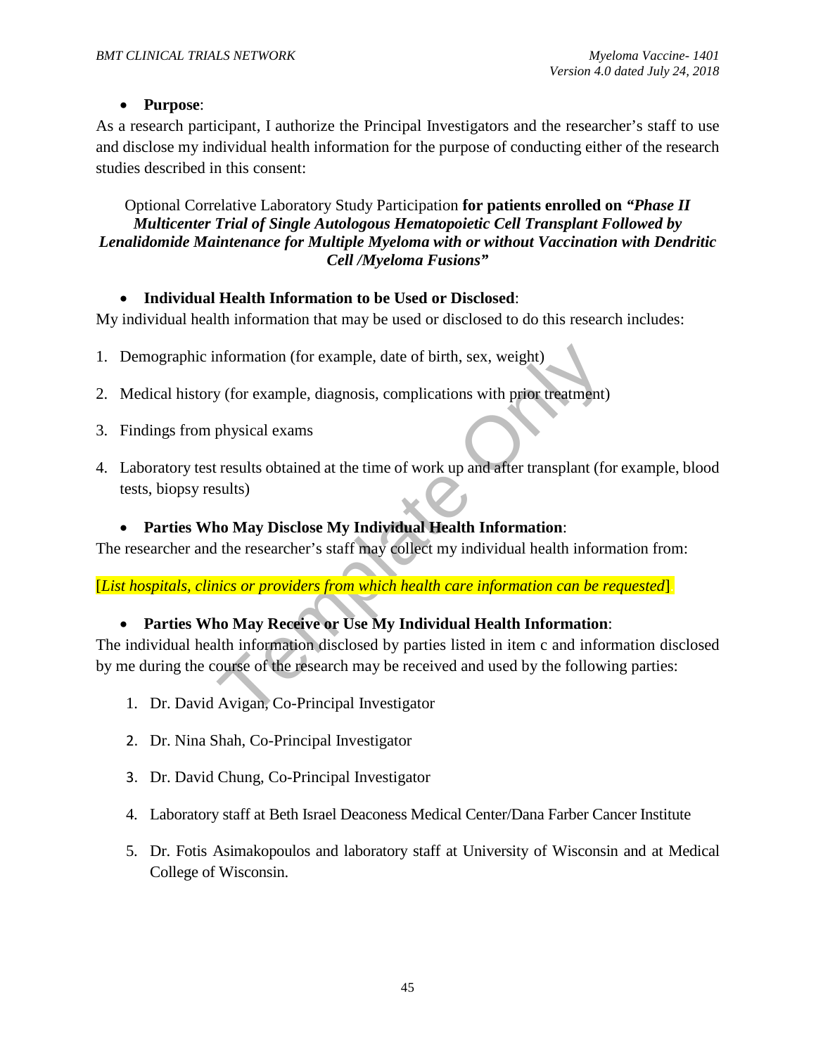- **Purpose**:

As a research participant, I authorize the Principal Investigators and the researcher's staff to use and disclose my individual health information for the purpose of conducting either of the research studies described in this consent:

Optional Correlative Laboratory Study Participation **for patients enrolled on *"Phase II Multicenter Trial of Single Autologous Hematopoietic Cell Transplant Followed by Lenalidomide Maintenance for Multiple Myeloma with or without Vaccination with Dendritic Cell /Myeloma Fusions"***

- **Individual Health Information to be Used or Disclosed**:

My individual health information that may be used or disclosed to do this research includes:

1. Demographic information (for example, date of birth, sex, weight)
2. Medical history (for example, diagnosis, complications with prior treatment)
3. Findings from physical exams
4. Laboratory test results obtained at the time of work up and after transplant (for example, blood tests, biopsy results)

- **Parties Who May Disclose My Individual Health Information**:

The researcher and the researcher's staff may collect my individual health information from:

[*List hospitals, clinics or providers from which health care information can be requested*].

- **Parties Who May Receive or Use My Individual Health Information**:

The individual health information disclosed by parties listed in item c and information disclosed by me during the course of the research may be received and used by the following parties:

1. Dr. David Avigan, Co-Principal Investigator
2. Dr. Nina Shah, Co-Principal Investigator
3. Dr. David Chung, Co-Principal Investigator
4. Laboratory staff at Beth Israel Deaconess Medical Center/Dana Farber Cancer Institute
5. Dr. Fotis Asimakopoulos and laboratory staff at University of Wisconsin and at Medical College of Wisconsin.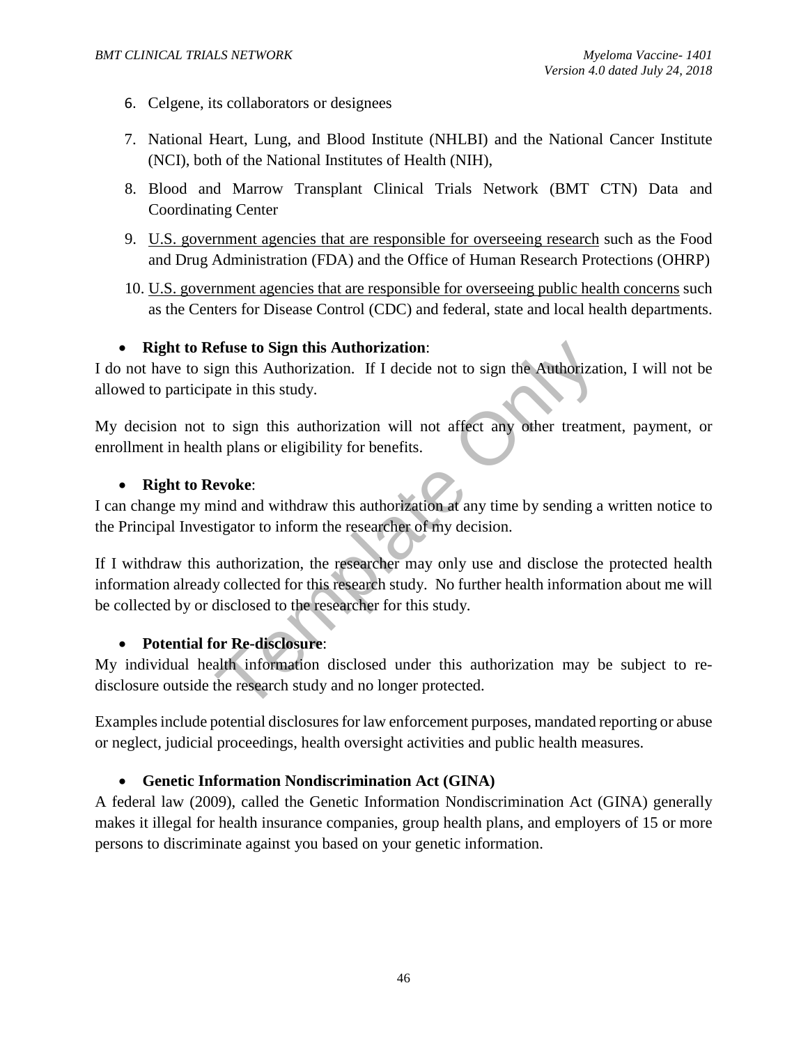6. Celgene, its collaborators or designees

7. National Heart, Lung, and Blood Institute (NHLBI) and the National Cancer Institute (NCI), both of the National Institutes of Health (NIH),

8. Blood and Marrow Transplant Clinical Trials Network (BMT CTN) Data and Coordinating Center

9. U.S. government agencies that are responsible for overseeing research such as the Food and Drug Administration (FDA) and the Office of Human Research Protections (OHRP)

10. U.S. government agencies that are responsible for overseeing public health concerns such as the Centers for Disease Control (CDC) and federal, state and local health departments.

- **Right to Refuse to Sign this Authorization**:

I do not have to sign this Authorization. If I decide not to sign the Authorization, I will not be allowed to participate in this study.

My decision not to sign this authorization will not affect any other treatment, payment, or enrollment in health plans or eligibility for benefits.

- **Right to Revoke**:

I can change my mind and withdraw this authorization at any time by sending a written notice to the Principal Investigator to inform the researcher of my decision.

If I withdraw this authorization, the researcher may only use and disclose the protected health information already collected for this research study. No further health information about me will be collected by or disclosed to the researcher for this study.

- **Potential for Re-disclosure**:

My individual health information disclosed under this authorization may be subject to re-disclosure outside the research study and no longer protected.

Examples include potential disclosures for law enforcement purposes, mandated reporting or abuse or neglect, judicial proceedings, health oversight activities and public health measures.

- **Genetic Information Nondiscrimination Act (GINA)**

A federal law (2009), called the Genetic Information Nondiscrimination Act (GINA) generally makes it illegal for health insurance companies, group health plans, and employers of 15 or more persons to discriminate against you based on your genetic information.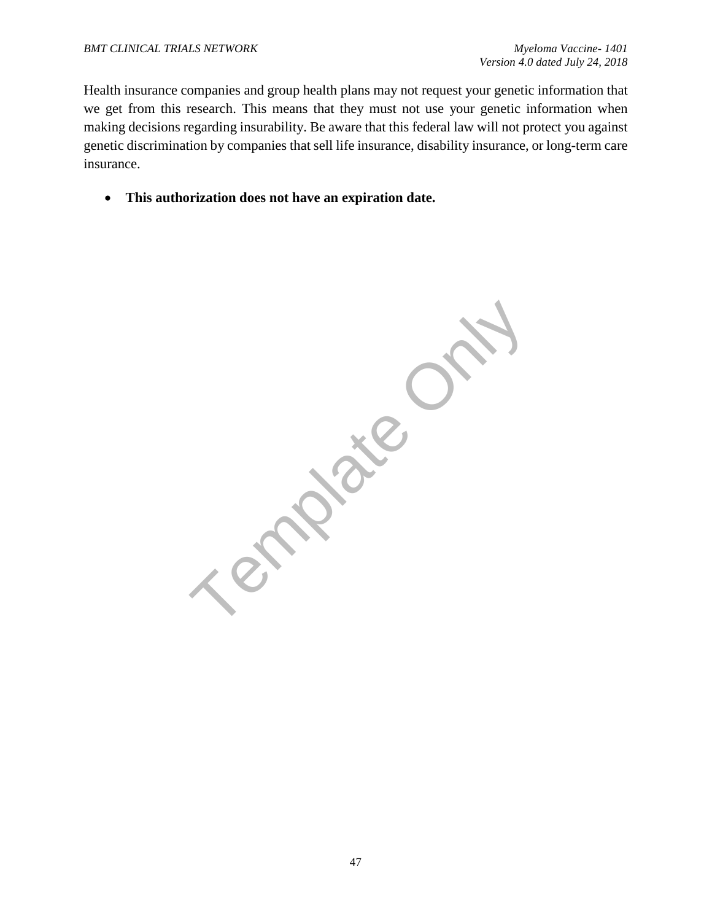Health insurance companies and group health plans may not request your genetic information that we get from this research. This means that they must not use your genetic information when making decisions regarding insurability. Be aware that this federal law will not protect you against genetic discrimination by companies that sell life insurance, disability insurance, or long-term care insurance.

- **This authorization does not have an expiration date.**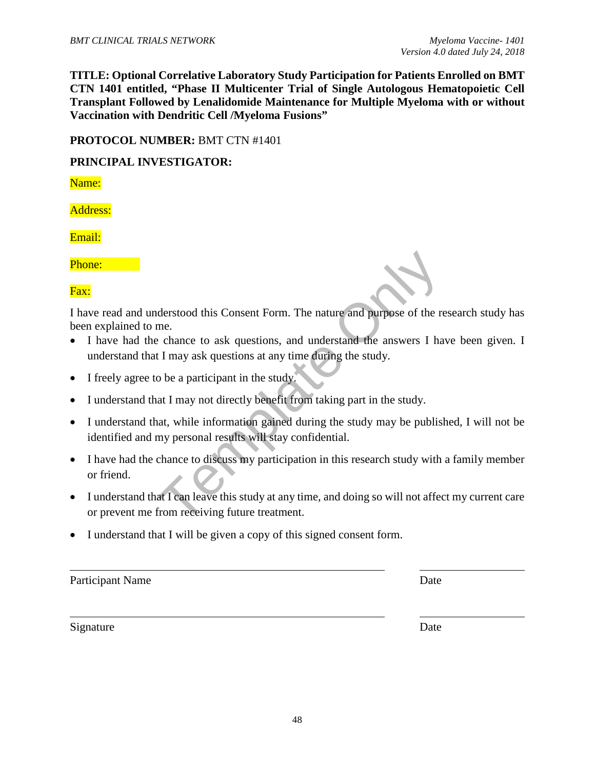**TITLE: Optional Correlative Laboratory Study Participation for Patients Enrolled on BMT CTN 1401 entitled, "Phase II Multicenter Trial of Single Autologous Hematopoietic Cell Transplant Followed by Lenalidomide Maintenance for Multiple Myeloma with or without Vaccination with Dendritic Cell /Myeloma Fusions"**

**PROTOCOL NUMBER:** BMT CTN #1401

**PRINCIPAL INVESTIGATOR:**

Name:

Address:

Email:

Phone:

Fax:

I have read and understood this Consent Form. The nature and purpose of the research study has been explained to me.

- I have had the chance to ask questions, and understand the answers I have been given. I understand that I may ask questions at any time during the study.
- I freely agree to be a participant in the study.
- I understand that I may not directly benefit from taking part in the study.
- I understand that, while information gained during the study may be published, I will not be identified and my personal results will stay confidential.
- I have had the chance to discuss my participation in this research study with a family member or friend.
- I understand that I can leave this study at any time, and doing so will not affect my current care or prevent me from receiving future treatment.
- I understand that I will be given a copy of this signed consent form.

\_\_\_\_\_\_\_\_\_\_\_\_\_\_\_\_\_\_\_\_\_\_\_\_\_\_\_\_\_\_\_\_\_\_\_\_\_\_\_\_ \_\_\_\_\_\_\_\_\_\_\_\_\_\_\_\_
Participant Name Date

\_\_\_\_\_\_\_\_\_\_\_\_\_\_\_\_\_\_\_\_\_\_\_\_\_\_\_\_\_\_\_\_\_\_\_\_\_\_\_\_ \_\_\_\_\_\_\_\_\_\_\_\_\_\_\_\_
Signature Date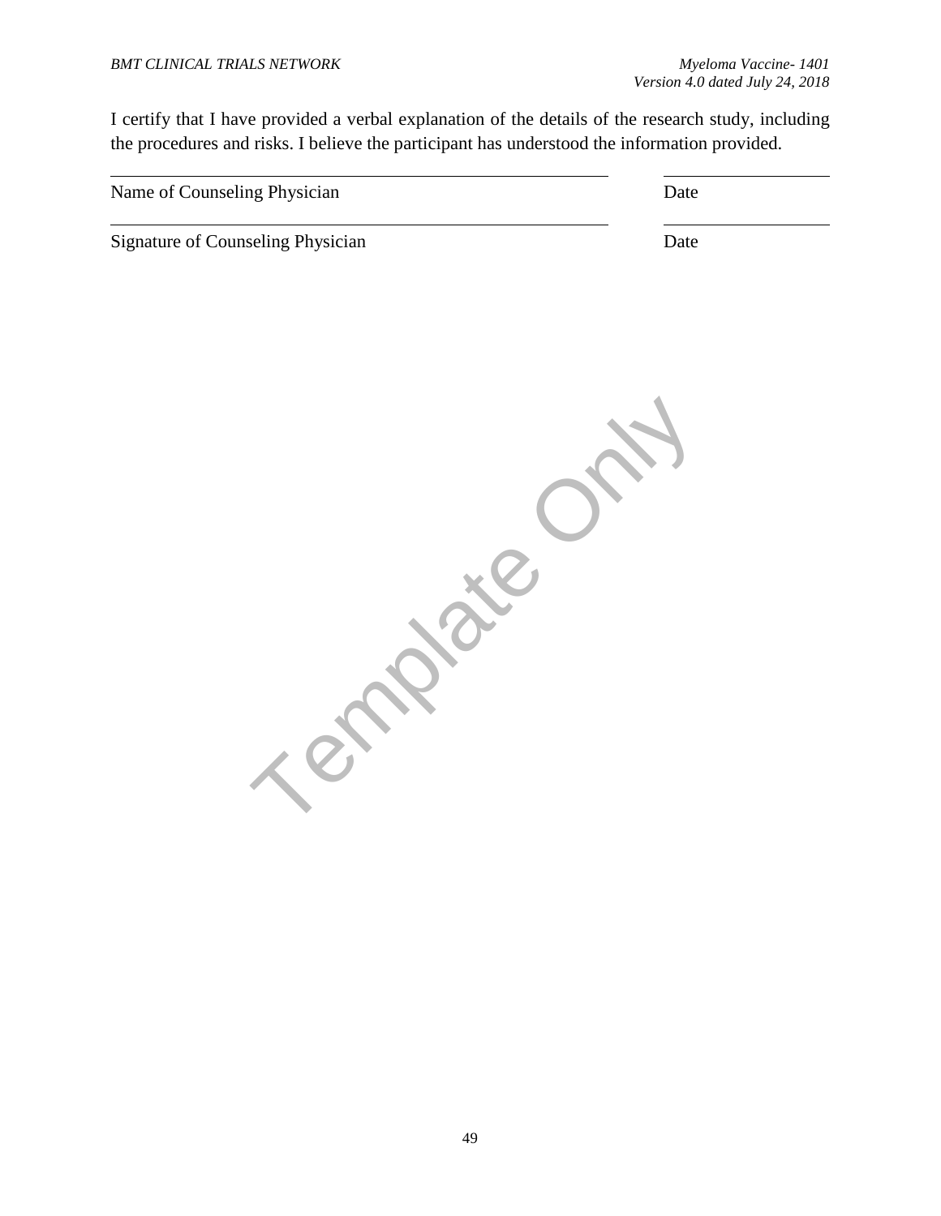I certify that I have provided a verbal explanation of the details of the research study, including the procedures and risks. I believe the participant has understood the information provided.

_______________________________________________ ______________

Name of Counseling Physician Date

_______________________________________________ ______________

Signature of Counseling Physician Date

Template Only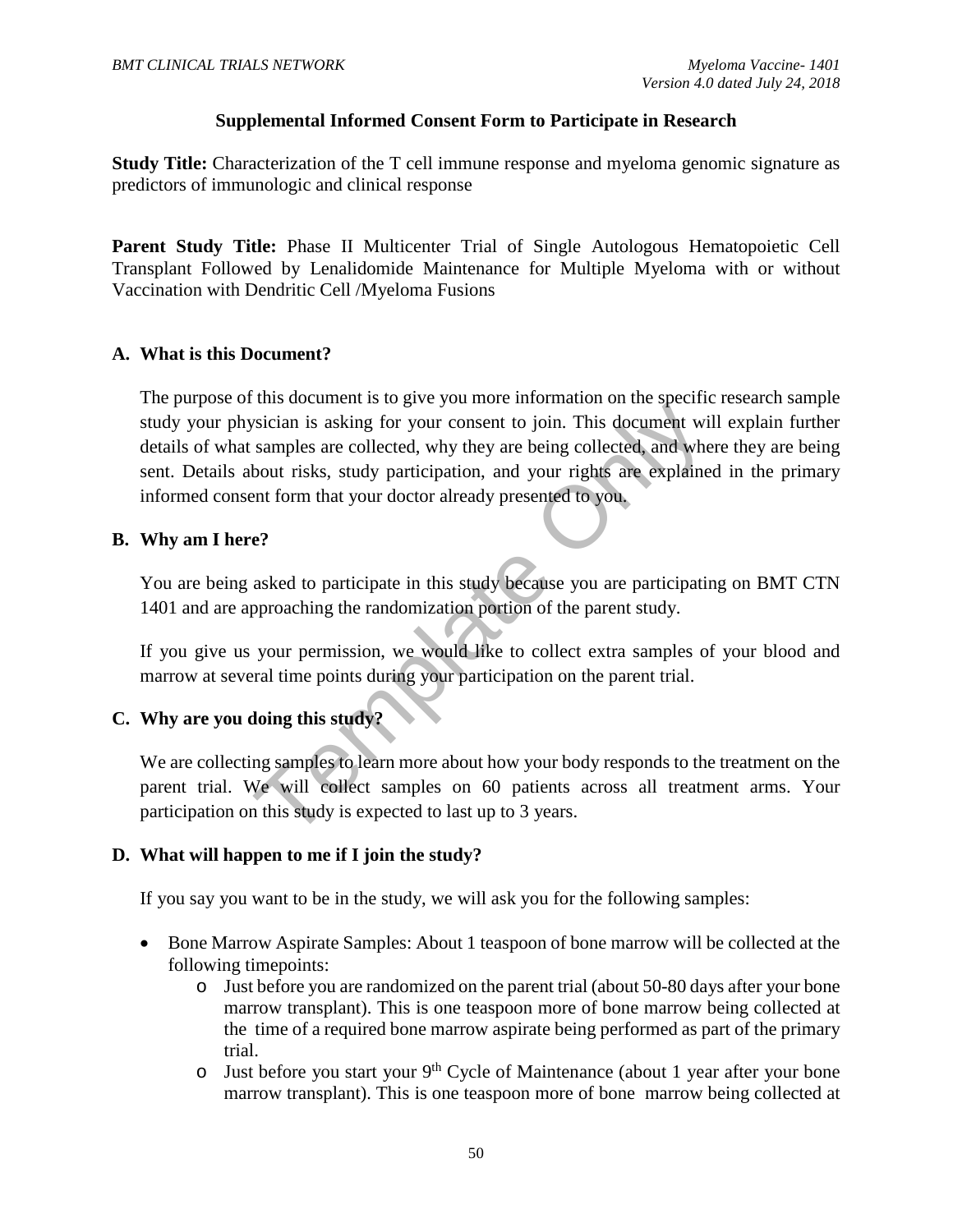## Supplemental Informed Consent Form to Participate in Research

**Study Title:** Characterization of the T cell immune response and myeloma genomic signature as predictors of immunologic and clinical response

**Parent Study Title:** Phase II Multicenter Trial of Single Autologous Hematopoietic Cell Transplant Followed by Lenalidomide Maintenance for Multiple Myeloma with or without Vaccination with Dendritic Cell /Myeloma Fusions

### A. What is this Document?

The purpose of this document is to give you more information on the specific research sample study your physician is asking for your consent to join. This document will explain further details of what samples are collected, why they are being collected, and where they are being sent. Details about risks, study participation, and your rights are explained in the primary informed consent form that your doctor already presented to you.

### B. Why am I here?

You are being asked to participate in this study because you are participating on BMT CTN 1401 and are approaching the randomization portion of the parent study.

If you give us your permission, we would like to collect extra samples of your blood and marrow at several time points during your participation on the parent trial.

### C. Why are you doing this study?

We are collecting samples to learn more about how your body responds to the treatment on the parent trial. We will collect samples on 60 patients across all treatment arms. Your participation on this study is expected to last up to 3 years.

### D. What will happen to me if I join the study?

If you say you want to be in the study, we will ask you for the following samples:

- Bone Marrow Aspirate Samples: About 1 teaspoon of bone marrow will be collected at the following timepoints:
  - Just before you are randomized on the parent trial (about 50-80 days after your bone marrow transplant). This is one teaspoon more of bone marrow being collected at the time of a required bone marrow aspirate being performed as part of the primary trial.
  - Just before you start your 9th Cycle of Maintenance (about 1 year after your bone marrow transplant). This is one teaspoon more of bone marrow being collected at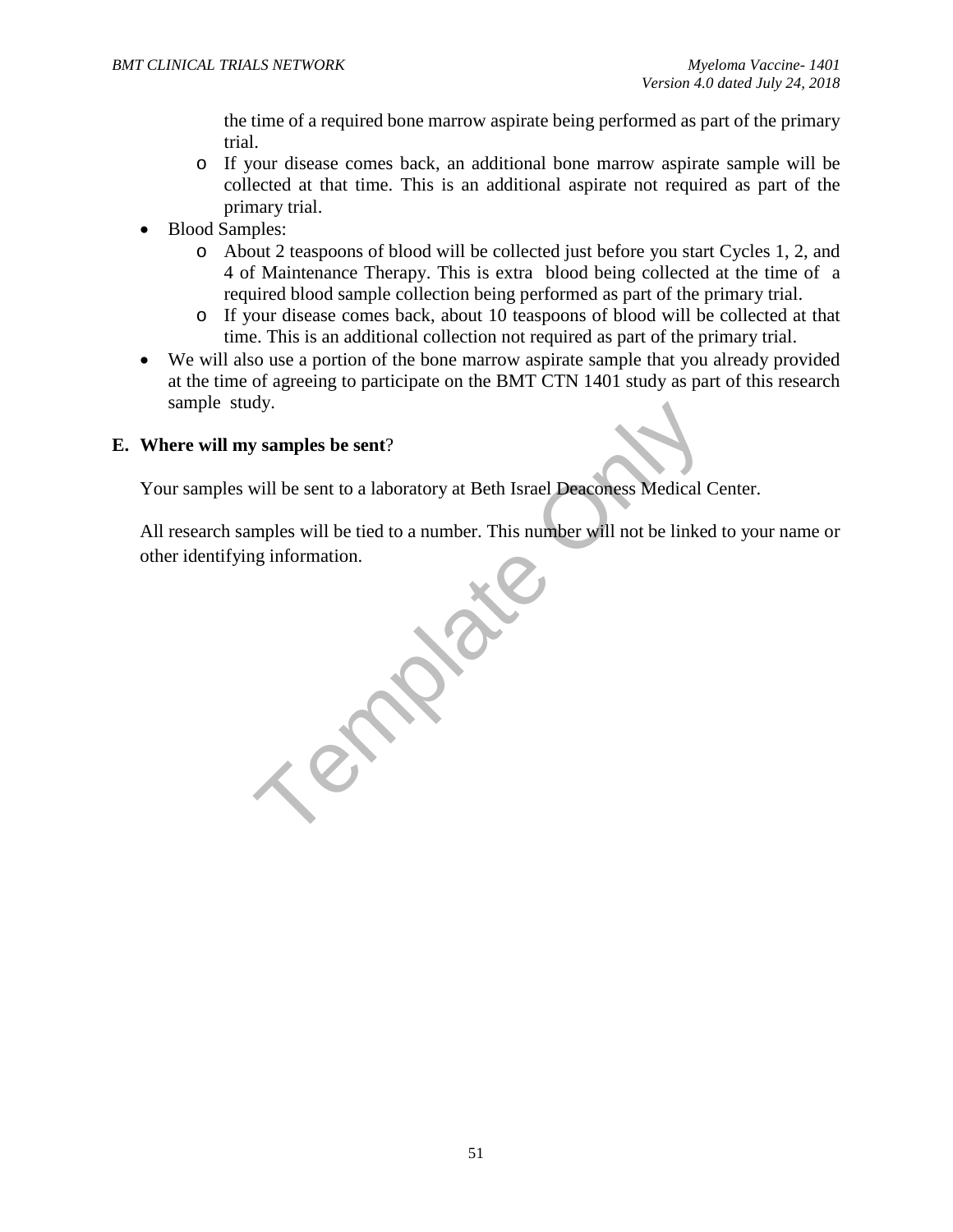the time of a required bone marrow aspirate being performed as part of the primary trial.

    - If your disease comes back, an additional bone marrow aspirate sample will be collected at that time. This is an additional aspirate not required as part of the primary trial.

- Blood Samples:
    - About 2 teaspoons of blood will be collected just before you start Cycles 1, 2, and 4 of Maintenance Therapy. This is extra blood being collected at the time of a required blood sample collection being performed as part of the primary trial.
    - If your disease comes back, about 10 teaspoons of blood will be collected at that time. This is an additional collection not required as part of the primary trial.
- We will also use a portion of the bone marrow aspirate sample that you already provided at the time of agreeing to participate on the BMT CTN 1401 study as part of this research sample study.

**E. Where will my samples be sent?**

Your samples will be sent to a laboratory at Beth Israel Deaconess Medical Center.

All research samples will be tied to a number. This number will not be linked to your name or other identifying information.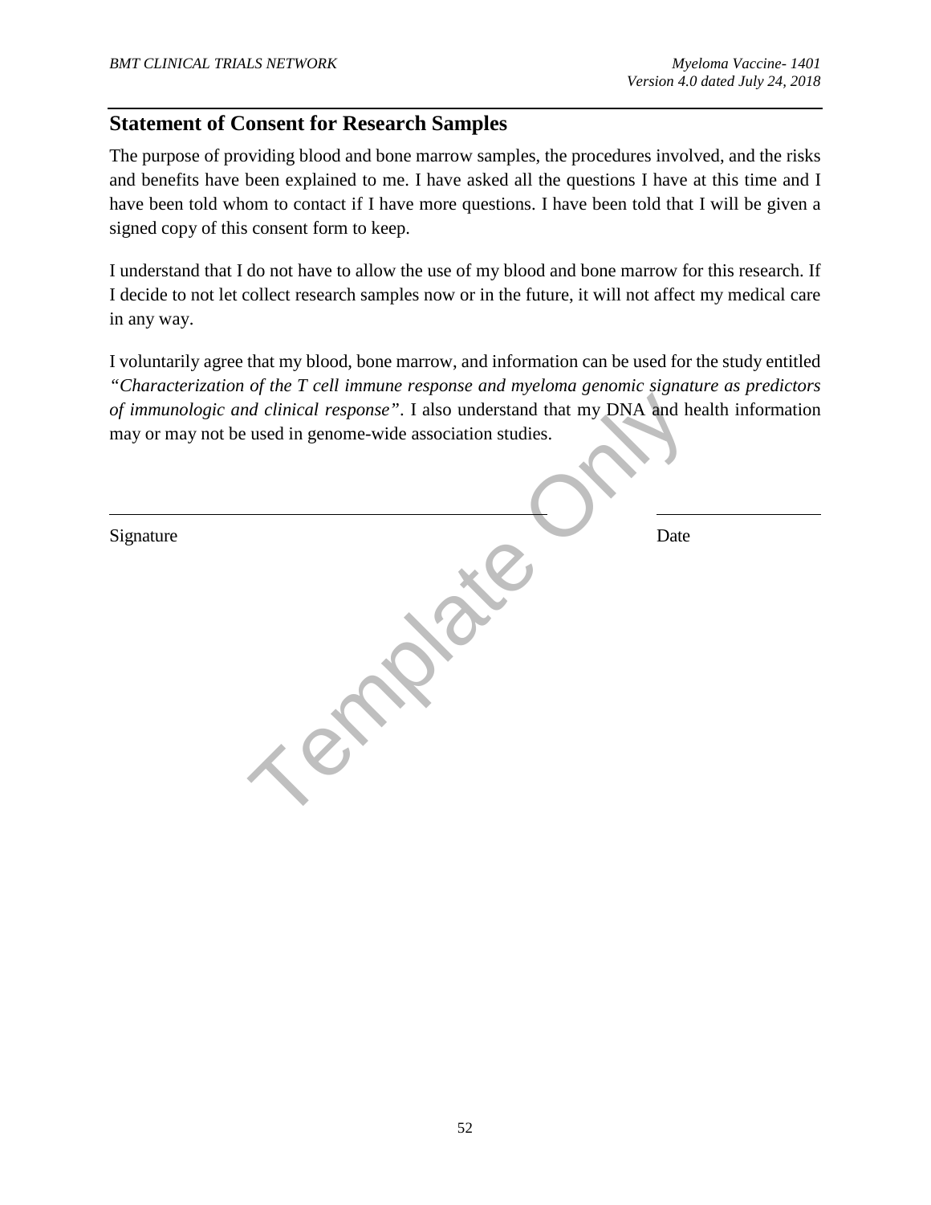## Statement of Consent for Research Samples

The purpose of providing blood and bone marrow samples, the procedures involved, and the risks and benefits have been explained to me. I have asked all the questions I have at this time and I have been told whom to contact if I have more questions. I have been told that I will be given a signed copy of this consent form to keep.

I understand that I do not have to allow the use of my blood and bone marrow for this research. If I decide to not let collect research samples now or in the future, it will not affect my medical care in any way.

I voluntarily agree that my blood, bone marrow, and information can be used for the study entitled *"Characterization of the T cell immune response and myeloma genomic signature as predictors of immunologic and clinical response"*. I also understand that my DNA and health information may or may not be used in genome-wide association studies.

_______________________________________________ ____________________

Signature Date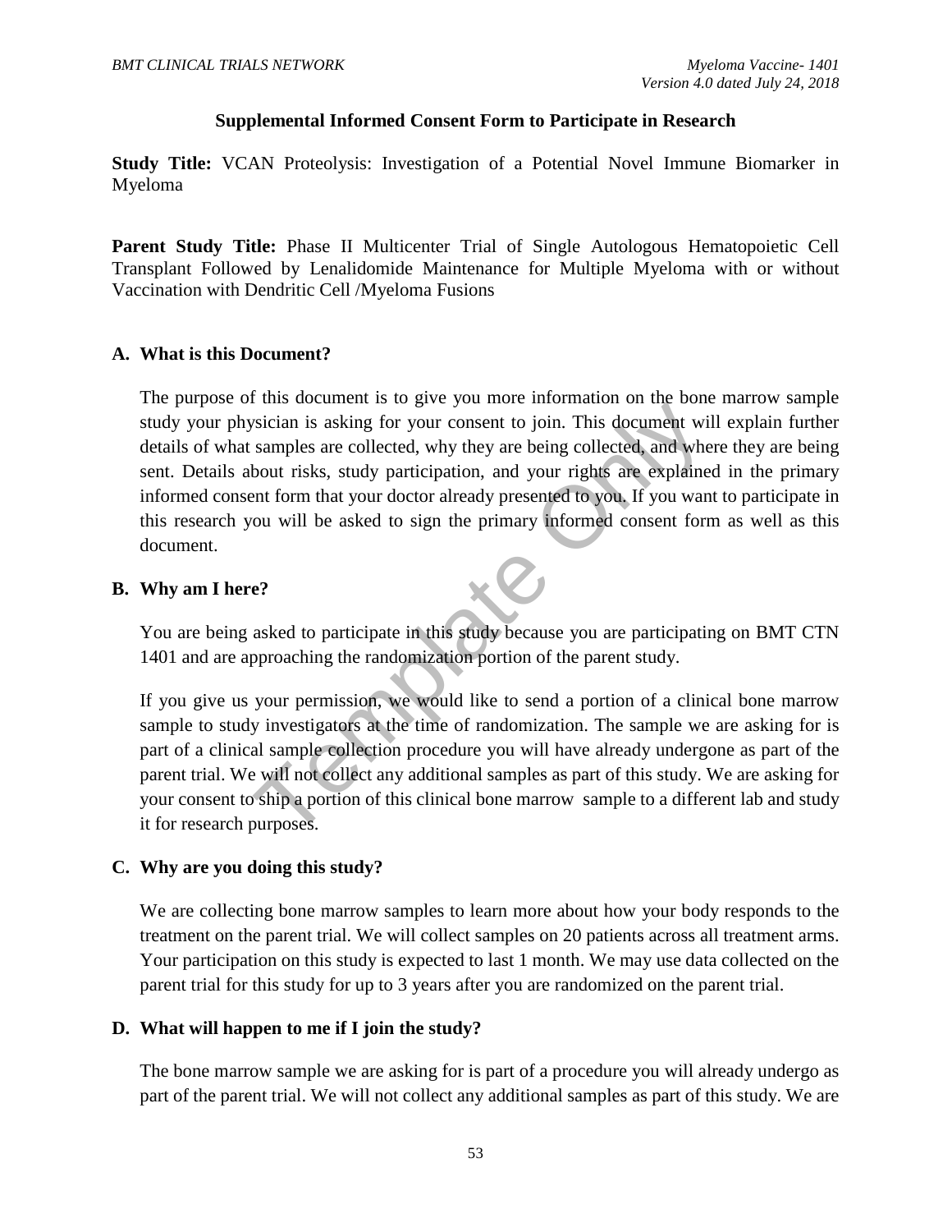## Supplemental Informed Consent Form to Participate in Research

**Study Title:** VCAN Proteolysis: Investigation of a Potential Novel Immune Biomarker in Myeloma

**Parent Study Title:** Phase II Multicenter Trial of Single Autologous Hematopoietic Cell Transplant Followed by Lenalidomide Maintenance for Multiple Myeloma with or without Vaccination with Dendritic Cell /Myeloma Fusions

### A. What is this Document?

The purpose of this document is to give you more information on the bone marrow sample study your physician is asking for your consent to join. This document will explain further details of what samples are collected, why they are being collected, and where they are being sent. Details about risks, study participation, and your rights are explained in the primary informed consent form that your doctor already presented to you. If you want to participate in this research you will be asked to sign the primary informed consent form as well as this document.

### B. Why am I here?

You are being asked to participate in this study because you are participating on BMT CTN 1401 and are approaching the randomization portion of the parent study.

If you give us your permission, we would like to send a portion of a clinical bone marrow sample to study investigators at the time of randomization. The sample we are asking for is part of a clinical sample collection procedure you will have already undergone as part of the parent trial. We will not collect any additional samples as part of this study. We are asking for your consent to ship a portion of this clinical bone marrow sample to a different lab and study it for research purposes.

### C. Why are you doing this study?

We are collecting bone marrow samples to learn more about how your body responds to the treatment on the parent trial. We will collect samples on 20 patients across all treatment arms. Your participation on this study is expected to last 1 month. We may use data collected on the parent trial for this study for up to 3 years after you are randomized on the parent trial.

### D. What will happen to me if I join the study?

The bone marrow sample we are asking for is part of a procedure you will already undergo as part of the parent trial. We will not collect any additional samples as part of this study. We are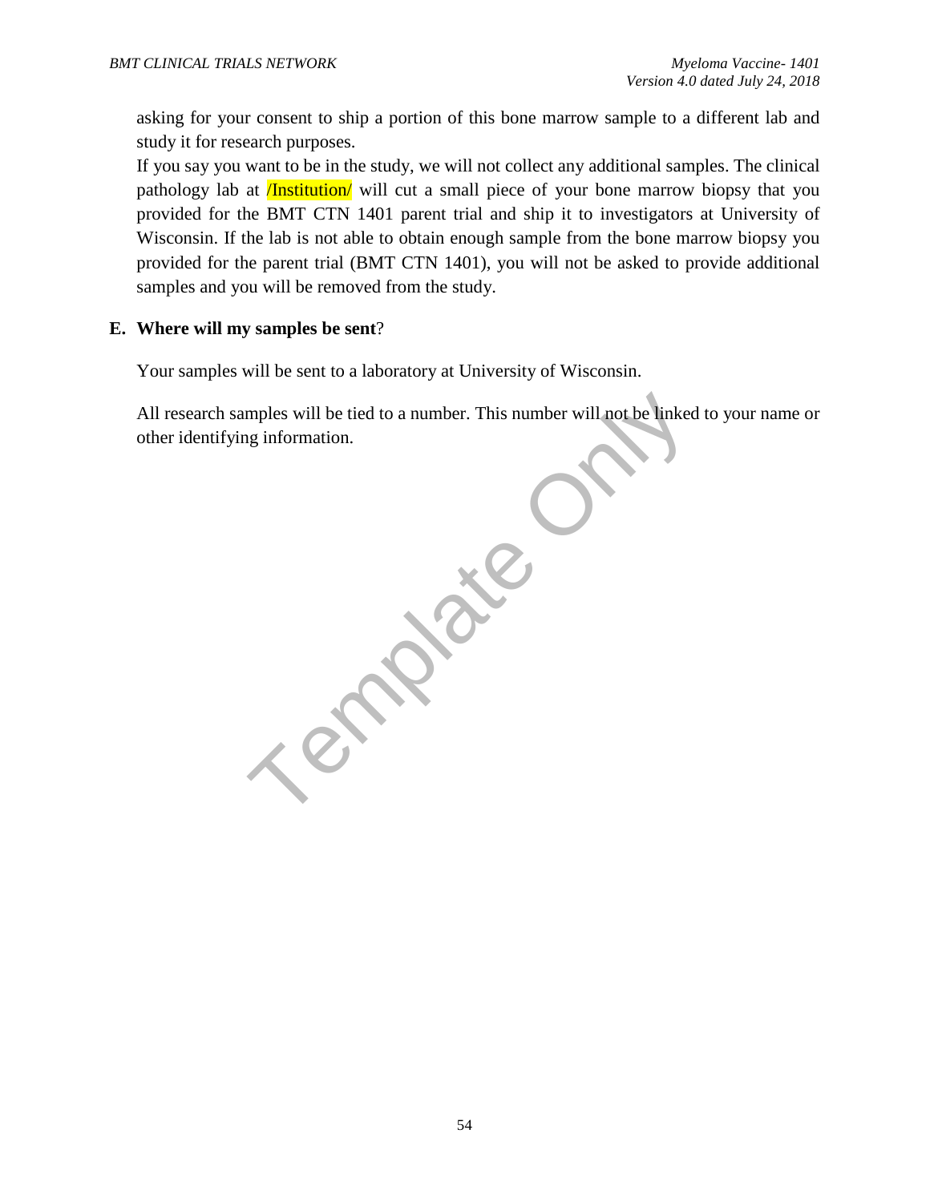asking for your consent to ship a portion of this bone marrow sample to a different lab and study it for research purposes.

If you say you want to be in the study, we will not collect any additional samples. The clinical pathology lab at /Institution/ will cut a small piece of your bone marrow biopsy that you provided for the BMT CTN 1401 parent trial and ship it to investigators at University of Wisconsin. If the lab is not able to obtain enough sample from the bone marrow biopsy you provided for the parent trial (BMT CTN 1401), you will not be asked to provide additional samples and you will be removed from the study.

## E. Where will my samples be sent?

Your samples will be sent to a laboratory at University of Wisconsin.

All research samples will be tied to a number. This number will not be linked to your name or other identifying information.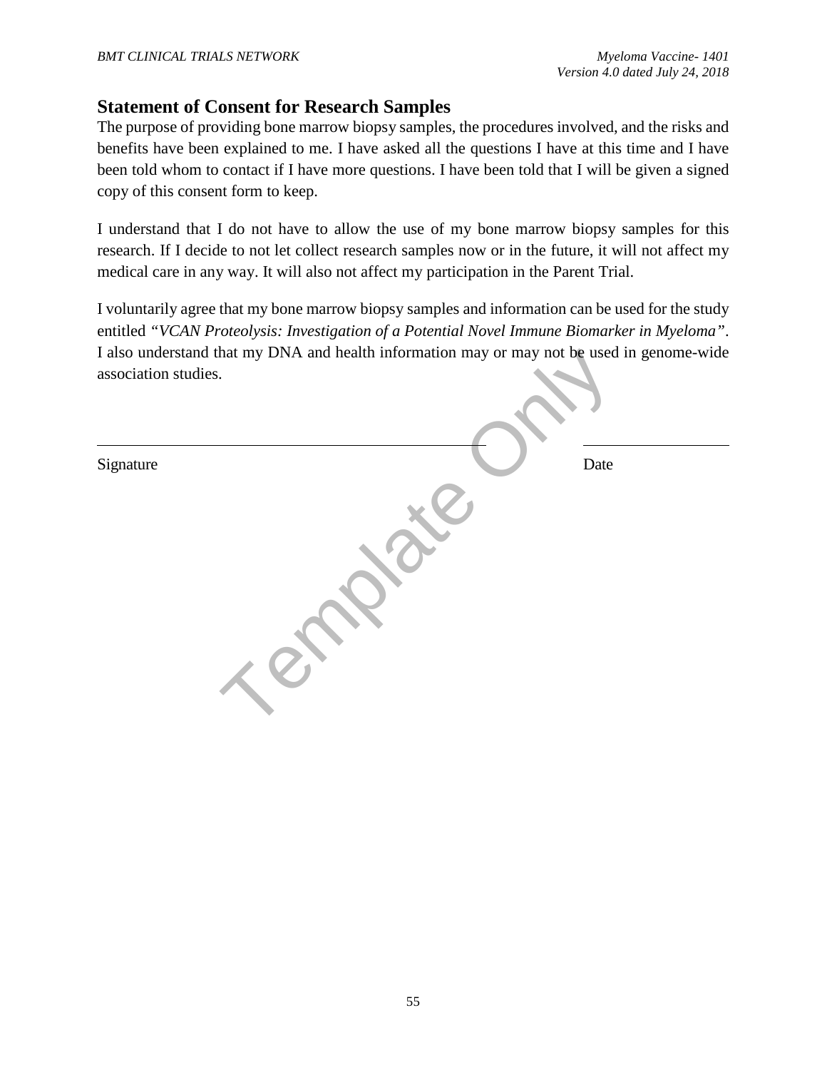## Statement of Consent for Research Samples

The purpose of providing bone marrow biopsy samples, the procedures involved, and the risks and benefits have been explained to me. I have asked all the questions I have at this time and I have been told whom to contact if I have more questions. I have been told that I will be given a signed copy of this consent form to keep.

I understand that I do not have to allow the use of my bone marrow biopsy samples for this research. If I decide to not let collect research samples now or in the future, it will not affect my medical care in any way. It will also not affect my participation in the Parent Trial.

I voluntarily agree that my bone marrow biopsy samples and information can be used for the study entitled *"VCAN Proteolysis: Investigation of a Potential Novel Immune Biomarker in Myeloma"*. I also understand that my DNA and health information may or may not be used in genome-wide association studies.

______________________________________________ ____________________

Signature Date